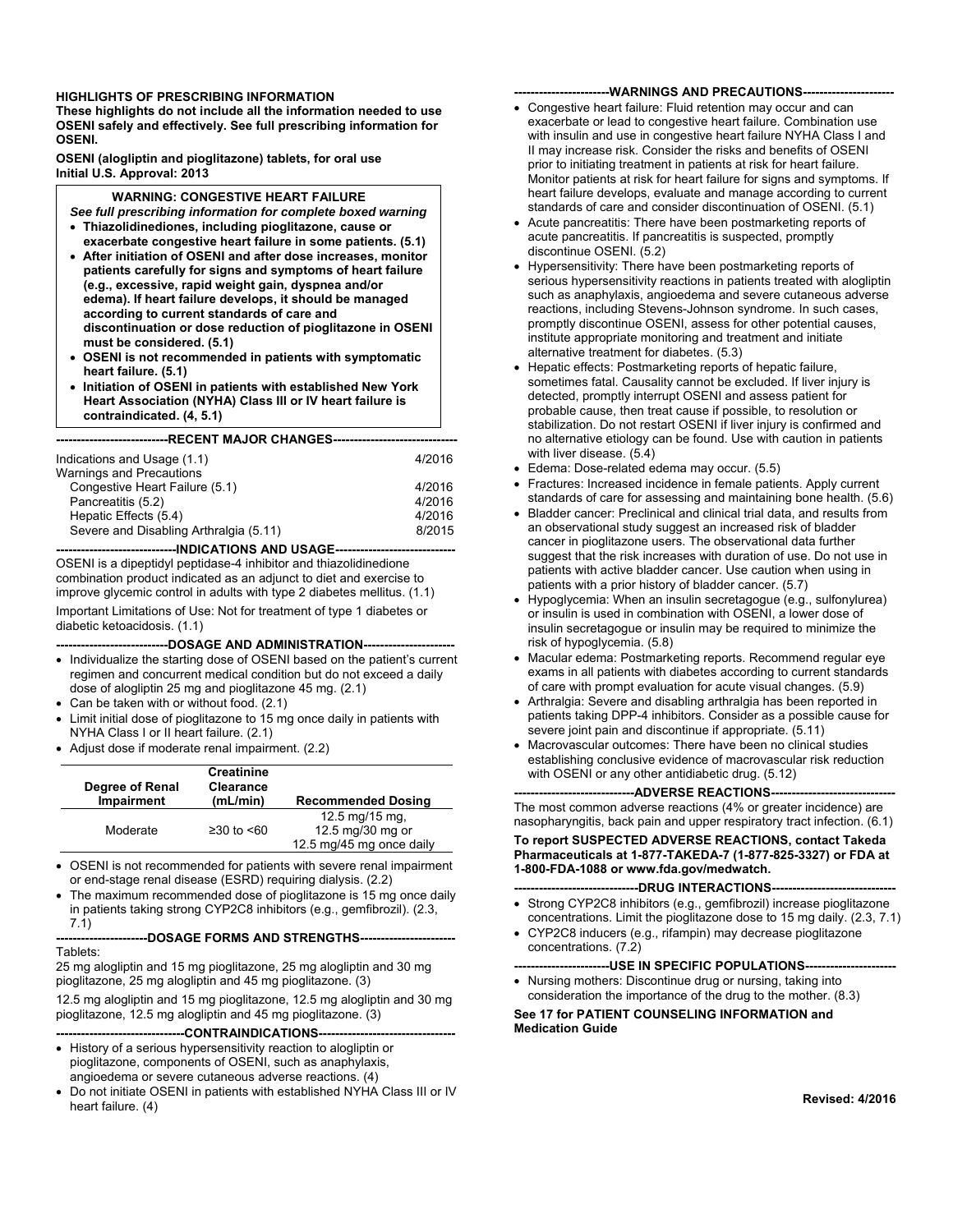**HIGHLIGHTS OF PRESCRIBING INFORMATION**
**These highlights do not include all the information needed to use OSENI safely and effectively. See full prescribing information for OSENI.**

**OSENI (alogliptin and pioglitazone) tablets, for oral use**
**Initial U.S. Approval: 2013**

**WARNING: CONGESTIVE HEART FAILURE**
***See full prescribing information for complete boxed warning***

- **Thiazolidinediones, including pioglitazone, cause or exacerbate congestive heart failure in some patients. (5.1)**
- **After initiation of OSENI and after dose increases, monitor patients carefully for signs and symptoms of heart failure (e.g., excessive, rapid weight gain, dyspnea and/or edema). If heart failure develops, it should be managed according to current standards of care and discontinuation or dose reduction of pioglitazone in OSENI must be considered. (5.1)**
- **OSENI is not recommended in patients with symptomatic heart failure. (5.1)**
- **Initiation of OSENI in patients with established New York Heart Association (NYHA) Class III or IV heart failure is contraindicated. (4, 5.1)**

**---RECENT MAJOR CHANGES---**

| | |
|---|---|
| Indications and Usage (1.1) | 4/2016 |
| Warnings and Precautions | |
| Congestive Heart Failure (5.1) | 4/2016 |
| Pancreatitis (5.2) | 4/2016 |
| Hepatic Effects (5.4) | 4/2016 |
| Severe and Disabling Arthralgia (5.11) | 8/2015 |

**---INDICATIONS AND USAGE---**

OSENI is a dipeptidyl peptidase-4 inhibitor and thiazolidinedione combination product indicated as an adjunct to diet and exercise to improve glycemic control in adults with type 2 diabetes mellitus. (1.1)

Important Limitations of Use: Not for treatment of type 1 diabetes or diabetic ketoacidosis. (1.1)

**---DOSAGE AND ADMINISTRATION---**

- Individualize the starting dose of OSENI based on the patient's current regimen and concurrent medical condition but do not exceed a daily dose of alogliptin 25 mg and pioglitazone 45 mg. (2.1)
- Can be taken with or without food. (2.1)
- Limit initial dose of pioglitazone to 15 mg once daily in patients with NYHA Class I or II heart failure. (2.1)
- Adjust dose if moderate renal impairment. (2.2)

| Degree of Renal Impairment | Creatinine Clearance (mL/min) | Recommended Dosing |
|---|---|---|
| Moderate | ≥30 to <60 | 12.5 mg/15 mg, 12.5 mg/30 mg or 12.5 mg/45 mg once daily |

- OSENI is not recommended for patients with severe renal impairment or end-stage renal disease (ESRD) requiring dialysis. (2.2)
- The maximum recommended dose of pioglitazone is 15 mg once daily in patients taking strong CYP2C8 inhibitors (e.g., gemfibrozil). (2.3, 7.1)

**---DOSAGE FORMS AND STRENGTHS---**

Tablets:

25 mg alogliptin and 15 mg pioglitazone, 25 mg alogliptin and 30 mg pioglitazone, 25 mg alogliptin and 45 mg pioglitazone. (3)

12.5 mg alogliptin and 15 mg pioglitazone, 12.5 mg alogliptin and 30 mg pioglitazone, 12.5 mg alogliptin and 45 mg pioglitazone. (3)

**---CONTRAINDICATIONS---**

- History of a serious hypersensitivity reaction to alogliptin or pioglitazone, components of OSENI, such as anaphylaxis, angioedema or severe cutaneous adverse reactions. (4)
- Do not initiate OSENI in patients with established NYHA Class III or IV heart failure. (4)

**---WARNINGS AND PRECAUTIONS---**

- Congestive heart failure: Fluid retention may occur and can exacerbate or lead to congestive heart failure. Combination use with insulin and use in congestive heart failure NYHA Class I and II may increase risk. Consider the risks and benefits of OSENI prior to initiating treatment in patients at risk for heart failure. Monitor patients at risk for heart failure for signs and symptoms. If heart failure develops, evaluate and manage according to current standards of care and consider discontinuation of OSENI. (5.1)
- Acute pancreatitis: There have been postmarketing reports of acute pancreatitis. If pancreatitis is suspected, promptly discontinue OSENI. (5.2)
- Hypersensitivity: There have been postmarketing reports of serious hypersensitivity reactions in patients treated with alogliptin such as anaphylaxis, angioedema and severe cutaneous adverse reactions, including Stevens-Johnson syndrome. In such cases, promptly discontinue OSENI, assess for other potential causes, institute appropriate monitoring and treatment and initiate alternative treatment for diabetes. (5.3)
- Hepatic effects: Postmarketing reports of hepatic failure, sometimes fatal. Causality cannot be excluded. If liver injury is detected, promptly interrupt OSENI and assess patient for probable cause, then treat cause if possible, to resolution or stabilization. Do not restart OSENI if liver injury is confirmed and no alternative etiology can be found. Use with caution in patients with liver disease. (5.4)
- Edema: Dose-related edema may occur. (5.5)
- Fractures: Increased incidence in female patients. Apply current standards of care for assessing and maintaining bone health. (5.6)
- Bladder cancer: Preclinical and clinical trial data, and results from an observational study suggest an increased risk of bladder cancer in pioglitazone users. The observational data further suggest that the risk increases with duration of use. Do not use in patients with active bladder cancer. Use caution when using in patients with a prior history of bladder cancer. (5.7)
- Hypoglycemia: When an insulin secretagogue (e.g., sulfonylurea) or insulin is used in combination with OSENI, a lower dose of insulin secretagogue or insulin may be required to minimize the risk of hypoglycemia. (5.8)
- Macular edema: Postmarketing reports. Recommend regular eye exams in all patients with diabetes according to current standards of care with prompt evaluation for acute visual changes. (5.9)
- Arthralgia: Severe and disabling arthralgia has been reported in patients taking DPP-4 inhibitors. Consider as a possible cause for severe joint pain and discontinue if appropriate. (5.11)
- Macrovascular outcomes: There have been no clinical studies establishing conclusive evidence of macrovascular risk reduction with OSENI or any other antidiabetic drug. (5.12)

**---ADVERSE REACTIONS---**

The most common adverse reactions (4% or greater incidence) are nasopharyngitis, back pain and upper respiratory tract infection. (6.1)

**To report SUSPECTED ADVERSE REACTIONS, contact Takeda Pharmaceuticals at 1-877-TAKEDA-7 (1-877-825-3327) or FDA at 1-800-FDA-1088 or www.fda.gov/medwatch.**

**---DRUG INTERACTIONS---**

- Strong CYP2C8 inhibitors (e.g., gemfibrozil) increase pioglitazone concentrations. Limit the pioglitazone dose to 15 mg daily. (2.3, 7.1)
- CYP2C8 inducers (e.g., rifampin) may decrease pioglitazone concentrations. (7.2)

**---USE IN SPECIFIC POPULATIONS---**

- Nursing mothers: Discontinue drug or nursing, taking into consideration the importance of the drug to the mother. (8.3)

**See 17 for PATIENT COUNSELING INFORMATION and Medication Guide**

**Revised: 4/2016**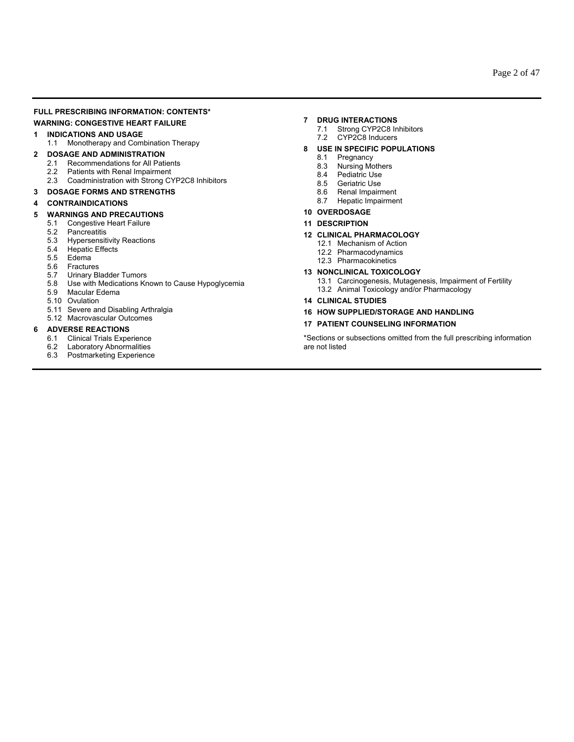**FULL PRESCRIBING INFORMATION: CONTENTS***

**WARNING: CONGESTIVE HEART FAILURE**

**1 INDICATIONS AND USAGE**
- 1.1 Monotherapy and Combination Therapy

**2 DOSAGE AND ADMINISTRATION**
- 2.1 Recommendations for All Patients
- 2.2 Patients with Renal Impairment
- 2.3 Coadministration with Strong CYP2C8 Inhibitors

**3 DOSAGE FORMS AND STRENGTHS**

**4 CONTRAINDICATIONS**

**5 WARNINGS AND PRECAUTIONS**
- 5.1 Congestive Heart Failure
- 5.2 Pancreatitis
- 5.3 Hypersensitivity Reactions
- 5.4 Hepatic Effects
- 5.5 Edema
- 5.6 Fractures
- 5.7 Urinary Bladder Tumors
- 5.8 Use with Medications Known to Cause Hypoglycemia
- 5.9 Macular Edema
- 5.10 Ovulation
- 5.11 Severe and Disabling Arthralgia
- 5.12 Macrovascular Outcomes

**6 ADVERSE REACTIONS**
- 6.1 Clinical Trials Experience
- 6.2 Laboratory Abnormalities
- 6.3 Postmarketing Experience

**7 DRUG INTERACTIONS**
- 7.1 Strong CYP2C8 Inhibitors
- 7.2 CYP2C8 Inducers

**8 USE IN SPECIFIC POPULATIONS**
- 8.1 Pregnancy
- 8.3 Nursing Mothers
- 8.4 Pediatric Use
- 8.5 Geriatric Use
- 8.6 Renal Impairment
- 8.7 Hepatic Impairment

**10 OVERDOSAGE**

**11 DESCRIPTION**

**12 CLINICAL PHARMACOLOGY**
- 12.1 Mechanism of Action
- 12.2 Pharmacodynamics
- 12.3 Pharmacokinetics

**13 NONCLINICAL TOXICOLOGY**
- 13.1 Carcinogenesis, Mutagenesis, Impairment of Fertility
- 13.2 Animal Toxicology and/or Pharmacology

**14 CLINICAL STUDIES**

**16 HOW SUPPLIED/STORAGE AND HANDLING**

**17 PATIENT COUNSELING INFORMATION**

*Sections or subsections omitted from the full prescribing information are not listed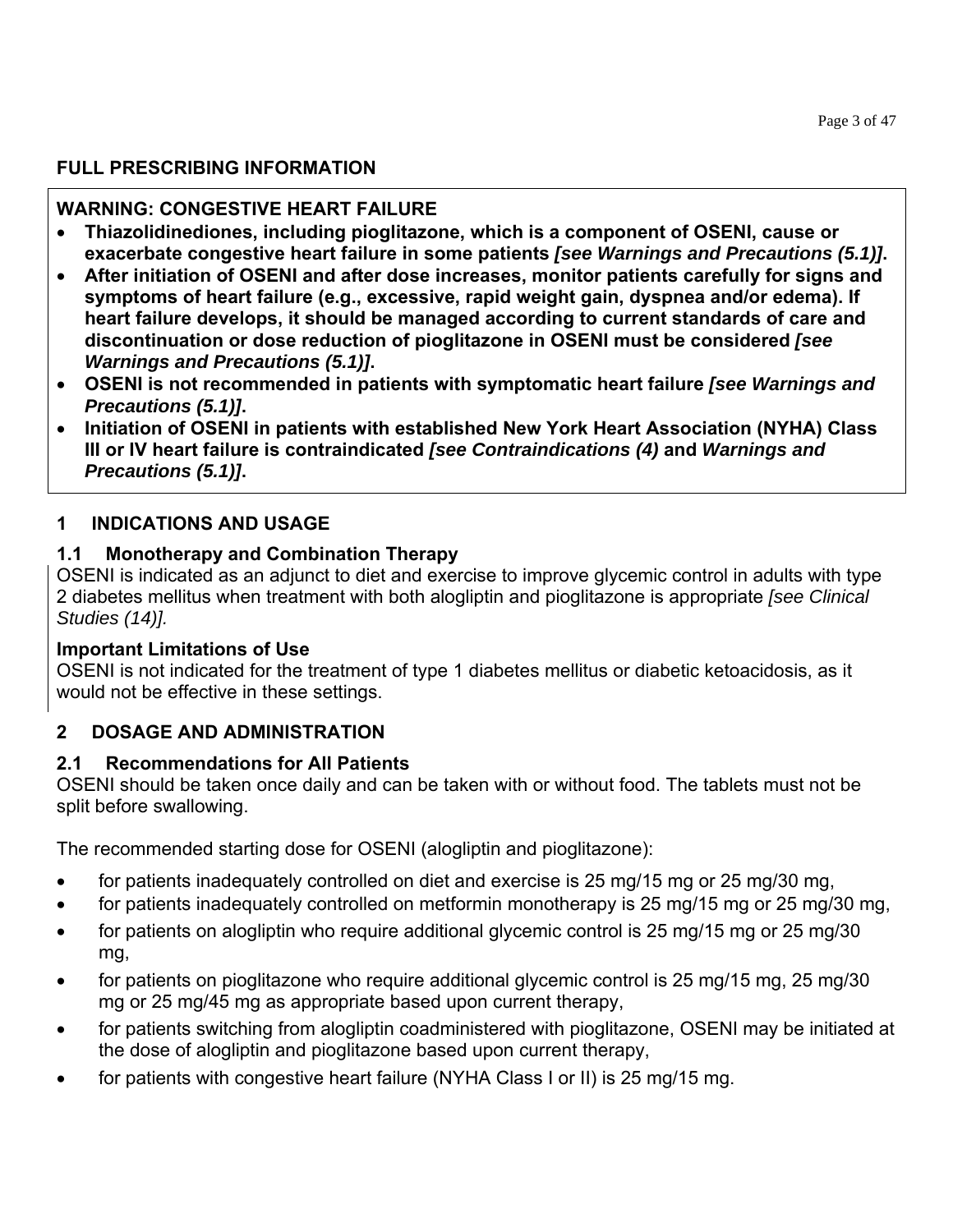## FULL PRESCRIBING INFORMATION

**WARNING: CONGESTIVE HEART FAILURE**

- **Thiazolidinediones, including pioglitazone, which is a component of OSENI, cause or exacerbate congestive heart failure in some patients** ***[see Warnings and Precautions (5.1)]*****.**
- **After initiation of OSENI and after dose increases, monitor patients carefully for signs and symptoms of heart failure (e.g., excessive, rapid weight gain, dyspnea and/or edema). If heart failure develops, it should be managed according to current standards of care and discontinuation or dose reduction of pioglitazone in OSENI must be considered** ***[see Warnings and Precautions (5.1)]*****.**
- **OSENI is not recommended in patients with symptomatic heart failure** ***[see Warnings and Precautions (5.1)]*****.**
- **Initiation of OSENI in patients with established New York Heart Association (NYHA) Class III or IV heart failure is contraindicated** ***[see Contraindications (4)*** **and** ***Warnings and Precautions (5.1)]*****.**

## 1 INDICATIONS AND USAGE

### 1.1 Monotherapy and Combination Therapy

OSENI is indicated as an adjunct to diet and exercise to improve glycemic control in adults with type 2 diabetes mellitus when treatment with both alogliptin and pioglitazone is appropriate *[see Clinical Studies (14)].*

**Important Limitations of Use**

OSENI is not indicated for the treatment of type 1 diabetes mellitus or diabetic ketoacidosis, as it would not be effective in these settings.

## 2 DOSAGE AND ADMINISTRATION

### 2.1 Recommendations for All Patients

OSENI should be taken once daily and can be taken with or without food. The tablets must not be split before swallowing.

The recommended starting dose for OSENI (alogliptin and pioglitazone):

- for patients inadequately controlled on diet and exercise is 25 mg/15 mg or 25 mg/30 mg,
- for patients inadequately controlled on metformin monotherapy is 25 mg/15 mg or 25 mg/30 mg,
- for patients on alogliptin who require additional glycemic control is 25 mg/15 mg or 25 mg/30 mg,
- for patients on pioglitazone who require additional glycemic control is 25 mg/15 mg, 25 mg/30 mg or 25 mg/45 mg as appropriate based upon current therapy,
- for patients switching from alogliptin coadministered with pioglitazone, OSENI may be initiated at the dose of alogliptin and pioglitazone based upon current therapy,
- for patients with congestive heart failure (NYHA Class I or II) is 25 mg/15 mg.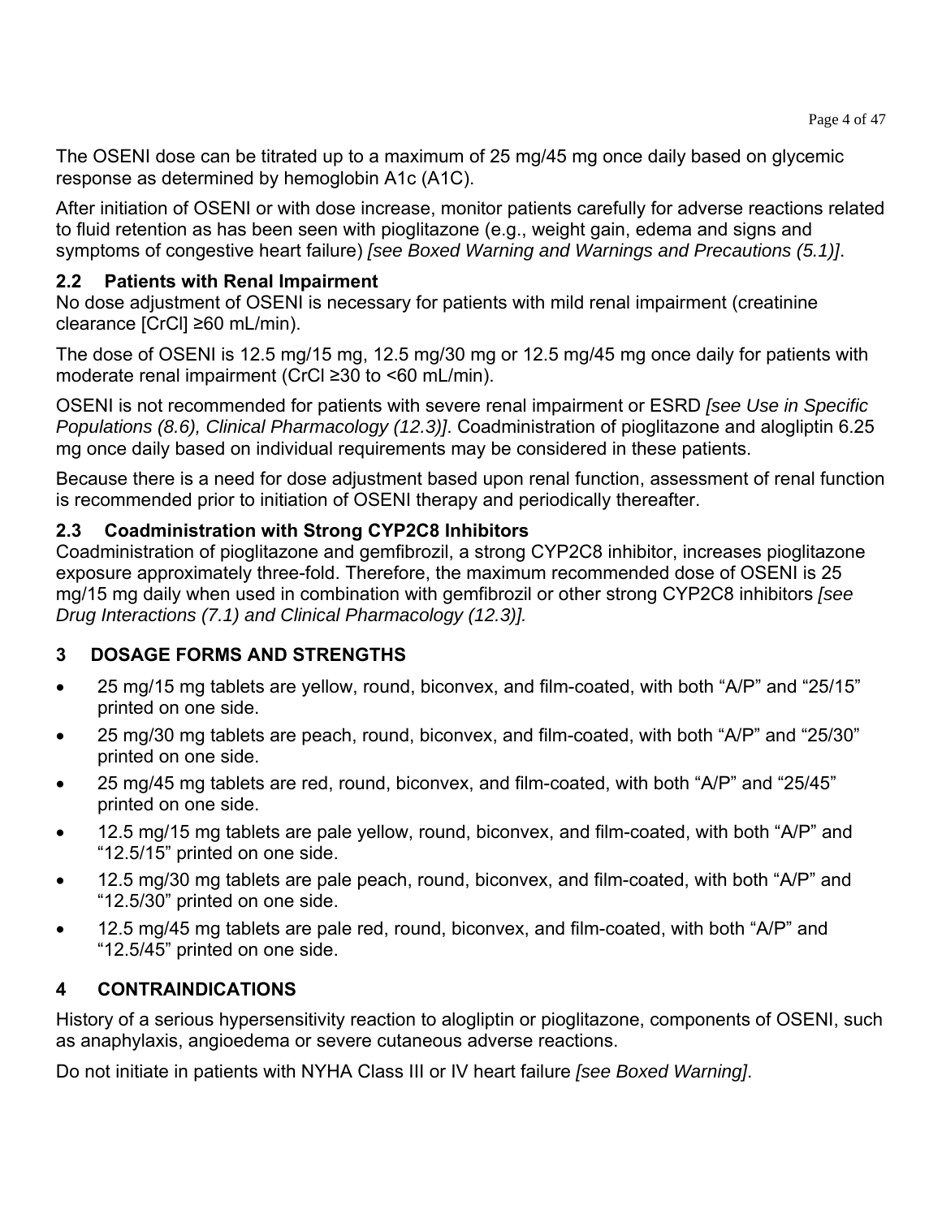The OSENI dose can be titrated up to a maximum of 25 mg/45 mg once daily based on glycemic response as determined by hemoglobin A1c (A1C).

After initiation of OSENI or with dose increase, monitor patients carefully for adverse reactions related to fluid retention as has been seen with pioglitazone (e.g., weight gain, edema and signs and symptoms of congestive heart failure) *[see Boxed Warning and Warnings and Precautions (5.1)]*.

### 2.2 Patients with Renal Impairment

No dose adjustment of OSENI is necessary for patients with mild renal impairment (creatinine clearance [CrCl] ≥60 mL/min).

The dose of OSENI is 12.5 mg/15 mg, 12.5 mg/30 mg or 12.5 mg/45 mg once daily for patients with moderate renal impairment (CrCl ≥30 to <60 mL/min).

OSENI is not recommended for patients with severe renal impairment or ESRD *[see Use in Specific Populations (8.6), Clinical Pharmacology (12.3)]*. Coadministration of pioglitazone and alogliptin 6.25 mg once daily based on individual requirements may be considered in these patients.

Because there is a need for dose adjustment based upon renal function, assessment of renal function is recommended prior to initiation of OSENI therapy and periodically thereafter.

### 2.3 Coadministration with Strong CYP2C8 Inhibitors

Coadministration of pioglitazone and gemfibrozil, a strong CYP2C8 inhibitor, increases pioglitazone exposure approximately three-fold. Therefore, the maximum recommended dose of OSENI is 25 mg/15 mg daily when used in combination with gemfibrozil or other strong CYP2C8 inhibitors *[see Drug Interactions (7.1) and Clinical Pharmacology (12.3)].*

## 3 DOSAGE FORMS AND STRENGTHS

- 25 mg/15 mg tablets are yellow, round, biconvex, and film-coated, with both “A/P” and “25/15” printed on one side.
- 25 mg/30 mg tablets are peach, round, biconvex, and film-coated, with both “A/P” and “25/30” printed on one side.
- 25 mg/45 mg tablets are red, round, biconvex, and film-coated, with both “A/P” and “25/45” printed on one side.
- 12.5 mg/15 mg tablets are pale yellow, round, biconvex, and film-coated, with both “A/P” and “12.5/15” printed on one side.
- 12.5 mg/30 mg tablets are pale peach, round, biconvex, and film-coated, with both “A/P” and “12.5/30” printed on one side.
- 12.5 mg/45 mg tablets are pale red, round, biconvex, and film-coated, with both “A/P” and “12.5/45” printed on one side.

## 4 CONTRAINDICATIONS

History of a serious hypersensitivity reaction to alogliptin or pioglitazone, components of OSENI, such as anaphylaxis, angioedema or severe cutaneous adverse reactions.

Do not initiate in patients with NYHA Class III or IV heart failure *[see Boxed Warning]*.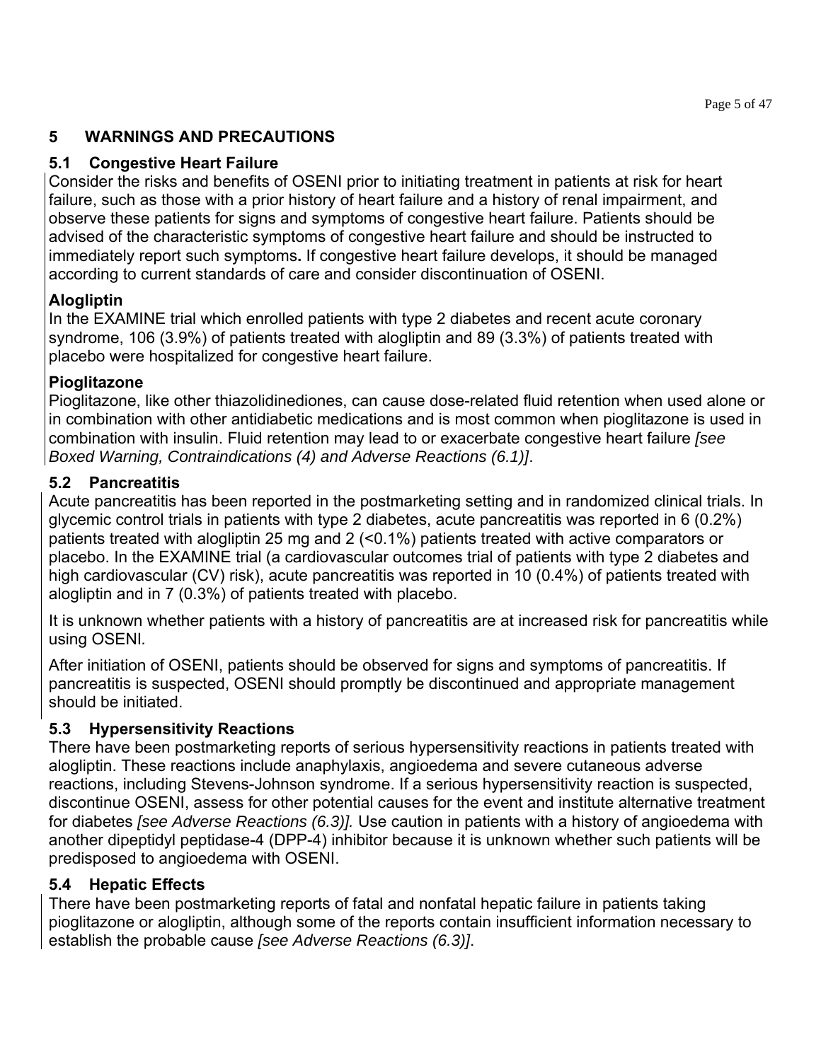## 5 WARNINGS AND PRECAUTIONS

### 5.1 Congestive Heart Failure

Consider the risks and benefits of OSENI prior to initiating treatment in patients at risk for heart failure, such as those with a prior history of heart failure and a history of renal impairment, and observe these patients for signs and symptoms of congestive heart failure. Patients should be advised of the characteristic symptoms of congestive heart failure and should be instructed to immediately report such symptoms**.** If congestive heart failure develops, it should be managed according to current standards of care and consider discontinuation of OSENI.

**Alogliptin**

In the EXAMINE trial which enrolled patients with type 2 diabetes and recent acute coronary syndrome, 106 (3.9%) of patients treated with alogliptin and 89 (3.3%) of patients treated with placebo were hospitalized for congestive heart failure.

**Pioglitazone**

Pioglitazone, like other thiazolidinediones, can cause dose-related fluid retention when used alone or in combination with other antidiabetic medications and is most common when pioglitazone is used in combination with insulin. Fluid retention may lead to or exacerbate congestive heart failure *[see Boxed Warning, Contraindications (4) and Adverse Reactions (6.1)]*.

### 5.2 Pancreatitis

Acute pancreatitis has been reported in the postmarketing setting and in randomized clinical trials. In glycemic control trials in patients with type 2 diabetes, acute pancreatitis was reported in 6 (0.2%) patients treated with alogliptin 25 mg and 2 (<0.1%) patients treated with active comparators or placebo. In the EXAMINE trial (a cardiovascular outcomes trial of patients with type 2 diabetes and high cardiovascular (CV) risk), acute pancreatitis was reported in 10 (0.4%) of patients treated with alogliptin and in 7 (0.3%) of patients treated with placebo.

It is unknown whether patients with a history of pancreatitis are at increased risk for pancreatitis while using OSENI*.*

After initiation of OSENI, patients should be observed for signs and symptoms of pancreatitis. If pancreatitis is suspected, OSENI should promptly be discontinued and appropriate management should be initiated.

### 5.3 Hypersensitivity Reactions

There have been postmarketing reports of serious hypersensitivity reactions in patients treated with alogliptin. These reactions include anaphylaxis, angioedema and severe cutaneous adverse reactions, including Stevens-Johnson syndrome. If a serious hypersensitivity reaction is suspected, discontinue OSENI, assess for other potential causes for the event and institute alternative treatment for diabetes *[see Adverse Reactions (6.3)].* Use caution in patients with a history of angioedema with another dipeptidyl peptidase-4 (DPP-4) inhibitor because it is unknown whether such patients will be predisposed to angioedema with OSENI.

### 5.4 Hepatic Effects

There have been postmarketing reports of fatal and nonfatal hepatic failure in patients taking pioglitazone or alogliptin, although some of the reports contain insufficient information necessary to establish the probable cause *[see Adverse Reactions (6.3)]*.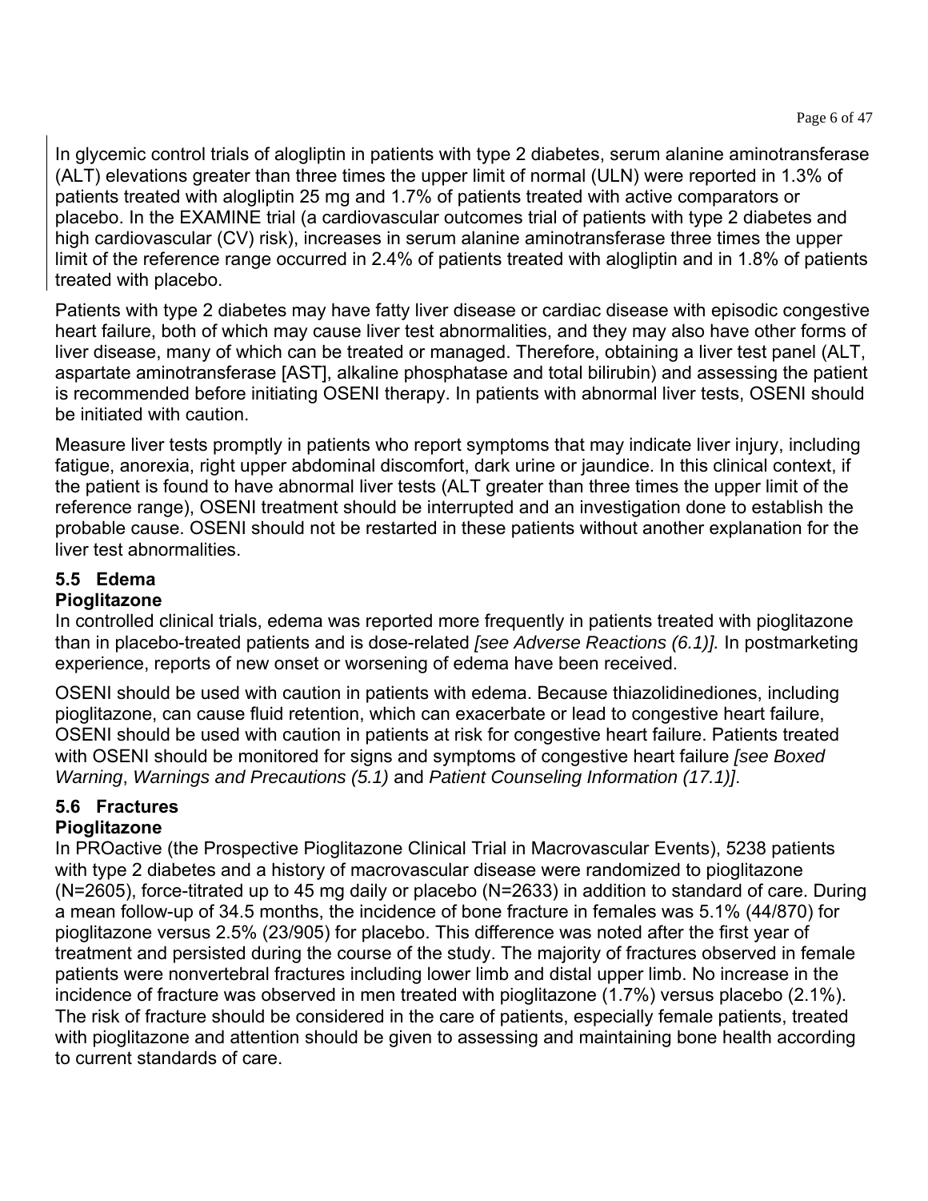In glycemic control trials of alogliptin in patients with type 2 diabetes, serum alanine aminotransferase (ALT) elevations greater than three times the upper limit of normal (ULN) were reported in 1.3% of patients treated with alogliptin 25 mg and 1.7% of patients treated with active comparators or placebo. In the EXAMINE trial (a cardiovascular outcomes trial of patients with type 2 diabetes and high cardiovascular (CV) risk), increases in serum alanine aminotransferase three times the upper limit of the reference range occurred in 2.4% of patients treated with alogliptin and in 1.8% of patients treated with placebo.

Patients with type 2 diabetes may have fatty liver disease or cardiac disease with episodic congestive heart failure, both of which may cause liver test abnormalities, and they may also have other forms of liver disease, many of which can be treated or managed. Therefore, obtaining a liver test panel (ALT, aspartate aminotransferase [AST], alkaline phosphatase and total bilirubin) and assessing the patient is recommended before initiating OSENI therapy. In patients with abnormal liver tests, OSENI should be initiated with caution.

Measure liver tests promptly in patients who report symptoms that may indicate liver injury, including fatigue, anorexia, right upper abdominal discomfort, dark urine or jaundice. In this clinical context, if the patient is found to have abnormal liver tests (ALT greater than three times the upper limit of the reference range), OSENI treatment should be interrupted and an investigation done to establish the probable cause. OSENI should not be restarted in these patients without another explanation for the liver test abnormalities.

### 5.5 Edema

**Pioglitazone**

In controlled clinical trials, edema was reported more frequently in patients treated with pioglitazone than in placebo-treated patients and is dose-related *[see Adverse Reactions (6.1)].* In postmarketing experience, reports of new onset or worsening of edema have been received.

OSENI should be used with caution in patients with edema. Because thiazolidinediones, including pioglitazone, can cause fluid retention, which can exacerbate or lead to congestive heart failure, OSENI should be used with caution in patients at risk for congestive heart failure. Patients treated with OSENI should be monitored for signs and symptoms of congestive heart failure *[see Boxed Warning*, *Warnings and Precautions (5.1)* and *Patient Counseling Information (17.1)]*.

### 5.6 Fractures

**Pioglitazone**

In PROactive (the Prospective Pioglitazone Clinical Trial in Macrovascular Events), 5238 patients with type 2 diabetes and a history of macrovascular disease were randomized to pioglitazone (N=2605), force-titrated up to 45 mg daily or placebo (N=2633) in addition to standard of care. During a mean follow-up of 34.5 months, the incidence of bone fracture in females was 5.1% (44/870) for pioglitazone versus 2.5% (23/905) for placebo. This difference was noted after the first year of treatment and persisted during the course of the study. The majority of fractures observed in female patients were nonvertebral fractures including lower limb and distal upper limb. No increase in the incidence of fracture was observed in men treated with pioglitazone (1.7%) versus placebo (2.1%). The risk of fracture should be considered in the care of patients, especially female patients, treated with pioglitazone and attention should be given to assessing and maintaining bone health according to current standards of care.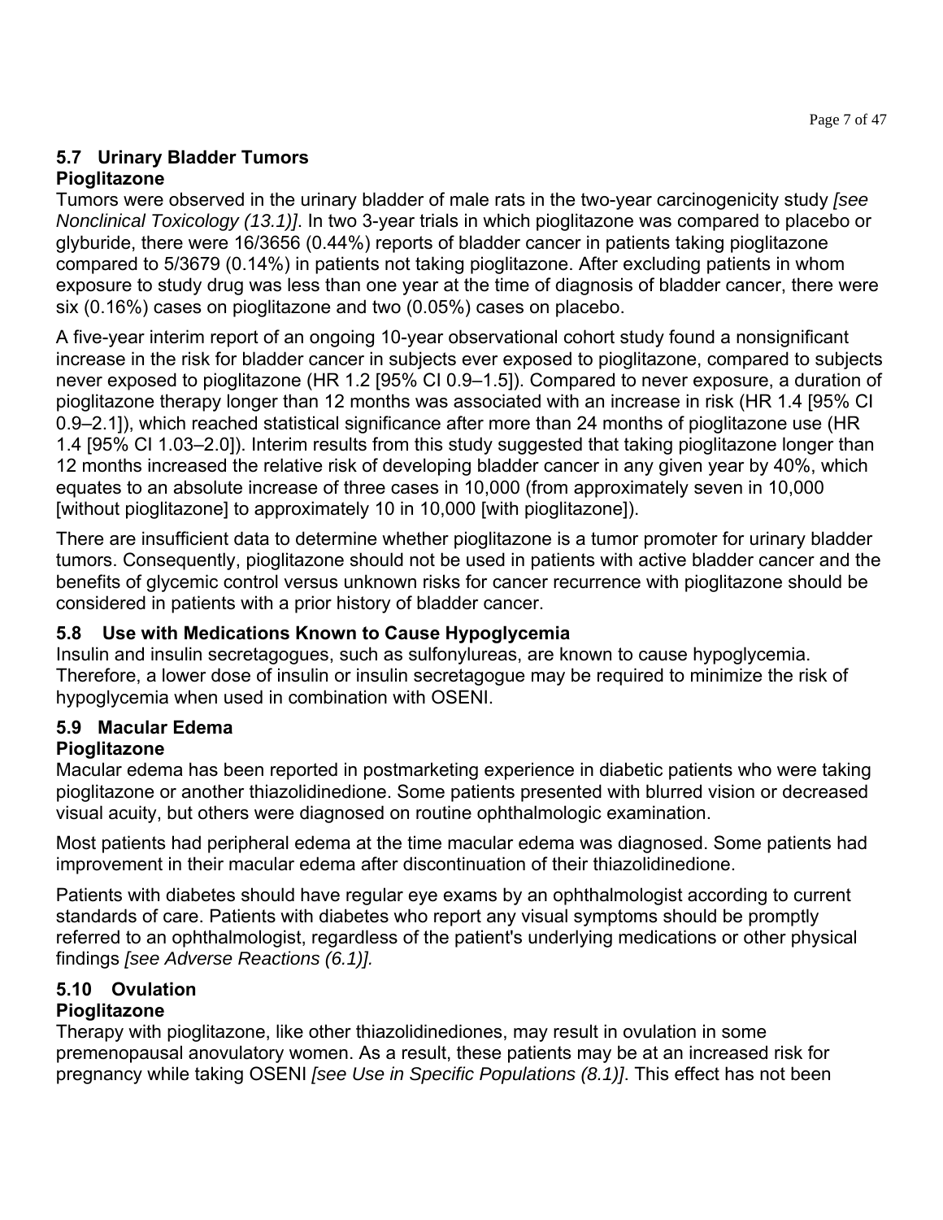### 5.7 Urinary Bladder Tumors

**Pioglitazone**

Tumors were observed in the urinary bladder of male rats in the two-year carcinogenicity study *[see Nonclinical Toxicology (13.1)]*. In two 3-year trials in which pioglitazone was compared to placebo or glyburide, there were 16/3656 (0.44%) reports of bladder cancer in patients taking pioglitazone compared to 5/3679 (0.14%) in patients not taking pioglitazone. After excluding patients in whom exposure to study drug was less than one year at the time of diagnosis of bladder cancer, there were six (0.16%) cases on pioglitazone and two (0.05%) cases on placebo.

A five-year interim report of an ongoing 10-year observational cohort study found a nonsignificant increase in the risk for bladder cancer in subjects ever exposed to pioglitazone, compared to subjects never exposed to pioglitazone (HR 1.2 [95% CI 0.9–1.5]). Compared to never exposure, a duration of pioglitazone therapy longer than 12 months was associated with an increase in risk (HR 1.4 [95% CI 0.9–2.1]), which reached statistical significance after more than 24 months of pioglitazone use (HR 1.4 [95% CI 1.03–2.0]). Interim results from this study suggested that taking pioglitazone longer than 12 months increased the relative risk of developing bladder cancer in any given year by 40%, which equates to an absolute increase of three cases in 10,000 (from approximately seven in 10,000 [without pioglitazone] to approximately 10 in 10,000 [with pioglitazone]).

There are insufficient data to determine whether pioglitazone is a tumor promoter for urinary bladder tumors. Consequently, pioglitazone should not be used in patients with active bladder cancer and the benefits of glycemic control versus unknown risks for cancer recurrence with pioglitazone should be considered in patients with a prior history of bladder cancer.

### 5.8 Use with Medications Known to Cause Hypoglycemia

Insulin and insulin secretagogues, such as sulfonylureas, are known to cause hypoglycemia. Therefore, a lower dose of insulin or insulin secretagogue may be required to minimize the risk of hypoglycemia when used in combination with OSENI.

### 5.9 Macular Edema

**Pioglitazone**

Macular edema has been reported in postmarketing experience in diabetic patients who were taking pioglitazone or another thiazolidinedione. Some patients presented with blurred vision or decreased visual acuity, but others were diagnosed on routine ophthalmologic examination.

Most patients had peripheral edema at the time macular edema was diagnosed. Some patients had improvement in their macular edema after discontinuation of their thiazolidinedione.

Patients with diabetes should have regular eye exams by an ophthalmologist according to current standards of care. Patients with diabetes who report any visual symptoms should be promptly referred to an ophthalmologist, regardless of the patient's underlying medications or other physical findings *[see Adverse Reactions (6.1)].*

### 5.10 Ovulation

**Pioglitazone**

Therapy with pioglitazone, like other thiazolidinediones, may result in ovulation in some premenopausal anovulatory women. As a result, these patients may be at an increased risk for pregnancy while taking OSENI *[see Use in Specific Populations (8.1)]*. This effect has not been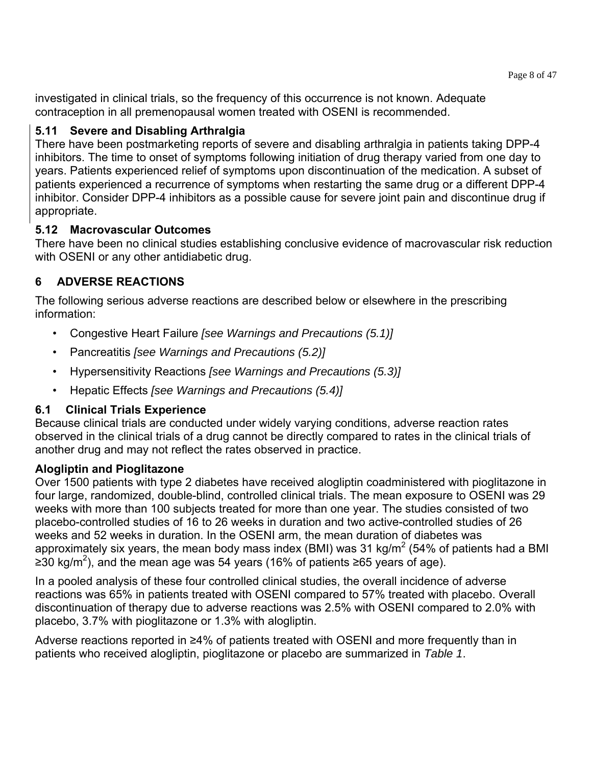investigated in clinical trials, so the frequency of this occurrence is not known. Adequate contraception in all premenopausal women treated with OSENI is recommended.

### 5.11 Severe and Disabling Arthralgia

There have been postmarketing reports of severe and disabling arthralgia in patients taking DPP-4 inhibitors. The time to onset of symptoms following initiation of drug therapy varied from one day to years. Patients experienced relief of symptoms upon discontinuation of the medication. A subset of patients experienced a recurrence of symptoms when restarting the same drug or a different DPP-4 inhibitor. Consider DPP-4 inhibitors as a possible cause for severe joint pain and discontinue drug if appropriate.

### 5.12 Macrovascular Outcomes

There have been no clinical studies establishing conclusive evidence of macrovascular risk reduction with OSENI or any other antidiabetic drug.

## 6 ADVERSE REACTIONS

The following serious adverse reactions are described below or elsewhere in the prescribing information:

- Congestive Heart Failure *[see Warnings and Precautions (5.1)]*
- Pancreatitis *[see Warnings and Precautions (5.2)]*
- Hypersensitivity Reactions *[see Warnings and Precautions (5.3)]*
- Hepatic Effects *[see Warnings and Precautions (5.4)]*

### 6.1 Clinical Trials Experience

Because clinical trials are conducted under widely varying conditions, adverse reaction rates observed in the clinical trials of a drug cannot be directly compared to rates in the clinical trials of another drug and may not reflect the rates observed in practice.

**Alogliptin and Pioglitazone**

Over 1500 patients with type 2 diabetes have received alogliptin coadministered with pioglitazone in four large, randomized, double-blind, controlled clinical trials. The mean exposure to OSENI was 29 weeks with more than 100 subjects treated for more than one year. The studies consisted of two placebo-controlled studies of 16 to 26 weeks in duration and two active-controlled studies of 26 weeks and 52 weeks in duration. In the OSENI arm, the mean duration of diabetes was approximately six years, the mean body mass index (BMI) was 31 $kg/m^2$ (54% of patients had a BMI ≥30 $kg/m^2$), and the mean age was 54 years (16% of patients ≥65 years of age).

In a pooled analysis of these four controlled clinical studies, the overall incidence of adverse reactions was 65% in patients treated with OSENI compared to 57% treated with placebo. Overall discontinuation of therapy due to adverse reactions was 2.5% with OSENI compared to 2.0% with placebo, 3.7% with pioglitazone or 1.3% with alogliptin.

Adverse reactions reported in ≥4% of patients treated with OSENI and more frequently than in patients who received alogliptin, pioglitazone or placebo are summarized in *Table 1*.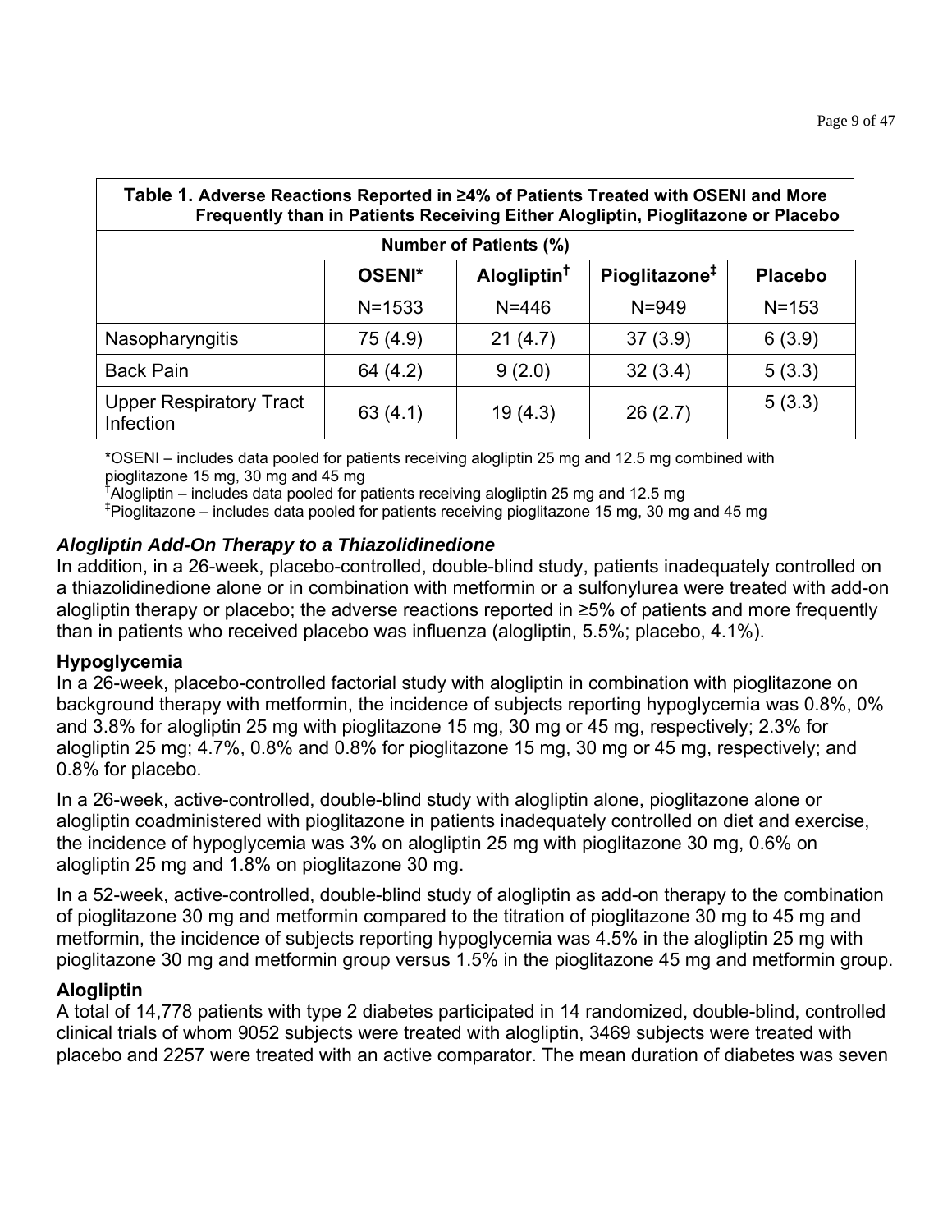| **Table 1. Adverse Reactions Reported in ≥4% of Patients Treated with OSENI and More Frequently than in Patients Receiving Either Alogliptin, Pioglitazone or Placebo** | | | | |
|---|---|---|---|---|
| **Number of Patients (%)** | | | | |
| | **OSENI*** | **Alogliptin†** | **Pioglitazone‡** | **Placebo** |
| | N=1533 | N=446 | N=949 | N=153 |
| Nasopharyngitis | 75 (4.9) | 21 (4.7) | 37 (3.9) | 6 (3.9) |
| Back Pain | 64 (4.2) | 9 (2.0) | 32 (3.4) | 5 (3.3) |
| Upper Respiratory Tract Infection | 63 (4.1) | 19 (4.3) | 26 (2.7) | 5 (3.3) |

*OSENI – includes data pooled for patients receiving alogliptin 25 mg and 12.5 mg combined with pioglitazone 15 mg, 30 mg and 45 mg
†Alogliptin – includes data pooled for patients receiving alogliptin 25 mg and 12.5 mg
‡Pioglitazone – includes data pooled for patients receiving pioglitazone 15 mg, 30 mg and 45 mg

***Alogliptin Add-On Therapy to a Thiazolidinedione***

In addition, in a 26-week, placebo-controlled, double-blind study, patients inadequately controlled on a thiazolidinedione alone or in combination with metformin or a sulfonylurea were treated with add-on alogliptin therapy or placebo; the adverse reactions reported in ≥5% of patients and more frequently than in patients who received placebo was influenza (alogliptin, 5.5%; placebo, 4.1%).

**Hypoglycemia**

In a 26-week, placebo-controlled factorial study with alogliptin in combination with pioglitazone on background therapy with metformin, the incidence of subjects reporting hypoglycemia was 0.8%, 0% and 3.8% for alogliptin 25 mg with pioglitazone 15 mg, 30 mg or 45 mg, respectively; 2.3% for alogliptin 25 mg; 4.7%, 0.8% and 0.8% for pioglitazone 15 mg, 30 mg or 45 mg, respectively; and 0.8% for placebo.

In a 26-week, active-controlled, double-blind study with alogliptin alone, pioglitazone alone or alogliptin coadministered with pioglitazone in patients inadequately controlled on diet and exercise, the incidence of hypoglycemia was 3% on alogliptin 25 mg with pioglitazone 30 mg, 0.6% on alogliptin 25 mg and 1.8% on pioglitazone 30 mg.

In a 52-week, active-controlled, double-blind study of alogliptin as add-on therapy to the combination of pioglitazone 30 mg and metformin compared to the titration of pioglitazone 30 mg to 45 mg and metformin, the incidence of subjects reporting hypoglycemia was 4.5% in the alogliptin 25 mg with pioglitazone 30 mg and metformin group versus 1.5% in the pioglitazone 45 mg and metformin group.

**Alogliptin**

A total of 14,778 patients with type 2 diabetes participated in 14 randomized, double-blind, controlled clinical trials of whom 9052 subjects were treated with alogliptin, 3469 subjects were treated with placebo and 2257 were treated with an active comparator. The mean duration of diabetes was seven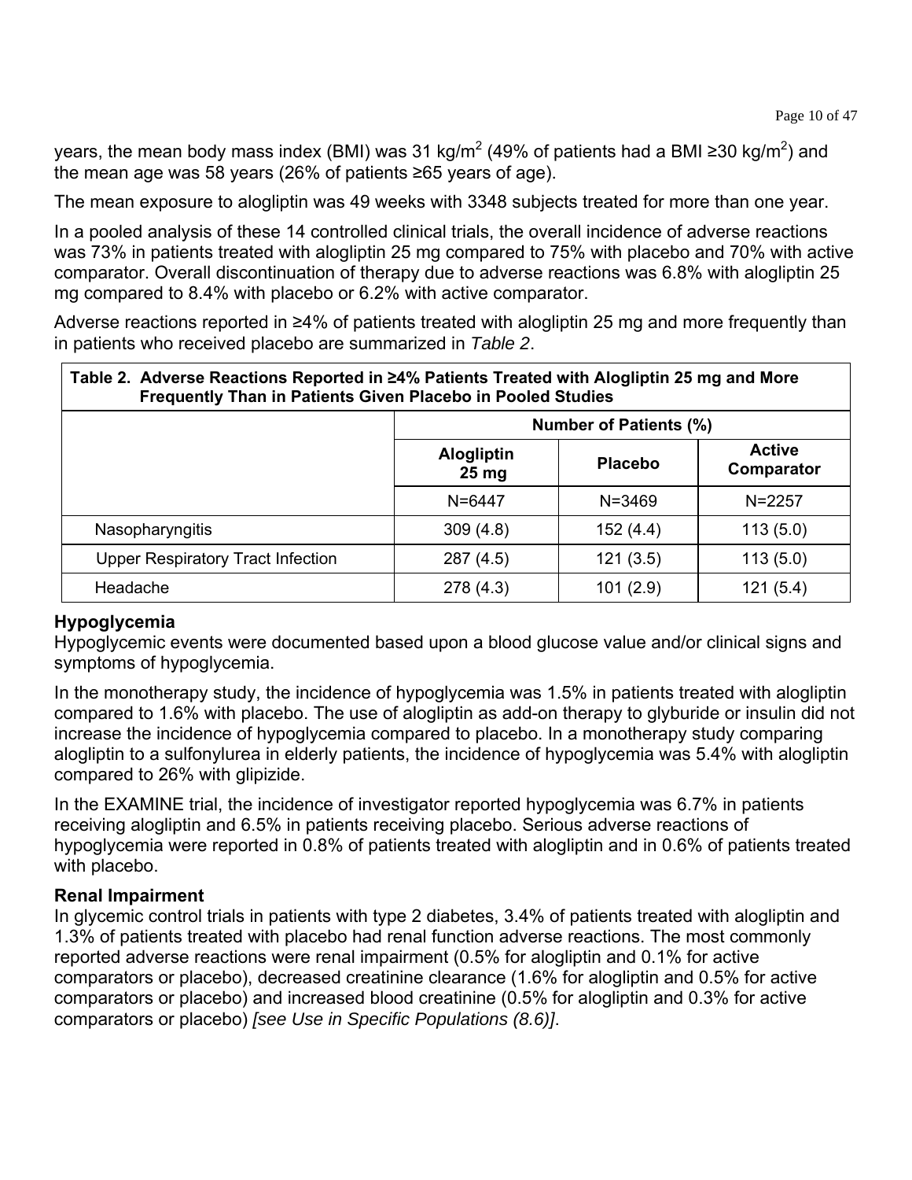years, the mean body mass index (BMI) was 31 kg/m$^2$ (49% of patients had a BMI ≥30 kg/m$^2$) and the mean age was 58 years (26% of patients ≥65 years of age).

The mean exposure to alogliptin was 49 weeks with 3348 subjects treated for more than one year.

In a pooled analysis of these 14 controlled clinical trials, the overall incidence of adverse reactions was 73% in patients treated with alogliptin 25 mg compared to 75% with placebo and 70% with active comparator. Overall discontinuation of therapy due to adverse reactions was 6.8% with alogliptin 25 mg compared to 8.4% with placebo or 6.2% with active comparator.

Adverse reactions reported in ≥4% of patients treated with alogliptin 25 mg and more frequently than in patients who received placebo are summarized in *Table 2*.

**Table 2. Adverse Reactions Reported in ≥4% Patients Treated with Alogliptin 25 mg and More Frequently Than in Patients Given Placebo in Pooled Studies**

| | Number of Patients (%) | | |
|---|---|---|---|
| | **Alogliptin 25 mg** | **Placebo** | **Active Comparator** |
| | N=6447 | N=3469 | N=2257 |
| Nasopharyngitis | 309 (4.8) | 152 (4.4) | 113 (5.0) |
| Upper Respiratory Tract Infection | 287 (4.5) | 121 (3.5) | 113 (5.0) |
| Headache | 278 (4.3) | 101 (2.9) | 121 (5.4) |

**Hypoglycemia**

Hypoglycemic events were documented based upon a blood glucose value and/or clinical signs and symptoms of hypoglycemia.

In the monotherapy study, the incidence of hypoglycemia was 1.5% in patients treated with alogliptin compared to 1.6% with placebo. The use of alogliptin as add-on therapy to glyburide or insulin did not increase the incidence of hypoglycemia compared to placebo. In a monotherapy study comparing alogliptin to a sulfonylurea in elderly patients, the incidence of hypoglycemia was 5.4% with alogliptin compared to 26% with glipizide.

In the EXAMINE trial, the incidence of investigator reported hypoglycemia was 6.7% in patients receiving alogliptin and 6.5% in patients receiving placebo. Serious adverse reactions of hypoglycemia were reported in 0.8% of patients treated with alogliptin and in 0.6% of patients treated with placebo.

**Renal Impairment**

In glycemic control trials in patients with type 2 diabetes, 3.4% of patients treated with alogliptin and 1.3% of patients treated with placebo had renal function adverse reactions. The most commonly reported adverse reactions were renal impairment (0.5% for alogliptin and 0.1% for active comparators or placebo), decreased creatinine clearance (1.6% for alogliptin and 0.5% for active comparators or placebo) and increased blood creatinine (0.5% for alogliptin and 0.3% for active comparators or placebo) *[see Use in Specific Populations (8.6)]*.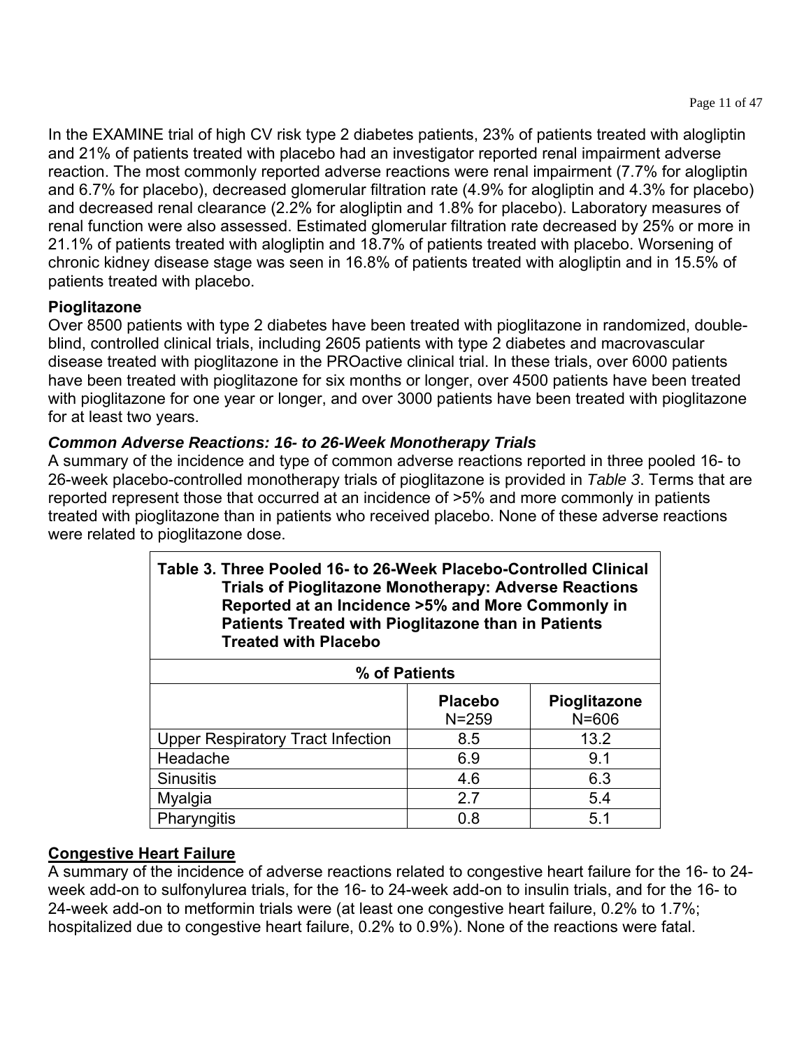In the EXAMINE trial of high CV risk type 2 diabetes patients, 23% of patients treated with alogliptin and 21% of patients treated with placebo had an investigator reported renal impairment adverse reaction. The most commonly reported adverse reactions were renal impairment (7.7% for alogliptin and 6.7% for placebo), decreased glomerular filtration rate (4.9% for alogliptin and 4.3% for placebo) and decreased renal clearance (2.2% for alogliptin and 1.8% for placebo). Laboratory measures of renal function were also assessed. Estimated glomerular filtration rate decreased by 25% or more in 21.1% of patients treated with alogliptin and 18.7% of patients treated with placebo. Worsening of chronic kidney disease stage was seen in 16.8% of patients treated with alogliptin and in 15.5% of patients treated with placebo.

**Pioglitazone**

Over 8500 patients with type 2 diabetes have been treated with pioglitazone in randomized, double-blind, controlled clinical trials, including 2605 patients with type 2 diabetes and macrovascular disease treated with pioglitazone in the PROactive clinical trial. In these trials, over 6000 patients have been treated with pioglitazone for six months or longer, over 4500 patients have been treated with pioglitazone for one year or longer, and over 3000 patients have been treated with pioglitazone for at least two years.

***Common Adverse Reactions: 16- to 26-Week Monotherapy Trials***

A summary of the incidence and type of common adverse reactions reported in three pooled 16- to 26-week placebo-controlled monotherapy trials of pioglitazone is provided in *Table 3*. Terms that are reported represent those that occurred at an incidence of >5% and more commonly in patients treated with pioglitazone than in patients who received placebo. None of these adverse reactions were related to pioglitazone dose.

**Table 3. Three Pooled 16- to 26-Week Placebo-Controlled Clinical Trials of Pioglitazone Monotherapy: Adverse Reactions Reported at an Incidence >5% and More Commonly in Patients Treated with Pioglitazone than in Patients Treated with Placebo**

| | % of Patients | |
|---|---|---|
| | **Placebo** N=259 | **Pioglitazone** N=606 |
| Upper Respiratory Tract Infection | 8.5 | 13.2 |
| Headache | 6.9 | 9.1 |
| Sinusitis | 4.6 | 6.3 |
| Myalgia | 2.7 | 5.4 |
| Pharyngitis | 0.8 | 5.1 |

**Congestive Heart Failure**

A summary of the incidence of adverse reactions related to congestive heart failure for the 16- to 24-week add-on to sulfonylurea trials, for the 16- to 24-week add-on to insulin trials, and for the 16- to 24-week add-on to metformin trials were (at least one congestive heart failure, 0.2% to 1.7%; hospitalized due to congestive heart failure, 0.2% to 0.9%). None of the reactions were fatal.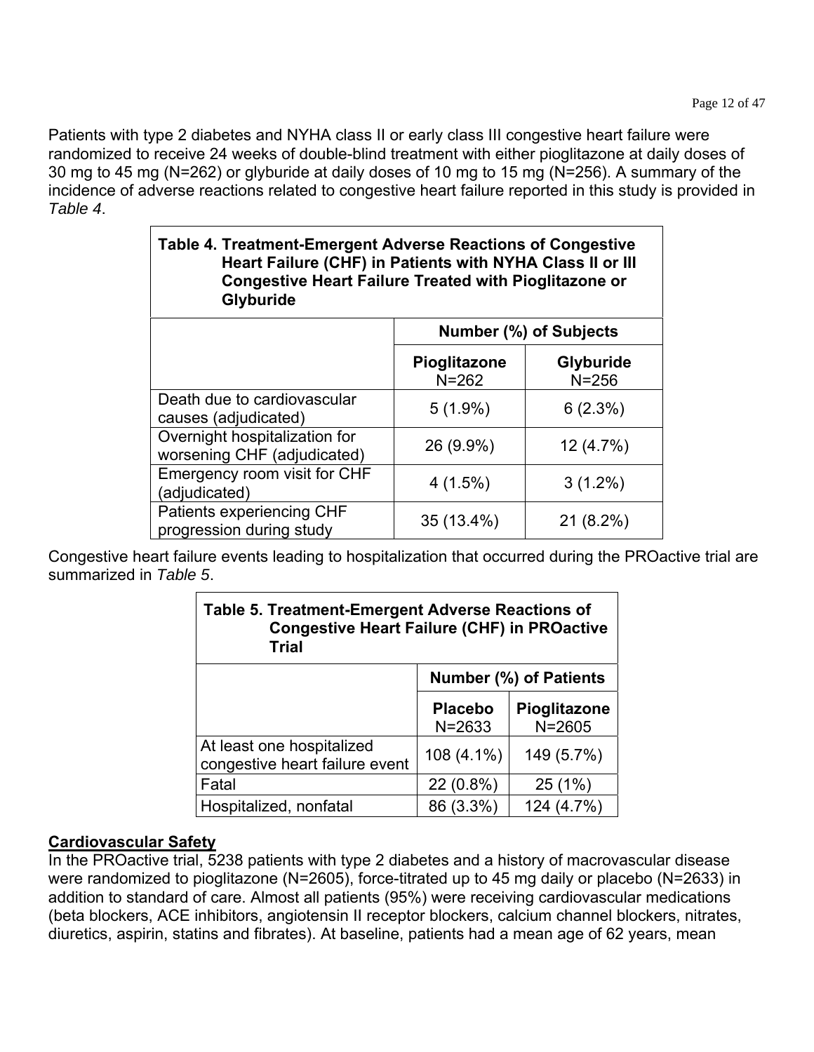Patients with type 2 diabetes and NYHA class II or early class III congestive heart failure were randomized to receive 24 weeks of double-blind treatment with either pioglitazone at daily doses of 30 mg to 45 mg (N=262) or glyburide at daily doses of 10 mg to 15 mg (N=256). A summary of the incidence of adverse reactions related to congestive heart failure reported in this study is provided in *Table 4*.

**Table 4. Treatment-Emergent Adverse Reactions of Congestive Heart Failure (CHF) in Patients with NYHA Class II or III Congestive Heart Failure Treated with Pioglitazone or Glyburide**

| | Number (%) of Subjects | |
|---|---|---|
| | **Pioglitazone** N=262 | **Glyburide** N=256 |
| Death due to cardiovascular causes (adjudicated) | 5 (1.9%) | 6 (2.3%) |
| Overnight hospitalization for worsening CHF (adjudicated) | 26 (9.9%) | 12 (4.7%) |
| Emergency room visit for CHF (adjudicated) | 4 (1.5%) | 3 (1.2%) |
| Patients experiencing CHF progression during study | 35 (13.4%) | 21 (8.2%) |

Congestive heart failure events leading to hospitalization that occurred during the PROactive trial are summarized in *Table 5*.

**Table 5. Treatment-Emergent Adverse Reactions of Congestive Heart Failure (CHF) in PROactive Trial**

| | Number (%) of Patients | |
|---|---|---|
| | **Placebo** N=2633 | **Pioglitazone** N=2605 |
| At least one hospitalized congestive heart failure event | 108 (4.1%) | 149 (5.7%) |
| Fatal | 22 (0.8%) | 25 (1%) |
| Hospitalized, nonfatal | 86 (3.3%) | 124 (4.7%) |

**Cardiovascular Safety**

In the PROactive trial, 5238 patients with type 2 diabetes and a history of macrovascular disease were randomized to pioglitazone (N=2605), force-titrated up to 45 mg daily or placebo (N=2633) in addition to standard of care. Almost all patients (95%) were receiving cardiovascular medications (beta blockers, ACE inhibitors, angiotensin II receptor blockers, calcium channel blockers, nitrates, diuretics, aspirin, statins and fibrates). At baseline, patients had a mean age of 62 years, mean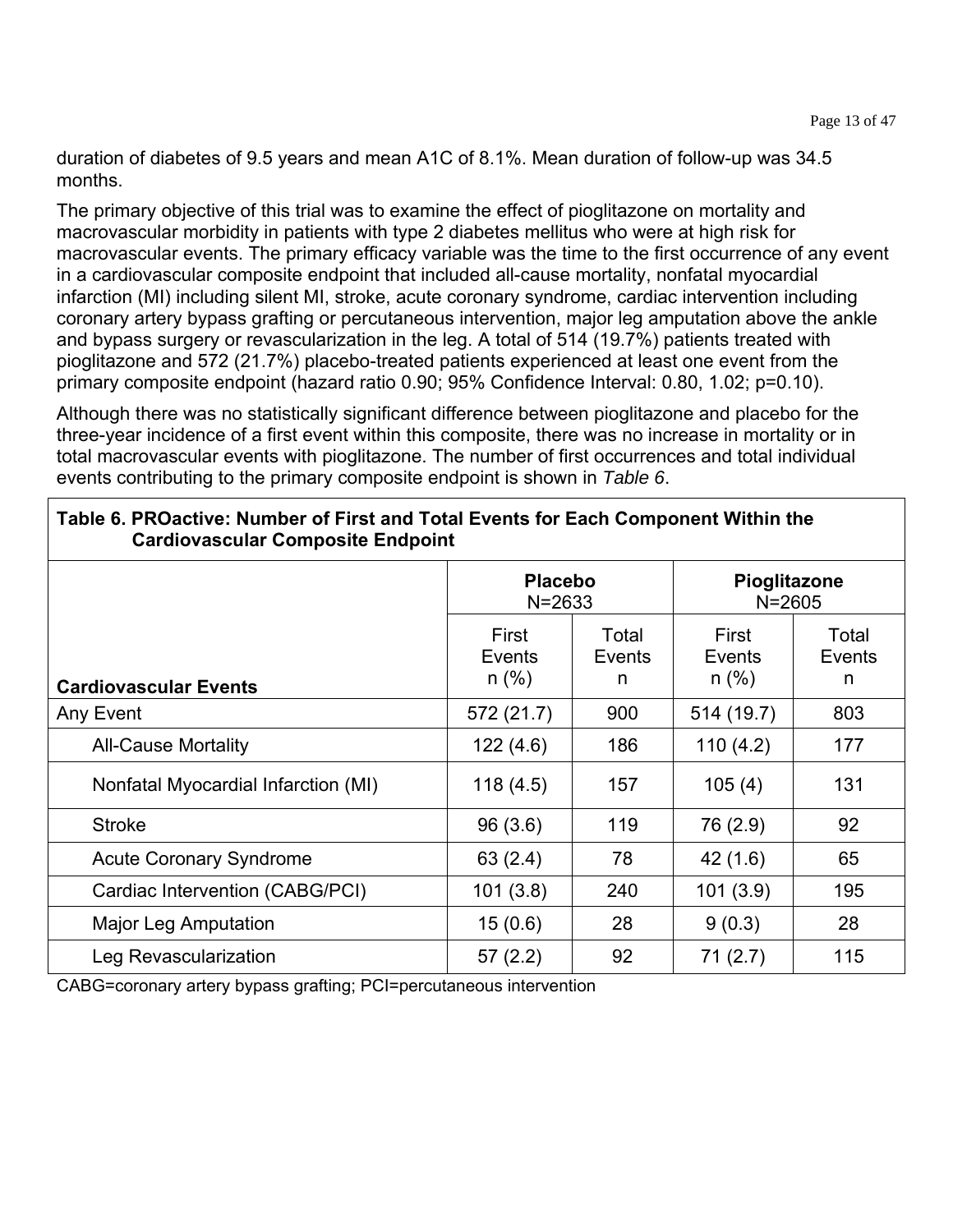duration of diabetes of 9.5 years and mean A1C of 8.1%. Mean duration of follow-up was 34.5 months.

The primary objective of this trial was to examine the effect of pioglitazone on mortality and macrovascular morbidity in patients with type 2 diabetes mellitus who were at high risk for macrovascular events. The primary efficacy variable was the time to the first occurrence of any event in a cardiovascular composite endpoint that included all-cause mortality, nonfatal myocardial infarction (MI) including silent MI, stroke, acute coronary syndrome, cardiac intervention including coronary artery bypass grafting or percutaneous intervention, major leg amputation above the ankle and bypass surgery or revascularization in the leg. A total of 514 (19.7%) patients treated with pioglitazone and 572 (21.7%) placebo-treated patients experienced at least one event from the primary composite endpoint (hazard ratio 0.90; 95% Confidence Interval: 0.80, 1.02; p=0.10).

Although there was no statistically significant difference between pioglitazone and placebo for the three-year incidence of a first event within this composite, there was no increase in mortality or in total macrovascular events with pioglitazone. The number of first occurrences and total individual events contributing to the primary composite endpoint is shown in *Table 6*.

**Table 6. PROactive: Number of First and Total Events for Each Component Within the Cardiovascular Composite Endpoint**

| | **Placebo** N=2633 | | **Pioglitazone** N=2605 | |
|---|---|---|---|---|
| **Cardiovascular Events** | First Events n (%) | Total Events n | First Events n (%) | Total Events n |
| Any Event | 572 (21.7) | 900 | 514 (19.7) | 803 |
| All-Cause Mortality | 122 (4.6) | 186 | 110 (4.2) | 177 |
| Nonfatal Myocardial Infarction (MI) | 118 (4.5) | 157 | 105 (4) | 131 |
| Stroke | 96 (3.6) | 119 | 76 (2.9) | 92 |
| Acute Coronary Syndrome | 63 (2.4) | 78 | 42 (1.6) | 65 |
| Cardiac Intervention (CABG/PCI) | 101 (3.8) | 240 | 101 (3.9) | 195 |
| Major Leg Amputation | 15 (0.6) | 28 | 9 (0.3) | 28 |
| Leg Revascularization | 57 (2.2) | 92 | 71 (2.7) | 115 |

CABG=coronary artery bypass grafting; PCI=percutaneous intervention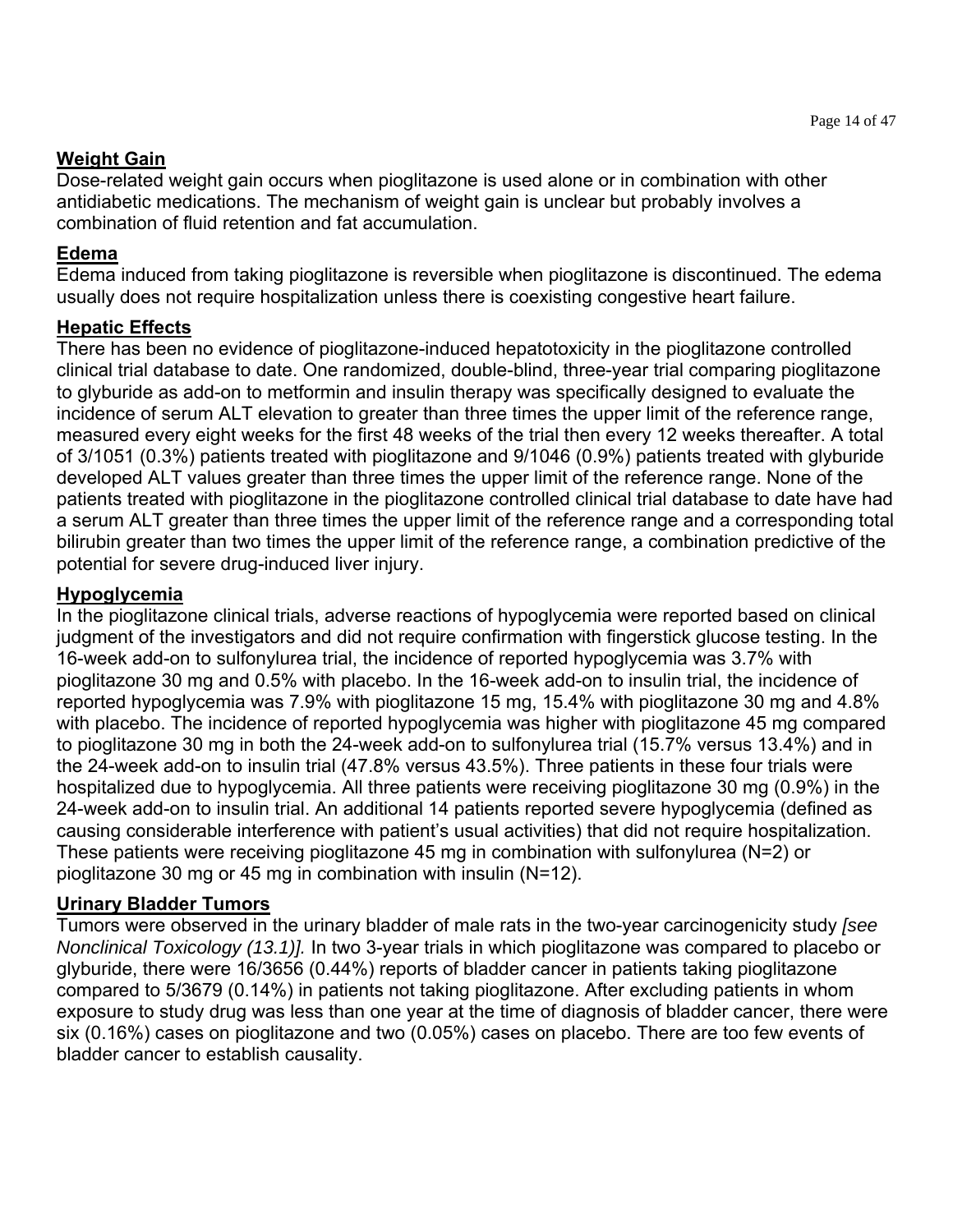**Weight Gain**

Dose-related weight gain occurs when pioglitazone is used alone or in combination with other antidiabetic medications. The mechanism of weight gain is unclear but probably involves a combination of fluid retention and fat accumulation.

**Edema**

Edema induced from taking pioglitazone is reversible when pioglitazone is discontinued. The edema usually does not require hospitalization unless there is coexisting congestive heart failure.

**Hepatic Effects**

There has been no evidence of pioglitazone-induced hepatotoxicity in the pioglitazone controlled clinical trial database to date. One randomized, double-blind, three-year trial comparing pioglitazone to glyburide as add-on to metformin and insulin therapy was specifically designed to evaluate the incidence of serum ALT elevation to greater than three times the upper limit of the reference range, measured every eight weeks for the first 48 weeks of the trial then every 12 weeks thereafter. A total of 3/1051 (0.3%) patients treated with pioglitazone and 9/1046 (0.9%) patients treated with glyburide developed ALT values greater than three times the upper limit of the reference range. None of the patients treated with pioglitazone in the pioglitazone controlled clinical trial database to date have had a serum ALT greater than three times the upper limit of the reference range and a corresponding total bilirubin greater than two times the upper limit of the reference range, a combination predictive of the potential for severe drug-induced liver injury.

**Hypoglycemia**

In the pioglitazone clinical trials, adverse reactions of hypoglycemia were reported based on clinical judgment of the investigators and did not require confirmation with fingerstick glucose testing. In the 16-week add-on to sulfonylurea trial, the incidence of reported hypoglycemia was 3.7% with pioglitazone 30 mg and 0.5% with placebo. In the 16-week add-on to insulin trial, the incidence of reported hypoglycemia was 7.9% with pioglitazone 15 mg, 15.4% with pioglitazone 30 mg and 4.8% with placebo. The incidence of reported hypoglycemia was higher with pioglitazone 45 mg compared to pioglitazone 30 mg in both the 24-week add-on to sulfonylurea trial (15.7% versus 13.4%) and in the 24-week add-on to insulin trial (47.8% versus 43.5%). Three patients in these four trials were hospitalized due to hypoglycemia. All three patients were receiving pioglitazone 30 mg (0.9%) in the 24-week add-on to insulin trial. An additional 14 patients reported severe hypoglycemia (defined as causing considerable interference with patient's usual activities) that did not require hospitalization. These patients were receiving pioglitazone 45 mg in combination with sulfonylurea (N=2) or pioglitazone 30 mg or 45 mg in combination with insulin (N=12).

**Urinary Bladder Tumors**

Tumors were observed in the urinary bladder of male rats in the two-year carcinogenicity study *[see Nonclinical Toxicology (13.1)]*. In two 3-year trials in which pioglitazone was compared to placebo or glyburide, there were 16/3656 (0.44%) reports of bladder cancer in patients taking pioglitazone compared to 5/3679 (0.14%) in patients not taking pioglitazone. After excluding patients in whom exposure to study drug was less than one year at the time of diagnosis of bladder cancer, there were six (0.16%) cases on pioglitazone and two (0.05%) cases on placebo. There are too few events of bladder cancer to establish causality.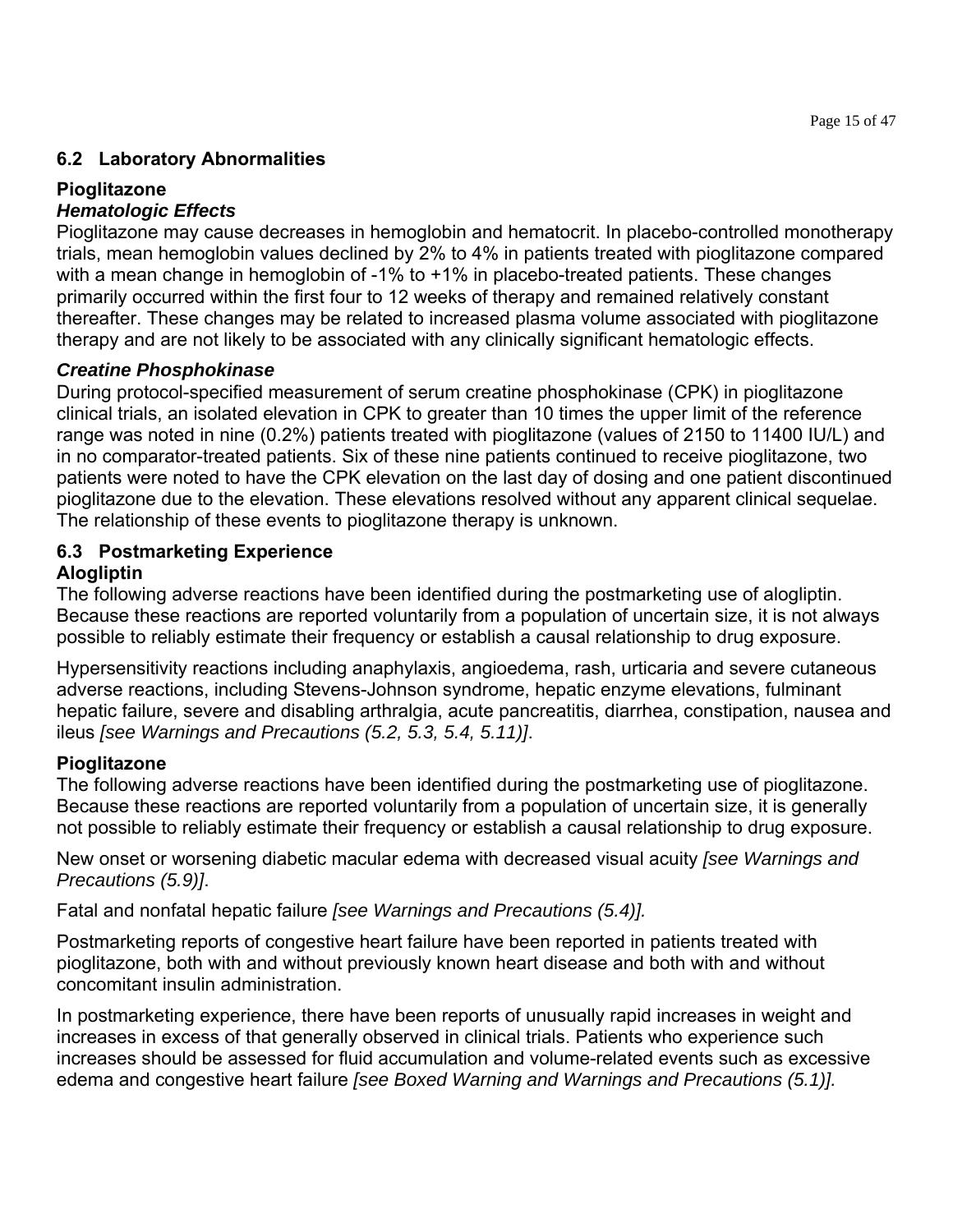## 6.2 Laboratory Abnormalities

### Pioglitazone

#### *Hematologic Effects*

Pioglitazone may cause decreases in hemoglobin and hematocrit. In placebo-controlled monotherapy trials, mean hemoglobin values declined by 2% to 4% in patients treated with pioglitazone compared with a mean change in hemoglobin of -1% to +1% in placebo-treated patients. These changes primarily occurred within the first four to 12 weeks of therapy and remained relatively constant thereafter. These changes may be related to increased plasma volume associated with pioglitazone therapy and are not likely to be associated with any clinically significant hematologic effects.

#### *Creatine Phosphokinase*

During protocol-specified measurement of serum creatine phosphokinase (CPK) in pioglitazone clinical trials, an isolated elevation in CPK to greater than 10 times the upper limit of the reference range was noted in nine (0.2%) patients treated with pioglitazone (values of 2150 to 11400 IU/L) and in no comparator-treated patients. Six of these nine patients continued to receive pioglitazone, two patients were noted to have the CPK elevation on the last day of dosing and one patient discontinued pioglitazone due to the elevation. These elevations resolved without any apparent clinical sequelae. The relationship of these events to pioglitazone therapy is unknown.

## 6.3 Postmarketing Experience

### Alogliptin

The following adverse reactions have been identified during the postmarketing use of alogliptin. Because these reactions are reported voluntarily from a population of uncertain size, it is not always possible to reliably estimate their frequency or establish a causal relationship to drug exposure.

Hypersensitivity reactions including anaphylaxis, angioedema, rash, urticaria and severe cutaneous adverse reactions, including Stevens-Johnson syndrome, hepatic enzyme elevations, fulminant hepatic failure, severe and disabling arthralgia, acute pancreatitis, diarrhea, constipation, nausea and ileus *[see Warnings and Precautions (5.2, 5.3, 5.4, 5.11)]*.

### Pioglitazone

The following adverse reactions have been identified during the postmarketing use of pioglitazone. Because these reactions are reported voluntarily from a population of uncertain size, it is generally not possible to reliably estimate their frequency or establish a causal relationship to drug exposure.

New onset or worsening diabetic macular edema with decreased visual acuity *[see Warnings and Precautions (5.9)]*.

Fatal and nonfatal hepatic failure *[see Warnings and Precautions (5.4)].*

Postmarketing reports of congestive heart failure have been reported in patients treated with pioglitazone, both with and without previously known heart disease and both with and without concomitant insulin administration.

In postmarketing experience, there have been reports of unusually rapid increases in weight and increases in excess of that generally observed in clinical trials. Patients who experience such increases should be assessed for fluid accumulation and volume-related events such as excessive edema and congestive heart failure *[see Boxed Warning and Warnings and Precautions (5.1)].*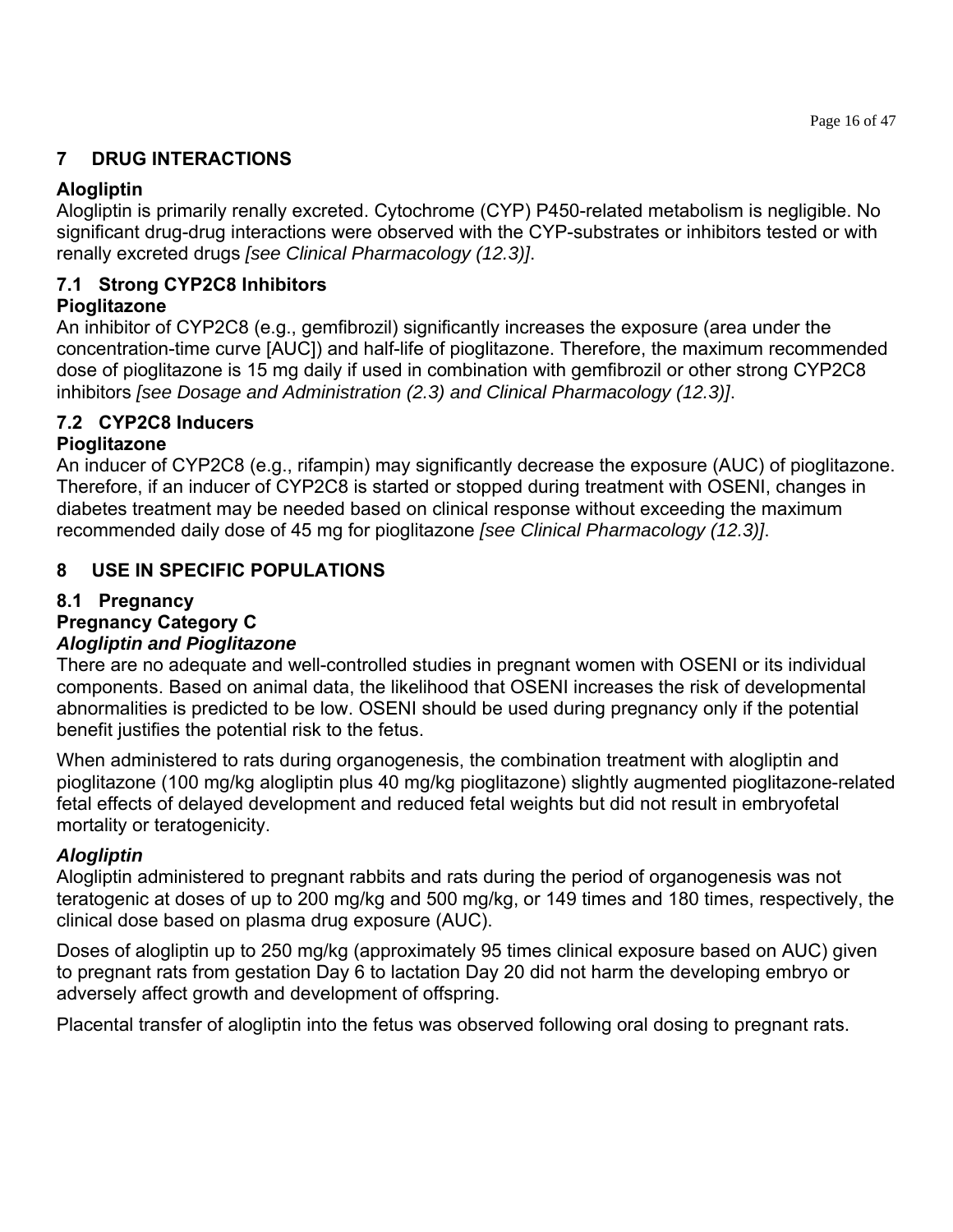## 7 DRUG INTERACTIONS

**Alogliptin**

Alogliptin is primarily renally excreted. Cytochrome (CYP) P450-related metabolism is negligible. No significant drug-drug interactions were observed with the CYP-substrates or inhibitors tested or with renally excreted drugs *[see Clinical Pharmacology (12.3)]*.

### 7.1 Strong CYP2C8 Inhibitors

**Pioglitazone**

An inhibitor of CYP2C8 (e.g., gemfibrozil) significantly increases the exposure (area under the concentration-time curve [AUC]) and half-life of pioglitazone. Therefore, the maximum recommended dose of pioglitazone is 15 mg daily if used in combination with gemfibrozil or other strong CYP2C8 inhibitors *[see Dosage and Administration (2.3) and Clinical Pharmacology (12.3)]*.

### 7.2 CYP2C8 Inducers

**Pioglitazone**

An inducer of CYP2C8 (e.g., rifampin) may significantly decrease the exposure (AUC) of pioglitazone. Therefore, if an inducer of CYP2C8 is started or stopped during treatment with OSENI, changes in diabetes treatment may be needed based on clinical response without exceeding the maximum recommended daily dose of 45 mg for pioglitazone *[see Clinical Pharmacology (12.3)]*.

## 8 USE IN SPECIFIC POPULATIONS

### 8.1 Pregnancy

**Pregnancy Category C**

***Alogliptin and Pioglitazone***

There are no adequate and well-controlled studies in pregnant women with OSENI or its individual components. Based on animal data, the likelihood that OSENI increases the risk of developmental abnormalities is predicted to be low. OSENI should be used during pregnancy only if the potential benefit justifies the potential risk to the fetus.

When administered to rats during organogenesis, the combination treatment with alogliptin and pioglitazone (100 mg/kg alogliptin plus 40 mg/kg pioglitazone) slightly augmented pioglitazone-related fetal effects of delayed development and reduced fetal weights but did not result in embryofetal mortality or teratogenicity.

***Alogliptin***

Alogliptin administered to pregnant rabbits and rats during the period of organogenesis was not teratogenic at doses of up to 200 mg/kg and 500 mg/kg, or 149 times and 180 times, respectively, the clinical dose based on plasma drug exposure (AUC).

Doses of alogliptin up to 250 mg/kg (approximately 95 times clinical exposure based on AUC) given to pregnant rats from gestation Day 6 to lactation Day 20 did not harm the developing embryo or adversely affect growth and development of offspring.

Placental transfer of alogliptin into the fetus was observed following oral dosing to pregnant rats.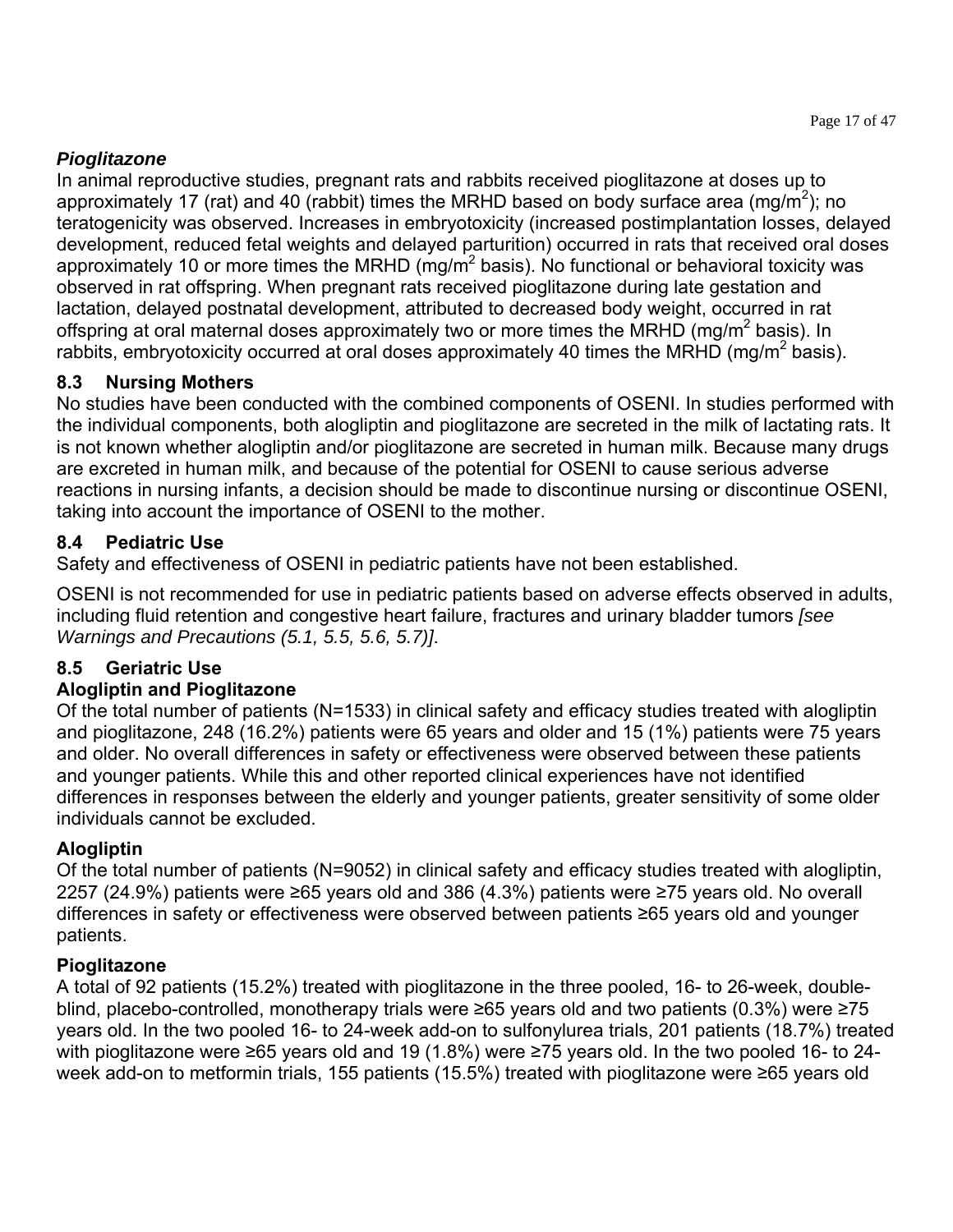***Pioglitazone***

In animal reproductive studies, pregnant rats and rabbits received pioglitazone at doses up to approximately 17 (rat) and 40 (rabbit) times the MRHD based on body surface area ($mg/m^2$); no teratogenicity was observed. Increases in embryotoxicity (increased postimplantation losses, delayed development, reduced fetal weights and delayed parturition) occurred in rats that received oral doses approximately 10 or more times the MRHD ($mg/m^2$ basis). No functional or behavioral toxicity was observed in rat offspring. When pregnant rats received pioglitazone during late gestation and lactation, delayed postnatal development, attributed to decreased body weight, occurred in rat offspring at oral maternal doses approximately two or more times the MRHD ($mg/m^2$ basis). In rabbits, embryotoxicity occurred at oral doses approximately 40 times the MRHD ($mg/m^2$ basis).

## 8.3 Nursing Mothers

No studies have been conducted with the combined components of OSENI. In studies performed with the individual components, both alogliptin and pioglitazone are secreted in the milk of lactating rats. It is not known whether alogliptin and/or pioglitazone are secreted in human milk. Because many drugs are excreted in human milk, and because of the potential for OSENI to cause serious adverse reactions in nursing infants, a decision should be made to discontinue nursing or discontinue OSENI, taking into account the importance of OSENI to the mother.

## 8.4 Pediatric Use

Safety and effectiveness of OSENI in pediatric patients have not been established.

OSENI is not recommended for use in pediatric patients based on adverse effects observed in adults, including fluid retention and congestive heart failure, fractures and urinary bladder tumors *[see Warnings and Precautions (5.1, 5.5, 5.6, 5.7)]*.

## 8.5 Geriatric Use

**Alogliptin and Pioglitazone**

Of the total number of patients (N=1533) in clinical safety and efficacy studies treated with alogliptin and pioglitazone, 248 (16.2%) patients were 65 years and older and 15 (1%) patients were 75 years and older. No overall differences in safety or effectiveness were observed between these patients and younger patients. While this and other reported clinical experiences have not identified differences in responses between the elderly and younger patients, greater sensitivity of some older individuals cannot be excluded.

**Alogliptin**

Of the total number of patients (N=9052) in clinical safety and efficacy studies treated with alogliptin, 2257 (24.9%) patients were ≥65 years old and 386 (4.3%) patients were ≥75 years old. No overall differences in safety or effectiveness were observed between patients ≥65 years old and younger patients.

**Pioglitazone**

A total of 92 patients (15.2%) treated with pioglitazone in the three pooled, 16- to 26-week, double-blind, placebo-controlled, monotherapy trials were ≥65 years old and two patients (0.3%) were ≥75 years old. In the two pooled 16- to 24-week add-on to sulfonylurea trials, 201 patients (18.7%) treated with pioglitazone were ≥65 years old and 19 (1.8%) were ≥75 years old. In the two pooled 16- to 24-week add-on to metformin trials, 155 patients (15.5%) treated with pioglitazone were ≥65 years old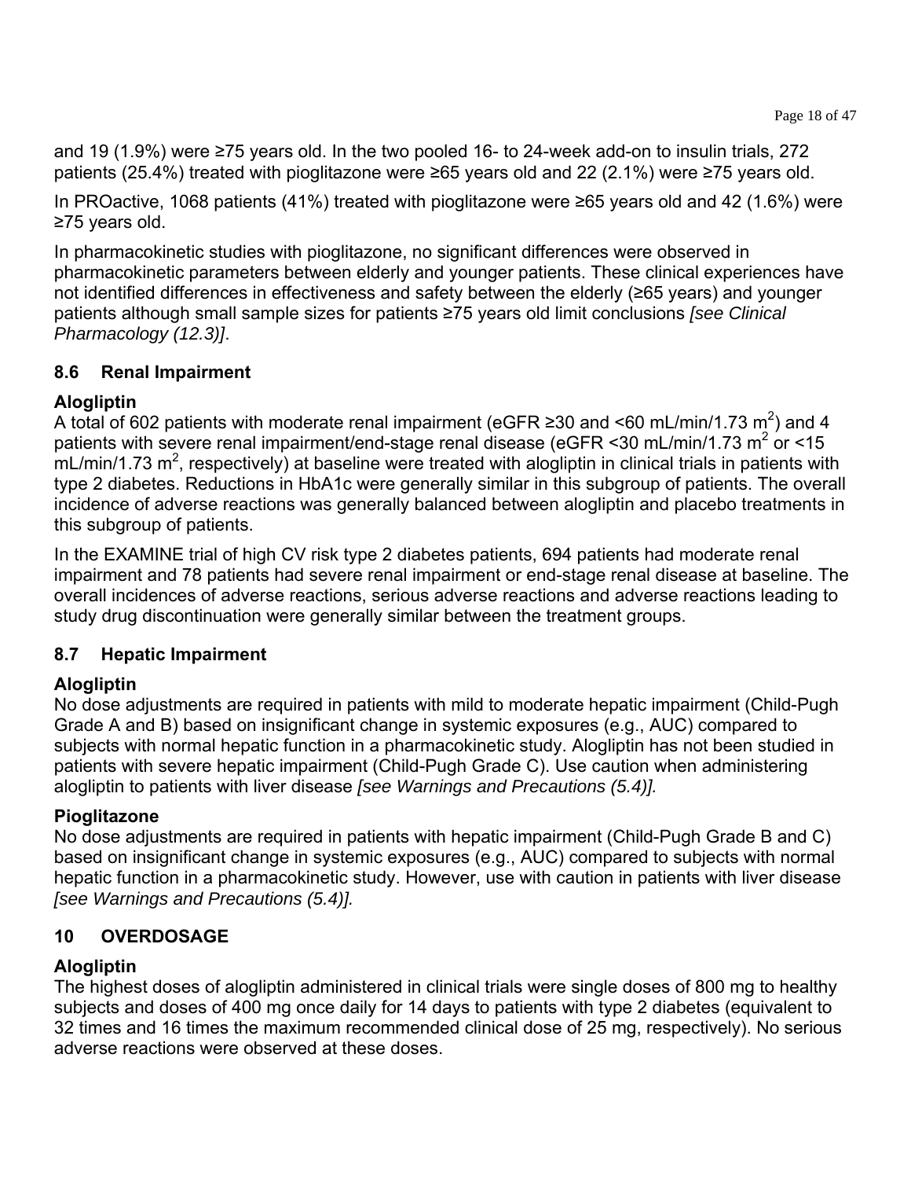and 19 (1.9%) were ≥75 years old. In the two pooled 16- to 24-week add-on to insulin trials, 272 patients (25.4%) treated with pioglitazone were ≥65 years old and 22 (2.1%) were ≥75 years old.

In PROactive, 1068 patients (41%) treated with pioglitazone were ≥65 years old and 42 (1.6%) were ≥75 years old.

In pharmacokinetic studies with pioglitazone, no significant differences were observed in pharmacokinetic parameters between elderly and younger patients. These clinical experiences have not identified differences in effectiveness and safety between the elderly (≥65 years) and younger patients although small sample sizes for patients ≥75 years old limit conclusions *[see Clinical Pharmacology (12.3)]*.

## 8.6 Renal Impairment

**Alogliptin**

A total of 602 patients with moderate renal impairment (eGFR ≥30 and <60 mL/min/1.73 $m^2$) and 4 patients with severe renal impairment/end-stage renal disease (eGFR <30 mL/min/1.73 $m^2$ or <15 mL/min/1.73 $m^2$, respectively) at baseline were treated with alogliptin in clinical trials in patients with type 2 diabetes. Reductions in HbA1c were generally similar in this subgroup of patients. The overall incidence of adverse reactions was generally balanced between alogliptin and placebo treatments in this subgroup of patients.

In the EXAMINE trial of high CV risk type 2 diabetes patients, 694 patients had moderate renal impairment and 78 patients had severe renal impairment or end-stage renal disease at baseline. The overall incidences of adverse reactions, serious adverse reactions and adverse reactions leading to study drug discontinuation were generally similar between the treatment groups.

## 8.7 Hepatic Impairment

**Alogliptin**

No dose adjustments are required in patients with mild to moderate hepatic impairment (Child-Pugh Grade A and B) based on insignificant change in systemic exposures (e.g., AUC) compared to subjects with normal hepatic function in a pharmacokinetic study. Alogliptin has not been studied in patients with severe hepatic impairment (Child-Pugh Grade C). Use caution when administering alogliptin to patients with liver disease *[see Warnings and Precautions (5.4)].*

**Pioglitazone**

No dose adjustments are required in patients with hepatic impairment (Child-Pugh Grade B and C) based on insignificant change in systemic exposures (e.g., AUC) compared to subjects with normal hepatic function in a pharmacokinetic study. However, use with caution in patients with liver disease *[see Warnings and Precautions (5.4)].*

# 10 OVERDOSAGE

**Alogliptin**

The highest doses of alogliptin administered in clinical trials were single doses of 800 mg to healthy subjects and doses of 400 mg once daily for 14 days to patients with type 2 diabetes (equivalent to 32 times and 16 times the maximum recommended clinical dose of 25 mg, respectively). No serious adverse reactions were observed at these doses.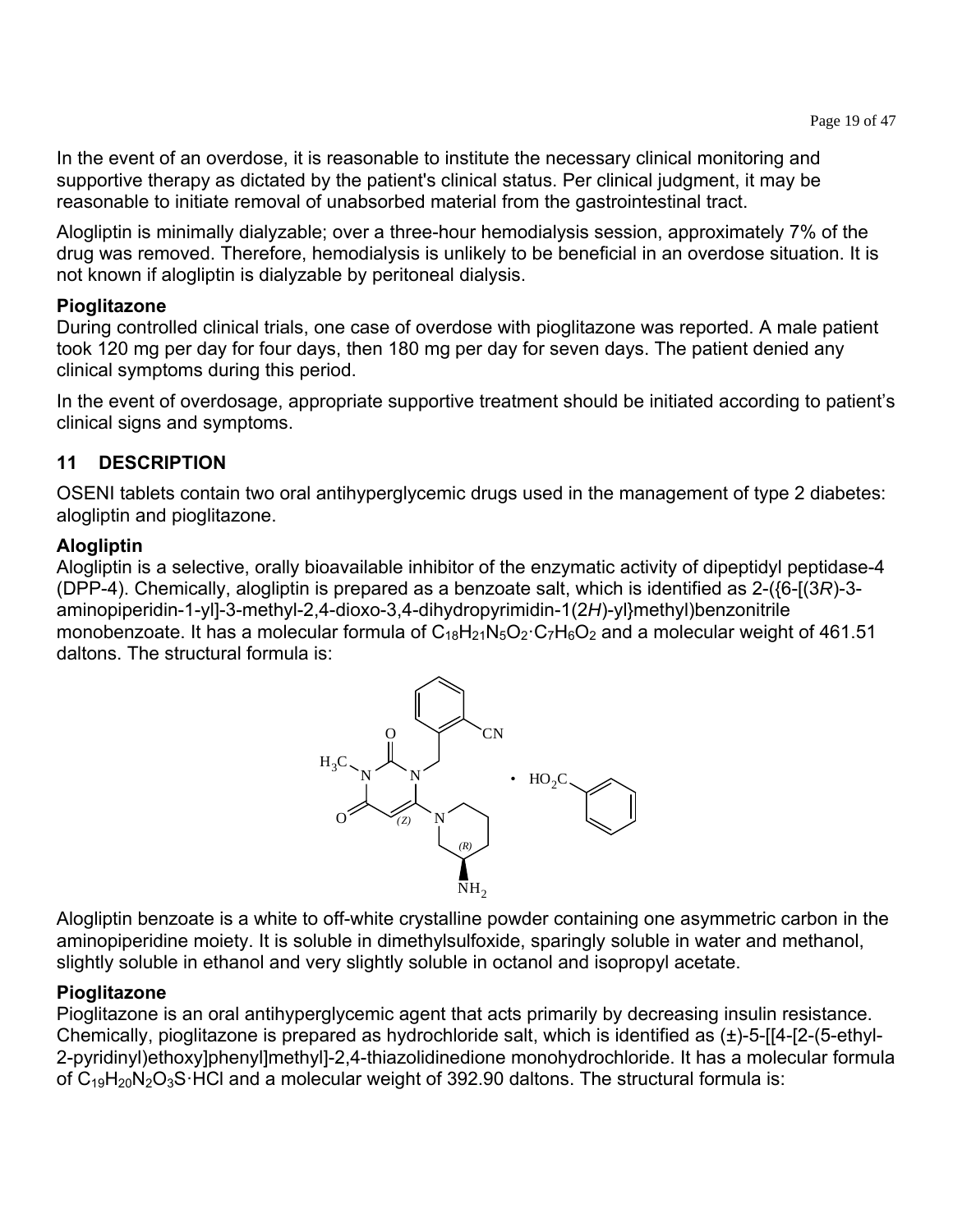In the event of an overdose, it is reasonable to institute the necessary clinical monitoring and supportive therapy as dictated by the patient's clinical status. Per clinical judgment, it may be reasonable to initiate removal of unabsorbed material from the gastrointestinal tract.

Alogliptin is minimally dialyzable; over a three-hour hemodialysis session, approximately 7% of the drug was removed. Therefore, hemodialysis is unlikely to be beneficial in an overdose situation. It is not known if alogliptin is dialyzable by peritoneal dialysis.

**Pioglitazone**

During controlled clinical trials, one case of overdose with pioglitazone was reported. A male patient took 120 mg per day for four days, then 180 mg per day for seven days. The patient denied any clinical symptoms during this period.

In the event of overdosage, appropriate supportive treatment should be initiated according to patient's clinical signs and symptoms.

## 11 DESCRIPTION

OSENI tablets contain two oral antihyperglycemic drugs used in the management of type 2 diabetes: alogliptin and pioglitazone.

**Alogliptin**

Alogliptin is a selective, orally bioavailable inhibitor of the enzymatic activity of dipeptidyl peptidase-4 (DPP-4). Chemically, alogliptin is prepared as a benzoate salt, which is identified as 2-({6-[(3*R*)-3-aminopiperidin-1-yl]-3-methyl-2,4-dioxo-3,4-dihydropyrimidin-1(2*H*)-yl}methyl)benzonitrile monobenzoate. It has a molecular formula of $C_{18}H_{21}N_5O_2 \cdot C_7H_6O_2$ and a molecular weight of 461.51 daltons. The structural formula is:

Alogliptin benzoate is a white to off-white crystalline powder containing one asymmetric carbon in the aminopiperidine moiety. It is soluble in dimethylsulfoxide, sparingly soluble in water and methanol, slightly soluble in ethanol and very slightly soluble in octanol and isopropyl acetate.

**Pioglitazone**

Pioglitazone is an oral antihyperglycemic agent that acts primarily by decreasing insulin resistance. Chemically, pioglitazone is prepared as hydrochloride salt, which is identified as (±)-5-[[4-[2-(5-ethyl-2-pyridinyl)ethoxy]phenyl]methyl]-2,4-thiazolidinedione monohydrochloride. It has a molecular formula of $C_{19}H_{20}N_2O_3S \cdot HCl$ and a molecular weight of 392.90 daltons. The structural formula is: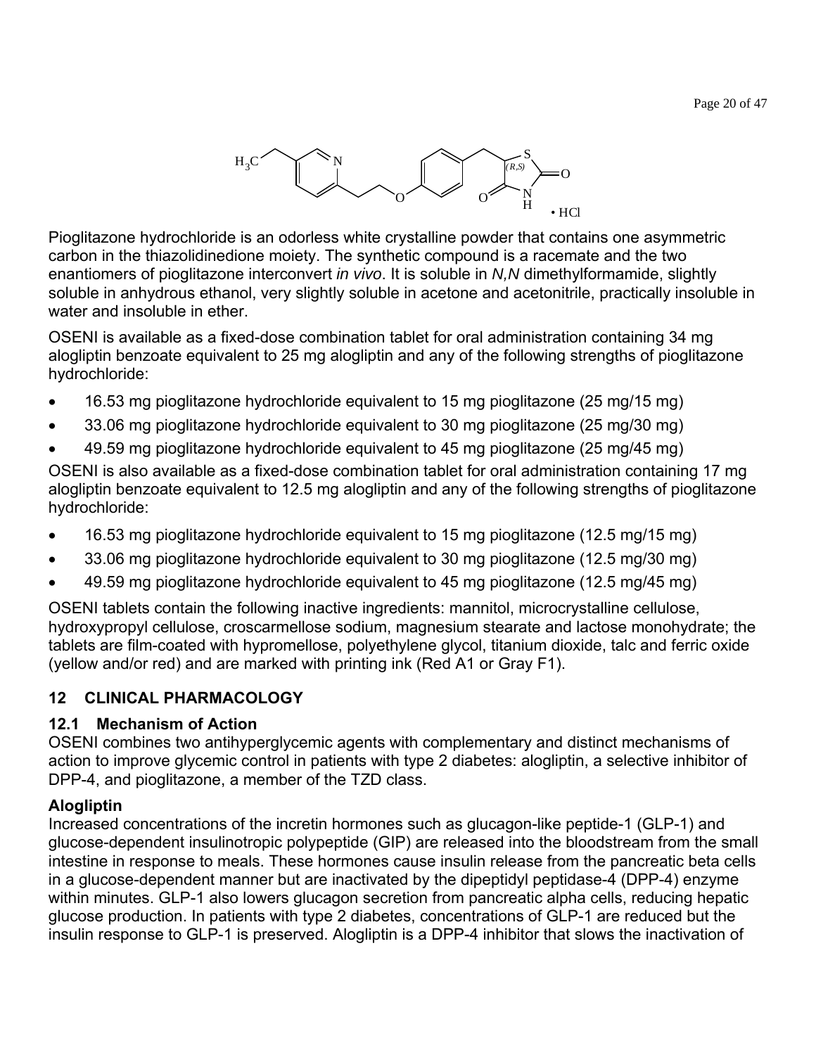Pioglitazone hydrochloride is an odorless white crystalline powder that contains one asymmetric carbon in the thiazolidinedione moiety. The synthetic compound is a racemate and the two enantiomers of pioglitazone interconvert *in vivo*. It is soluble in *N,N* dimethylformamide, slightly soluble in anhydrous ethanol, very slightly soluble in acetone and acetonitrile, practically insoluble in water and insoluble in ether.

OSENI is available as a fixed-dose combination tablet for oral administration containing 34 mg alogliptin benzoate equivalent to 25 mg alogliptin and any of the following strengths of pioglitazone hydrochloride:

- 16.53 mg pioglitazone hydrochloride equivalent to 15 mg pioglitazone (25 mg/15 mg)
- 33.06 mg pioglitazone hydrochloride equivalent to 30 mg pioglitazone (25 mg/30 mg)
- 49.59 mg pioglitazone hydrochloride equivalent to 45 mg pioglitazone (25 mg/45 mg)

OSENI is also available as a fixed-dose combination tablet for oral administration containing 17 mg alogliptin benzoate equivalent to 12.5 mg alogliptin and any of the following strengths of pioglitazone hydrochloride:

- 16.53 mg pioglitazone hydrochloride equivalent to 15 mg pioglitazone (12.5 mg/15 mg)
- 33.06 mg pioglitazone hydrochloride equivalent to 30 mg pioglitazone (12.5 mg/30 mg)
- 49.59 mg pioglitazone hydrochloride equivalent to 45 mg pioglitazone (12.5 mg/45 mg)

OSENI tablets contain the following inactive ingredients: mannitol, microcrystalline cellulose, hydroxypropyl cellulose, croscarmellose sodium, magnesium stearate and lactose monohydrate; the tablets are film-coated with hypromellose, polyethylene glycol, titanium dioxide, talc and ferric oxide (yellow and/or red) and are marked with printing ink (Red A1 or Gray F1).

## 12 CLINICAL PHARMACOLOGY

### 12.1 Mechanism of Action

OSENI combines two antihyperglycemic agents with complementary and distinct mechanisms of action to improve glycemic control in patients with type 2 diabetes: alogliptin, a selective inhibitor of DPP-4, and pioglitazone, a member of the TZD class.

**Alogliptin**

Increased concentrations of the incretin hormones such as glucagon-like peptide-1 (GLP-1) and glucose-dependent insulinotropic polypeptide (GIP) are released into the bloodstream from the small intestine in response to meals. These hormones cause insulin release from the pancreatic beta cells in a glucose-dependent manner but are inactivated by the dipeptidyl peptidase-4 (DPP-4) enzyme within minutes. GLP-1 also lowers glucagon secretion from pancreatic alpha cells, reducing hepatic glucose production. In patients with type 2 diabetes, concentrations of GLP-1 are reduced but the insulin response to GLP-1 is preserved. Alogliptin is a DPP-4 inhibitor that slows the inactivation of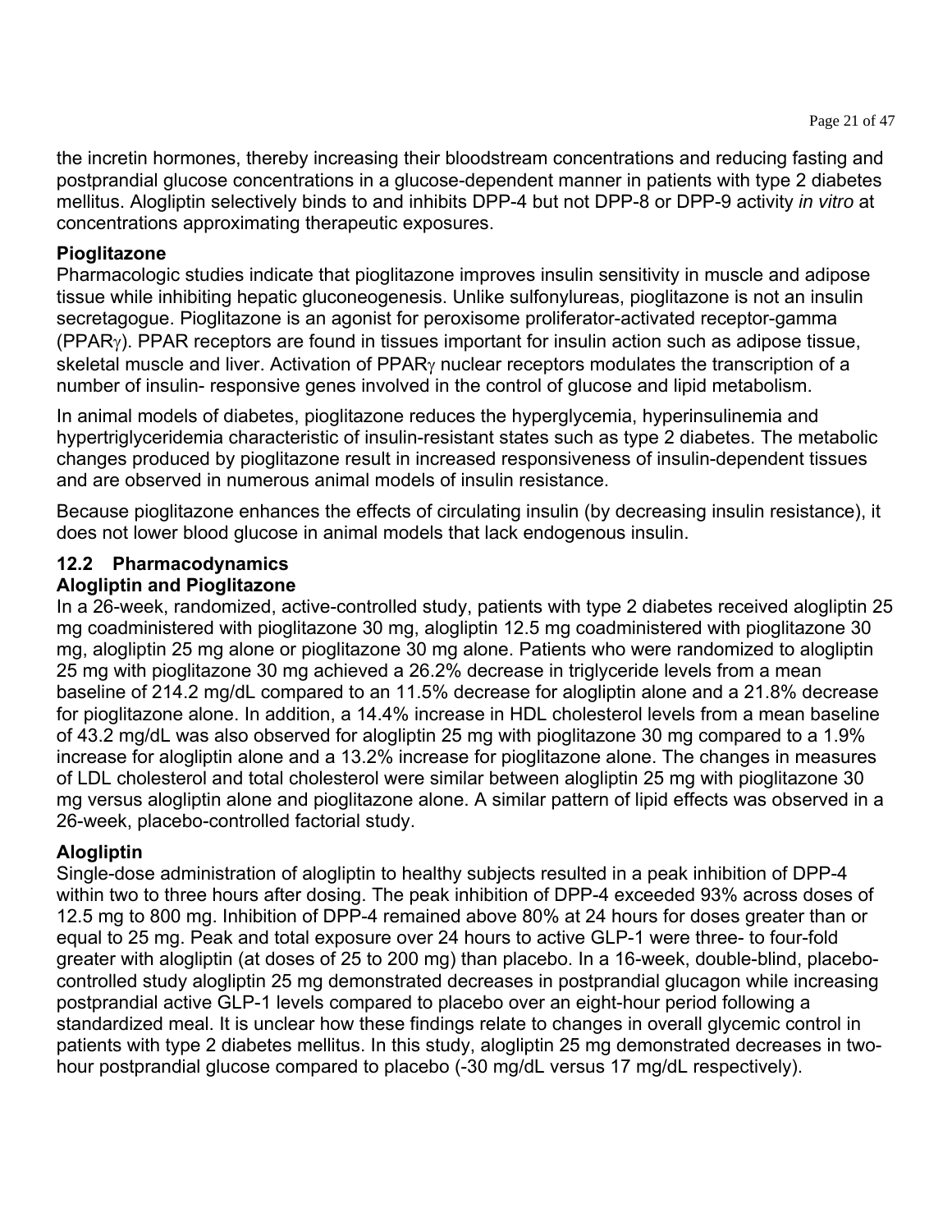the incretin hormones, thereby increasing their bloodstream concentrations and reducing fasting and postprandial glucose concentrations in a glucose-dependent manner in patients with type 2 diabetes mellitus. Alogliptin selectively binds to and inhibits DPP-4 but not DPP-8 or DPP-9 activity *in vitro* at concentrations approximating therapeutic exposures.

**Pioglitazone**

Pharmacologic studies indicate that pioglitazone improves insulin sensitivity in muscle and adipose tissue while inhibiting hepatic gluconeogenesis. Unlike sulfonylureas, pioglitazone is not an insulin secretagogue. Pioglitazone is an agonist for peroxisome proliferator-activated receptor-gamma (PPARγ). PPAR receptors are found in tissues important for insulin action such as adipose tissue, skeletal muscle and liver. Activation of PPARγ nuclear receptors modulates the transcription of a number of insulin- responsive genes involved in the control of glucose and lipid metabolism.

In animal models of diabetes, pioglitazone reduces the hyperglycemia, hyperinsulinemia and hypertriglyceridemia characteristic of insulin-resistant states such as type 2 diabetes. The metabolic changes produced by pioglitazone result in increased responsiveness of insulin-dependent tissues and are observed in numerous animal models of insulin resistance.

Because pioglitazone enhances the effects of circulating insulin (by decreasing insulin resistance), it does not lower blood glucose in animal models that lack endogenous insulin.

## 12.2 Pharmacodynamics

**Alogliptin and Pioglitazone**

In a 26-week, randomized, active-controlled study, patients with type 2 diabetes received alogliptin 25 mg coadministered with pioglitazone 30 mg, alogliptin 12.5 mg coadministered with pioglitazone 30 mg, alogliptin 25 mg alone or pioglitazone 30 mg alone. Patients who were randomized to alogliptin 25 mg with pioglitazone 30 mg achieved a 26.2% decrease in triglyceride levels from a mean baseline of 214.2 mg/dL compared to an 11.5% decrease for alogliptin alone and a 21.8% decrease for pioglitazone alone. In addition, a 14.4% increase in HDL cholesterol levels from a mean baseline of 43.2 mg/dL was also observed for alogliptin 25 mg with pioglitazone 30 mg compared to a 1.9% increase for alogliptin alone and a 13.2% increase for pioglitazone alone. The changes in measures of LDL cholesterol and total cholesterol were similar between alogliptin 25 mg with pioglitazone 30 mg versus alogliptin alone and pioglitazone alone. A similar pattern of lipid effects was observed in a 26-week, placebo-controlled factorial study.

**Alogliptin**

Single-dose administration of alogliptin to healthy subjects resulted in a peak inhibition of DPP-4 within two to three hours after dosing. The peak inhibition of DPP-4 exceeded 93% across doses of 12.5 mg to 800 mg. Inhibition of DPP-4 remained above 80% at 24 hours for doses greater than or equal to 25 mg. Peak and total exposure over 24 hours to active GLP-1 were three- to four-fold greater with alogliptin (at doses of 25 to 200 mg) than placebo. In a 16-week, double-blind, placebo-controlled study alogliptin 25 mg demonstrated decreases in postprandial glucagon while increasing postprandial active GLP-1 levels compared to placebo over an eight-hour period following a standardized meal. It is unclear how these findings relate to changes in overall glycemic control in patients with type 2 diabetes mellitus. In this study, alogliptin 25 mg demonstrated decreases in two-hour postprandial glucose compared to placebo (-30 mg/dL versus 17 mg/dL respectively).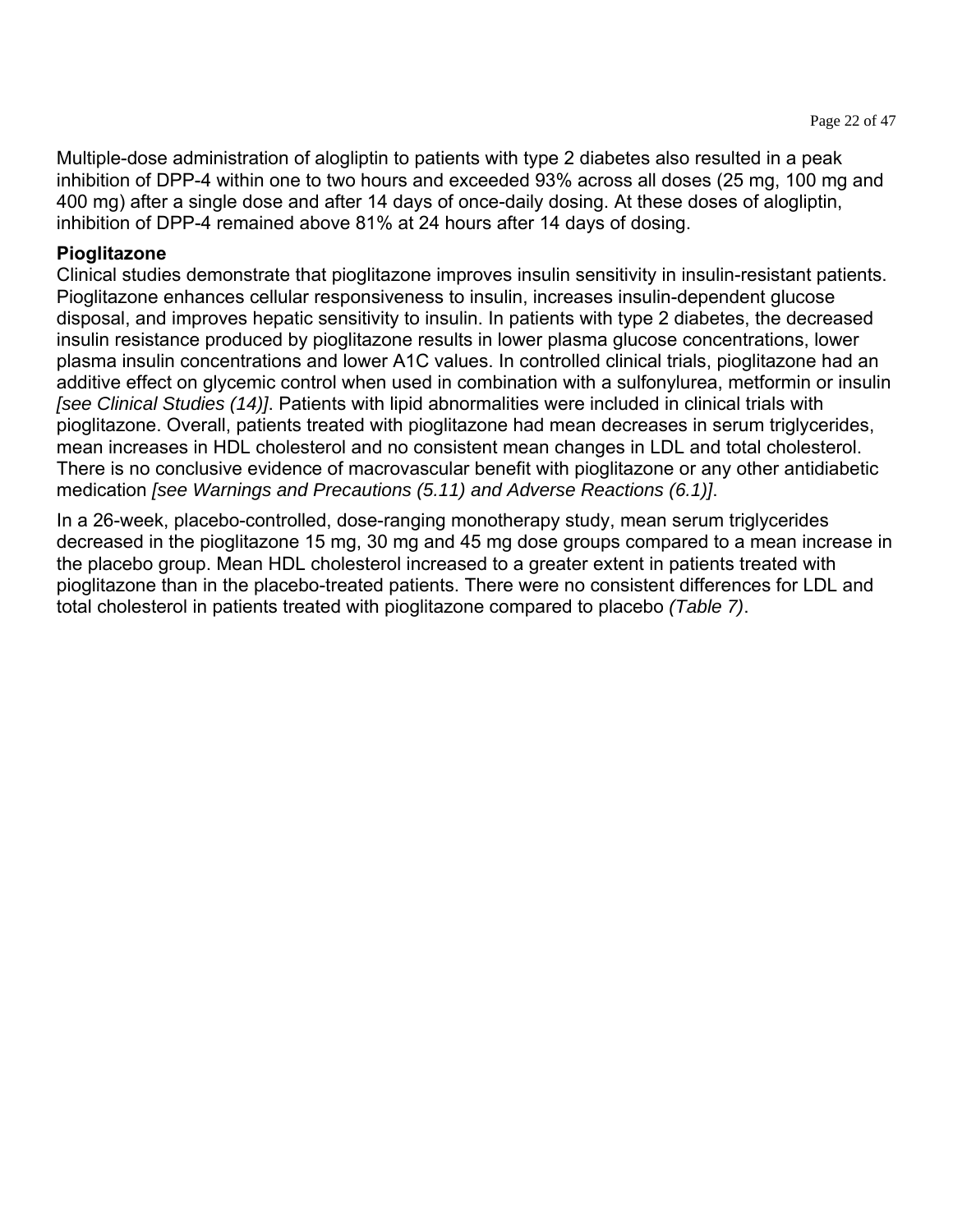Multiple-dose administration of alogliptin to patients with type 2 diabetes also resulted in a peak inhibition of DPP-4 within one to two hours and exceeded 93% across all doses (25 mg, 100 mg and 400 mg) after a single dose and after 14 days of once-daily dosing. At these doses of alogliptin, inhibition of DPP-4 remained above 81% at 24 hours after 14 days of dosing.

**Pioglitazone**

Clinical studies demonstrate that pioglitazone improves insulin sensitivity in insulin-resistant patients. Pioglitazone enhances cellular responsiveness to insulin, increases insulin-dependent glucose disposal, and improves hepatic sensitivity to insulin. In patients with type 2 diabetes, the decreased insulin resistance produced by pioglitazone results in lower plasma glucose concentrations, lower plasma insulin concentrations and lower A1C values. In controlled clinical trials, pioglitazone had an additive effect on glycemic control when used in combination with a sulfonylurea, metformin or insulin *[see Clinical Studies (14)]*. Patients with lipid abnormalities were included in clinical trials with pioglitazone. Overall, patients treated with pioglitazone had mean decreases in serum triglycerides, mean increases in HDL cholesterol and no consistent mean changes in LDL and total cholesterol. There is no conclusive evidence of macrovascular benefit with pioglitazone or any other antidiabetic medication *[see Warnings and Precautions (5.11) and Adverse Reactions (6.1)]*.

In a 26-week, placebo-controlled, dose-ranging monotherapy study, mean serum triglycerides decreased in the pioglitazone 15 mg, 30 mg and 45 mg dose groups compared to a mean increase in the placebo group. Mean HDL cholesterol increased to a greater extent in patients treated with pioglitazone than in the placebo-treated patients. There were no consistent differences for LDL and total cholesterol in patients treated with pioglitazone compared to placebo *(Table 7)*.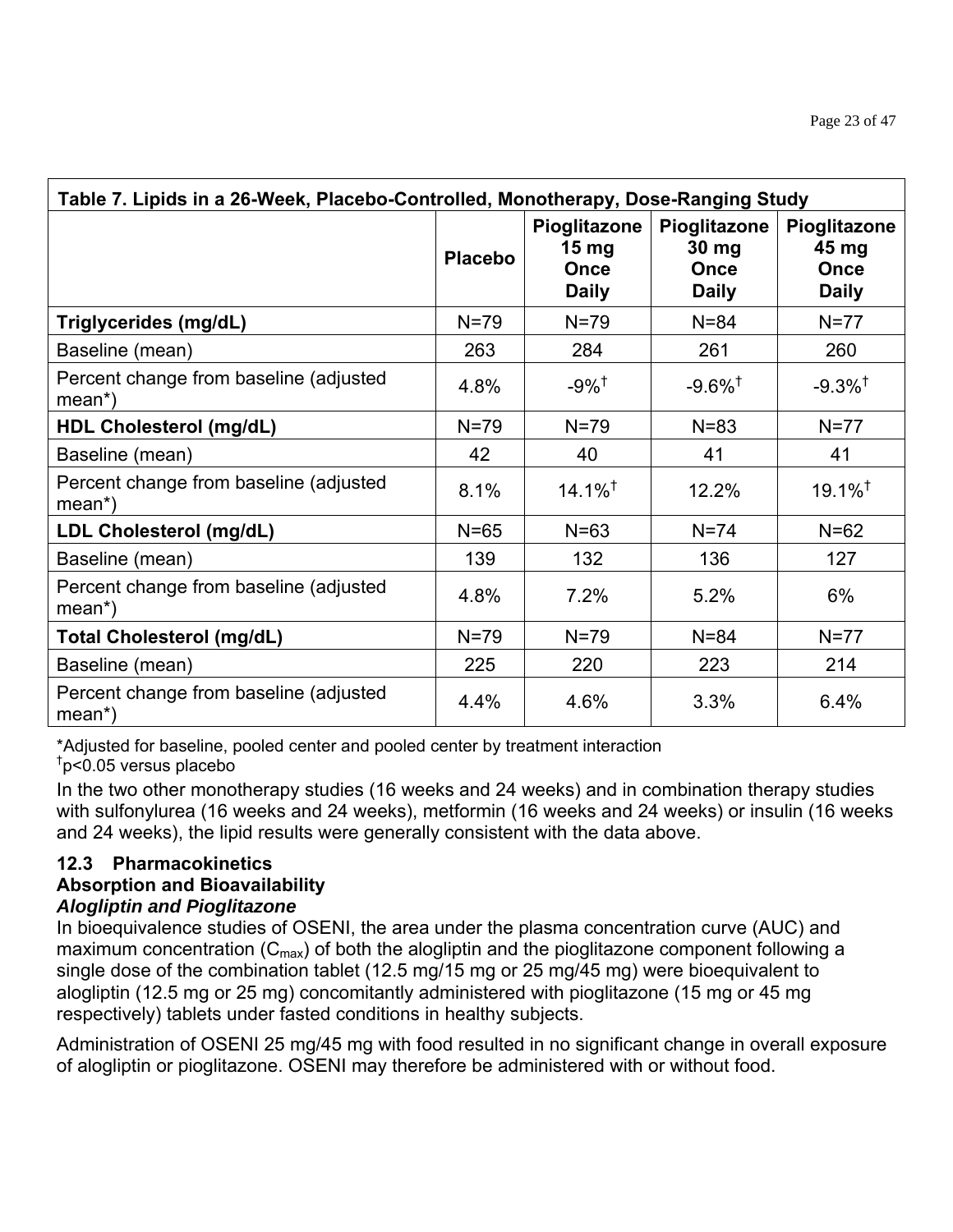| Table 7. Lipids in a 26-Week, Placebo-Controlled, Monotherapy, Dose-Ranging Study | | | | |
|---|---|---|---|---|
| | **Placebo** | **Pioglitazone 15 mg Once Daily** | **Pioglitazone 30 mg Once Daily** | **Pioglitazone 45 mg Once Daily** |
| **Triglycerides (mg/dL)** | N=79 | N=79 | N=84 | N=77 |
| Baseline (mean) | 263 | 284 | 261 | 260 |
| Percent change from baseline (adjusted mean*) | 4.8% | -9%† | -9.6%† | -9.3%† |
| **HDL Cholesterol (mg/dL)** | N=79 | N=79 | N=83 | N=77 |
| Baseline (mean) | 42 | 40 | 41 | 41 |
| Percent change from baseline (adjusted mean*) | 8.1% | 14.1%† | 12.2% | 19.1%† |
| **LDL Cholesterol (mg/dL)** | N=65 | N=63 | N=74 | N=62 |
| Baseline (mean) | 139 | 132 | 136 | 127 |
| Percent change from baseline (adjusted mean*) | 4.8% | 7.2% | 5.2% | 6% |
| **Total Cholesterol (mg/dL)** | N=79 | N=79 | N=84 | N=77 |
| Baseline (mean) | 225 | 220 | 223 | 214 |
| Percent change from baseline (adjusted mean*) | 4.4% | 4.6% | 3.3% | 6.4% |

*Adjusted for baseline, pooled center and pooled center by treatment interaction
†p<0.05 versus placebo

In the two other monotherapy studies (16 weeks and 24 weeks) and in combination therapy studies with sulfonylurea (16 weeks and 24 weeks), metformin (16 weeks and 24 weeks) or insulin (16 weeks and 24 weeks), the lipid results were generally consistent with the data above.

### 12.3 Pharmacokinetics

**Absorption and Bioavailability**

***Alogliptin and Pioglitazone***

In bioequivalence studies of OSENI, the area under the plasma concentration curve (AUC) and maximum concentration ($C_{max}$) of both the alogliptin and the pioglitazone component following a single dose of the combination tablet (12.5 mg/15 mg or 25 mg/45 mg) were bioequivalent to alogliptin (12.5 mg or 25 mg) concomitantly administered with pioglitazone (15 mg or 45 mg respectively) tablets under fasted conditions in healthy subjects.

Administration of OSENI 25 mg/45 mg with food resulted in no significant change in overall exposure of alogliptin or pioglitazone. OSENI may therefore be administered with or without food.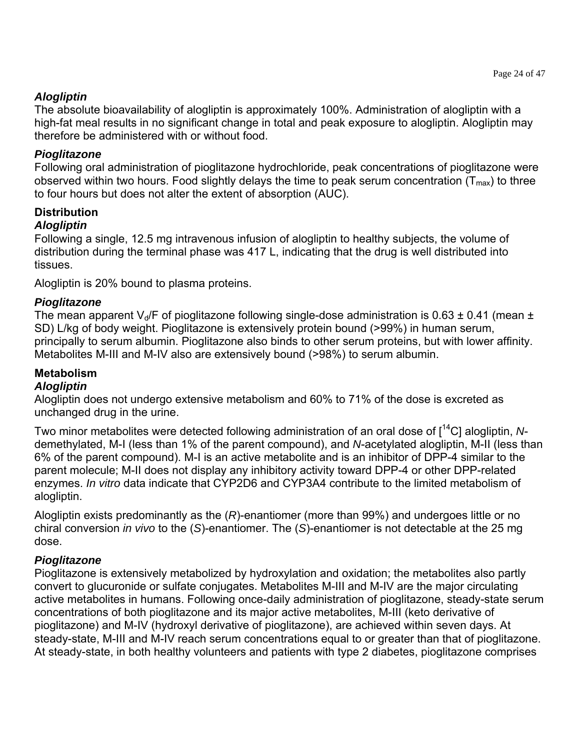### *Alogliptin*

The absolute bioavailability of alogliptin is approximately 100%. Administration of alogliptin with a high-fat meal results in no significant change in total and peak exposure to alogliptin. Alogliptin may therefore be administered with or without food.

### *Pioglitazone*

Following oral administration of pioglitazone hydrochloride, peak concentrations of pioglitazone were observed within two hours. Food slightly delays the time to peak serum concentration ($T_{max}$) to three to four hours but does not alter the extent of absorption (AUC).

## Distribution

### *Alogliptin*

Following a single, 12.5 mg intravenous infusion of alogliptin to healthy subjects, the volume of distribution during the terminal phase was 417 L, indicating that the drug is well distributed into tissues.

Alogliptin is 20% bound to plasma proteins.

### *Pioglitazone*

The mean apparent $V_d/F$ of pioglitazone following single-dose administration is 0.63 ± 0.41 (mean ± SD) L/kg of body weight. Pioglitazone is extensively protein bound (>99%) in human serum, principally to serum albumin. Pioglitazone also binds to other serum proteins, but with lower affinity. Metabolites M-III and M-IV also are extensively bound (>98%) to serum albumin.

## Metabolism

### *Alogliptin*

Alogliptin does not undergo extensive metabolism and 60% to 71% of the dose is excreted as unchanged drug in the urine.

Two minor metabolites were detected following administration of an oral dose of [$^{14}$C] alogliptin, *N*-demethylated, M-I (less than 1% of the parent compound), and *N*-acetylated alogliptin, M-II (less than 6% of the parent compound). M-I is an active metabolite and is an inhibitor of DPP-4 similar to the parent molecule; M-II does not display any inhibitory activity toward DPP-4 or other DPP-related enzymes. *In vitro* data indicate that CYP2D6 and CYP3A4 contribute to the limited metabolism of alogliptin.

Alogliptin exists predominantly as the (*R*)-enantiomer (more than 99%) and undergoes little or no chiral conversion *in vivo* to the (*S*)-enantiomer. The (*S*)-enantiomer is not detectable at the 25 mg dose.

### *Pioglitazone*

Pioglitazone is extensively metabolized by hydroxylation and oxidation; the metabolites also partly convert to glucuronide or sulfate conjugates. Metabolites M-III and M-IV are the major circulating active metabolites in humans. Following once-daily administration of pioglitazone, steady-state serum concentrations of both pioglitazone and its major active metabolites, M-III (keto derivative of pioglitazone) and M-IV (hydroxyl derivative of pioglitazone), are achieved within seven days. At steady-state, M-III and M-IV reach serum concentrations equal to or greater than that of pioglitazone. At steady-state, in both healthy volunteers and patients with type 2 diabetes, pioglitazone comprises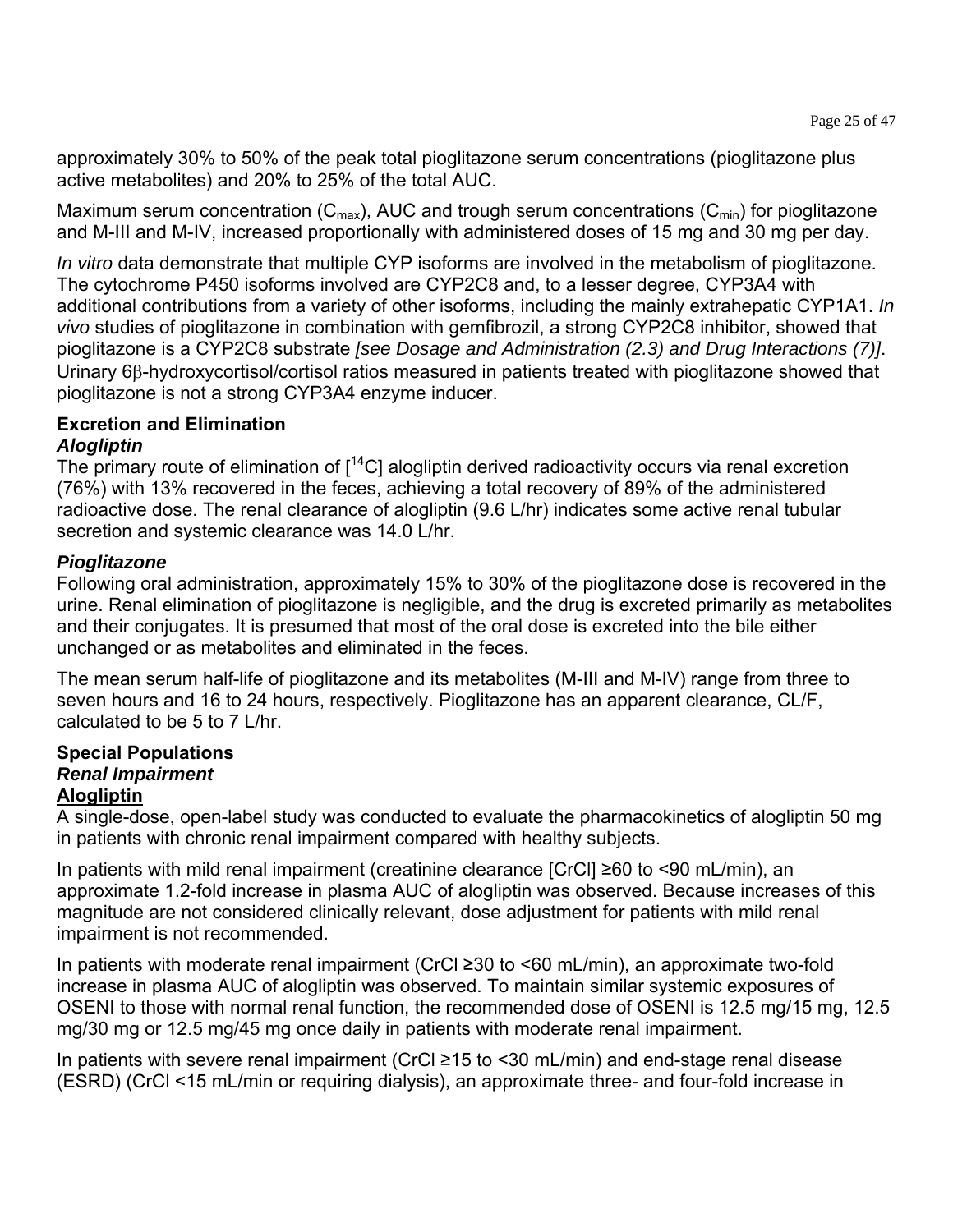approximately 30% to 50% of the peak total pioglitazone serum concentrations (pioglitazone plus active metabolites) and 20% to 25% of the total AUC.

Maximum serum concentration ($C_{max}$), AUC and trough serum concentrations ($C_{min}$) for pioglitazone and M-III and M-IV, increased proportionally with administered doses of 15 mg and 30 mg per day.

*In vitro* data demonstrate that multiple CYP isoforms are involved in the metabolism of pioglitazone. The cytochrome P450 isoforms involved are CYP2C8 and, to a lesser degree, CYP3A4 with additional contributions from a variety of other isoforms, including the mainly extrahepatic CYP1A1. *In vivo* studies of pioglitazone in combination with gemfibrozil, a strong CYP2C8 inhibitor, showed that pioglitazone is a CYP2C8 substrate *[see Dosage and Administration (2.3) and Drug Interactions (7)]*. Urinary 6β-hydroxycortisol/cortisol ratios measured in patients treated with pioglitazone showed that pioglitazone is not a strong CYP3A4 enzyme inducer.

**Excretion and Elimination**

***Alogliptin***

The primary route of elimination of [$^{14}$C] alogliptin derived radioactivity occurs via renal excretion (76%) with 13% recovered in the feces, achieving a total recovery of 89% of the administered radioactive dose. The renal clearance of alogliptin (9.6 L/hr) indicates some active renal tubular secretion and systemic clearance was 14.0 L/hr.

***Pioglitazone***

Following oral administration, approximately 15% to 30% of the pioglitazone dose is recovered in the urine. Renal elimination of pioglitazone is negligible, and the drug is excreted primarily as metabolites and their conjugates. It is presumed that most of the oral dose is excreted into the bile either unchanged or as metabolites and eliminated in the feces.

The mean serum half-life of pioglitazone and its metabolites (M-III and M-IV) range from three to seven hours and 16 to 24 hours, respectively. Pioglitazone has an apparent clearance, CL/F, calculated to be 5 to 7 L/hr.

**Special Populations**

***Renal Impairment***

**Alogliptin**

A single-dose, open-label study was conducted to evaluate the pharmacokinetics of alogliptin 50 mg in patients with chronic renal impairment compared with healthy subjects.

In patients with mild renal impairment (creatinine clearance [CrCl] ≥60 to <90 mL/min), an approximate 1.2-fold increase in plasma AUC of alogliptin was observed. Because increases of this magnitude are not considered clinically relevant, dose adjustment for patients with mild renal impairment is not recommended.

In patients with moderate renal impairment (CrCl ≥30 to <60 mL/min), an approximate two-fold increase in plasma AUC of alogliptin was observed. To maintain similar systemic exposures of OSENI to those with normal renal function, the recommended dose of OSENI is 12.5 mg/15 mg, 12.5 mg/30 mg or 12.5 mg/45 mg once daily in patients with moderate renal impairment.

In patients with severe renal impairment (CrCl ≥15 to <30 mL/min) and end-stage renal disease (ESRD) (CrCl <15 mL/min or requiring dialysis), an approximate three- and four-fold increase in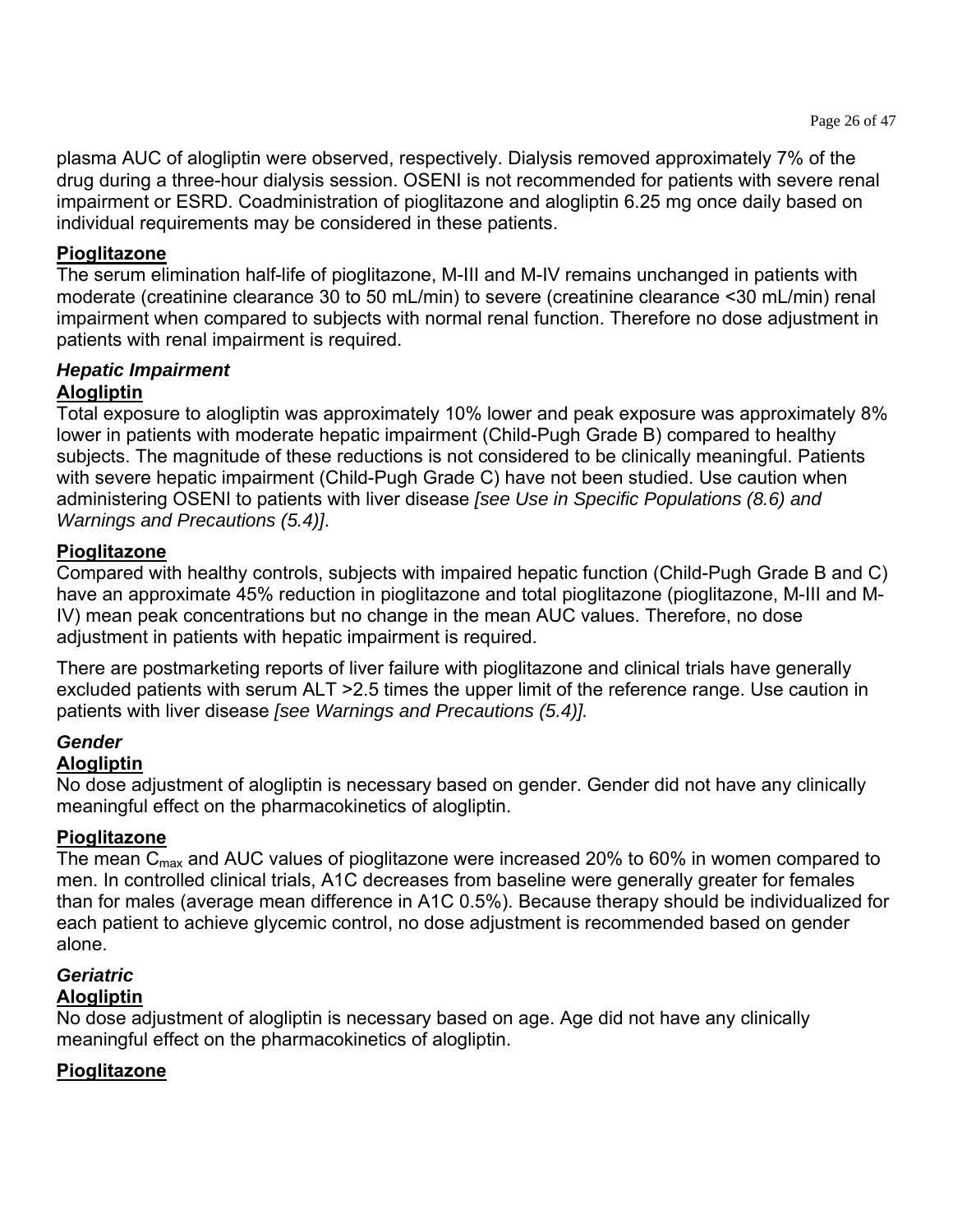plasma AUC of alogliptin were observed, respectively. Dialysis removed approximately 7% of the drug during a three-hour dialysis session. OSENI is not recommended for patients with severe renal impairment or ESRD. Coadministration of pioglitazone and alogliptin 6.25 mg once daily based on individual requirements may be considered in these patients.

**Pioglitazone**

The serum elimination half-life of pioglitazone, M-III and M-IV remains unchanged in patients with moderate (creatinine clearance 30 to 50 mL/min) to severe (creatinine clearance <30 mL/min) renal impairment when compared to subjects with normal renal function. Therefore no dose adjustment in patients with renal impairment is required.

***Hepatic Impairment***

**Alogliptin**

Total exposure to alogliptin was approximately 10% lower and peak exposure was approximately 8% lower in patients with moderate hepatic impairment (Child-Pugh Grade B) compared to healthy subjects. The magnitude of these reductions is not considered to be clinically meaningful. Patients with severe hepatic impairment (Child-Pugh Grade C) have not been studied. Use caution when administering OSENI to patients with liver disease *[see Use in Specific Populations (8.6) and Warnings and Precautions (5.4)]*.

**Pioglitazone**

Compared with healthy controls, subjects with impaired hepatic function (Child-Pugh Grade B and C) have an approximate 45% reduction in pioglitazone and total pioglitazone (pioglitazone, M-III and M-IV) mean peak concentrations but no change in the mean AUC values. Therefore, no dose adjustment in patients with hepatic impairment is required.

There are postmarketing reports of liver failure with pioglitazone and clinical trials have generally excluded patients with serum ALT >2.5 times the upper limit of the reference range. Use caution in patients with liver disease *[see Warnings and Precautions (5.4)].*

***Gender***

**Alogliptin**

No dose adjustment of alogliptin is necessary based on gender. Gender did not have any clinically meaningful effect on the pharmacokinetics of alogliptin.

**Pioglitazone**

The mean $C_{max}$ and AUC values of pioglitazone were increased 20% to 60% in women compared to men. In controlled clinical trials, A1C decreases from baseline were generally greater for females than for males (average mean difference in A1C 0.5%). Because therapy should be individualized for each patient to achieve glycemic control, no dose adjustment is recommended based on gender alone.

***Geriatric***

**Alogliptin**

No dose adjustment of alogliptin is necessary based on age. Age did not have any clinically meaningful effect on the pharmacokinetics of alogliptin.

**Pioglitazone**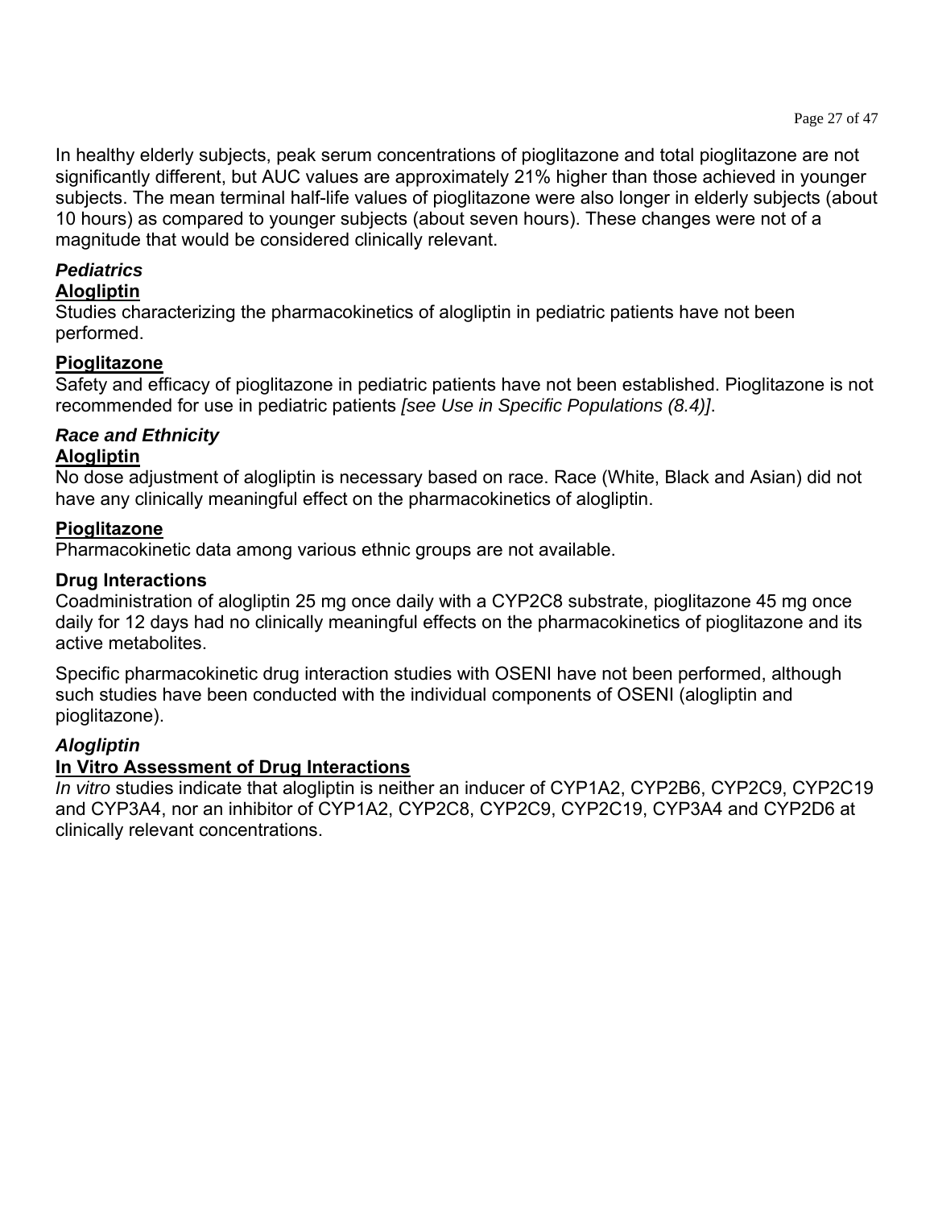In healthy elderly subjects, peak serum concentrations of pioglitazone and total pioglitazone are not significantly different, but AUC values are approximately 21% higher than those achieved in younger subjects. The mean terminal half-life values of pioglitazone were also longer in elderly subjects (about 10 hours) as compared to younger subjects (about seven hours). These changes were not of a magnitude that would be considered clinically relevant.

***Pediatrics***

**Alogliptin**

Studies characterizing the pharmacokinetics of alogliptin in pediatric patients have not been performed.

**Pioglitazone**

Safety and efficacy of pioglitazone in pediatric patients have not been established. Pioglitazone is not recommended for use in pediatric patients *[see Use in Specific Populations (8.4)]*.

***Race and Ethnicity***

**Alogliptin**

No dose adjustment of alogliptin is necessary based on race. Race (White, Black and Asian) did not have any clinically meaningful effect on the pharmacokinetics of alogliptin.

**Pioglitazone**

Pharmacokinetic data among various ethnic groups are not available.

**Drug Interactions**

Coadministration of alogliptin 25 mg once daily with a CYP2C8 substrate, pioglitazone 45 mg once daily for 12 days had no clinically meaningful effects on the pharmacokinetics of pioglitazone and its active metabolites.

Specific pharmacokinetic drug interaction studies with OSENI have not been performed, although such studies have been conducted with the individual components of OSENI (alogliptin and pioglitazone).

***Alogliptin***

**In Vitro Assessment of Drug Interactions**

*In vitro* studies indicate that alogliptin is neither an inducer of CYP1A2, CYP2B6, CYP2C9, CYP2C19 and CYP3A4, nor an inhibitor of CYP1A2, CYP2C8, CYP2C9, CYP2C19, CYP3A4 and CYP2D6 at clinically relevant concentrations.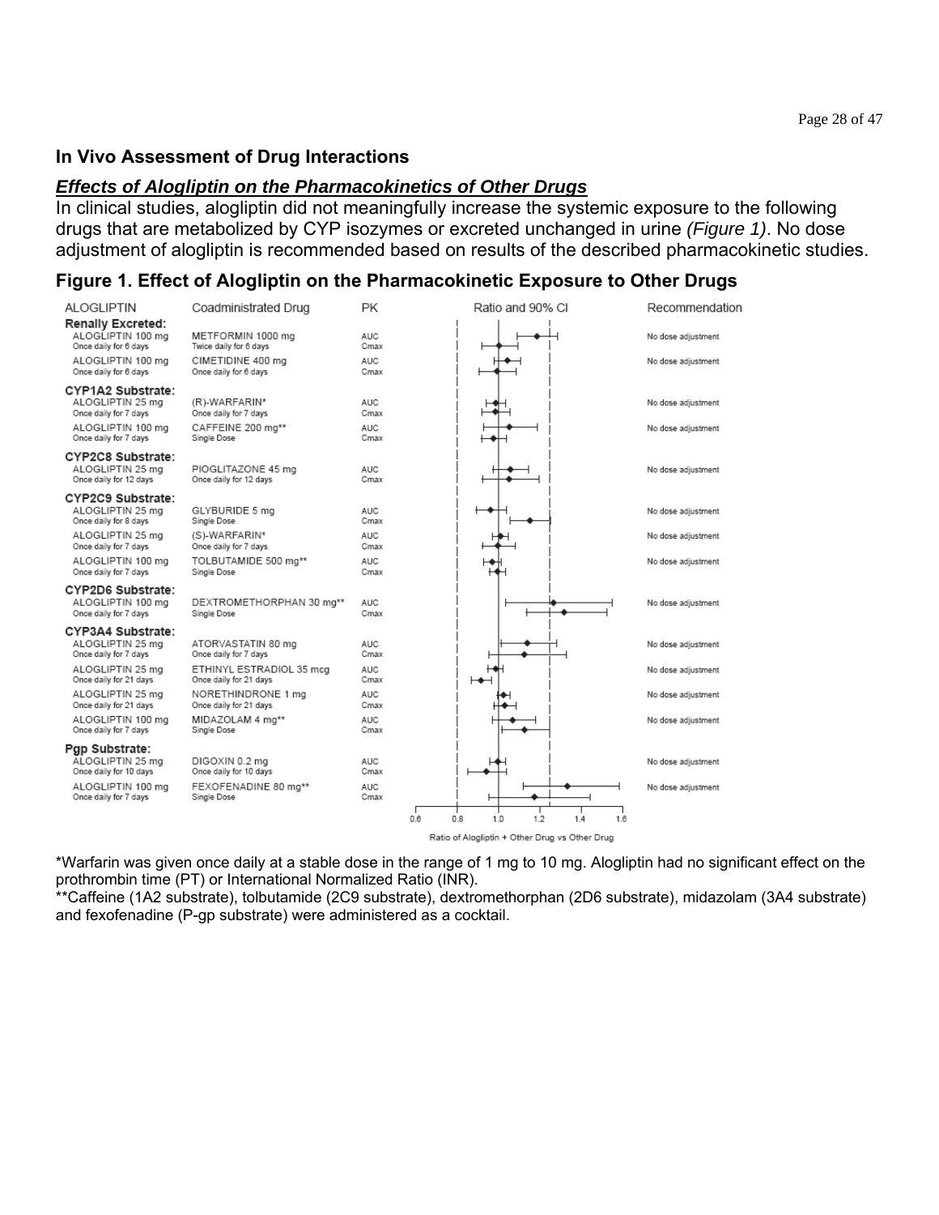## In Vivo Assessment of Drug Interactions

### *Effects of Alogliptin on the Pharmacokinetics of Other Drugs*

In clinical studies, alogliptin did not meaningfully increase the systemic exposure to the following drugs that are metabolized by CYP isozymes or excreted unchanged in urine *(Figure 1)*. No dose adjustment of alogliptin is recommended based on results of the described pharmacokinetic studies.

### Figure 1. Effect of Alogliptin on the Pharmacokinetic Exposure to Other Drugs

| ALOGLIPTIN | Coadministrated Drug | PK | Recommendation |
|---|---|---|---|
| **Renally Excreted:** | | | |
| ALOGLIPTIN 100 mg Once daily for 6 days | METFORMIN 1000 mg Twice daily for 6 days | AUC / Cmax | No dose adjustment |
| ALOGLIPTIN 100 mg Once daily for 6 days | CIMETIDINE 400 mg Once daily for 6 days | AUC / Cmax | No dose adjustment |
| **CYP1A2 Substrate:** | | | |
| ALOGLIPTIN 25 mg Once daily for 7 days | (R)-WARFARIN* Once daily for 7 days | AUC / Cmax | No dose adjustment |
| ALOGLIPTIN 100 mg Once daily for 7 days | CAFFEINE 200 mg** Single Dose | AUC / Cmax | No dose adjustment |
| **CYP2C8 Substrate:** | | | |
| ALOGLIPTIN 25 mg Once daily for 12 days | PIOGLITAZONE 45 mg Once daily for 12 days | AUC / Cmax | No dose adjustment |
| **CYP2C9 Substrate:** | | | |
| ALOGLIPTIN 25 mg Once daily for 8 days | GLYBURIDE 5 mg Single Dose | AUC / Cmax | No dose adjustment |
| ALOGLIPTIN 25 mg Once daily for 7 days | (S)-WARFARIN* Once daily for 7 days | AUC / Cmax | No dose adjustment |
| ALOGLIPTIN 100 mg Once daily for 7 days | TOLBUTAMIDE 500 mg** Single Dose | AUC / Cmax | No dose adjustment |
| **CYP2D6 Substrate:** | | | |
| ALOGLIPTIN 100 mg Once daily for 7 days | DEXTROMETHORPHAN 30 mg** Single Dose | AUC / Cmax | No dose adjustment |
| **CYP3A4 Substrate:** | | | |
| ALOGLIPTIN 25 mg Once daily for 7 days | ATORVASTATIN 80 mg Once daily for 7 days | AUC / Cmax | No dose adjustment |
| ALOGLIPTIN 25 mg Once daily for 21 days | ETHINYL ESTRADIOL 35 mcg Once daily for 21 days | AUC / Cmax | No dose adjustment |
| ALOGLIPTIN 25 mg Once daily for 21 days | NORETHINDRONE 1 mg Once daily for 21 days | AUC / Cmax | No dose adjustment |
| ALOGLIPTIN 100 mg Once daily for 7 days | MIDAZOLAM 4 mg** Single Dose | AUC / Cmax | No dose adjustment |
| **Pgp Substrate:** | | | |
| ALOGLIPTIN 25 mg Once daily for 10 days | DIGOXIN 0.2 mg Once daily for 10 days | AUC / Cmax | No dose adjustment |
| ALOGLIPTIN 100 mg Once daily for 7 days | FEXOFENADINE 80 mg** Single Dose | AUC / Cmax | No dose adjustment |

Ratio and 90% CI (x-axis: 0.6, 0.8, 1.0, 1.2, 1.4, 1.6) — Ratio of Alogliptin + Other Drug vs Other Drug

*Warfarin was given once daily at a stable dose in the range of 1 mg to 10 mg. Alogliptin had no significant effect on the prothrombin time (PT) or International Normalized Ratio (INR).

**Caffeine (1A2 substrate), tolbutamide (2C9 substrate), dextromethorphan (2D6 substrate), midazolam (3A4 substrate) and fexofenadine (P-gp substrate) were administered as a cocktail.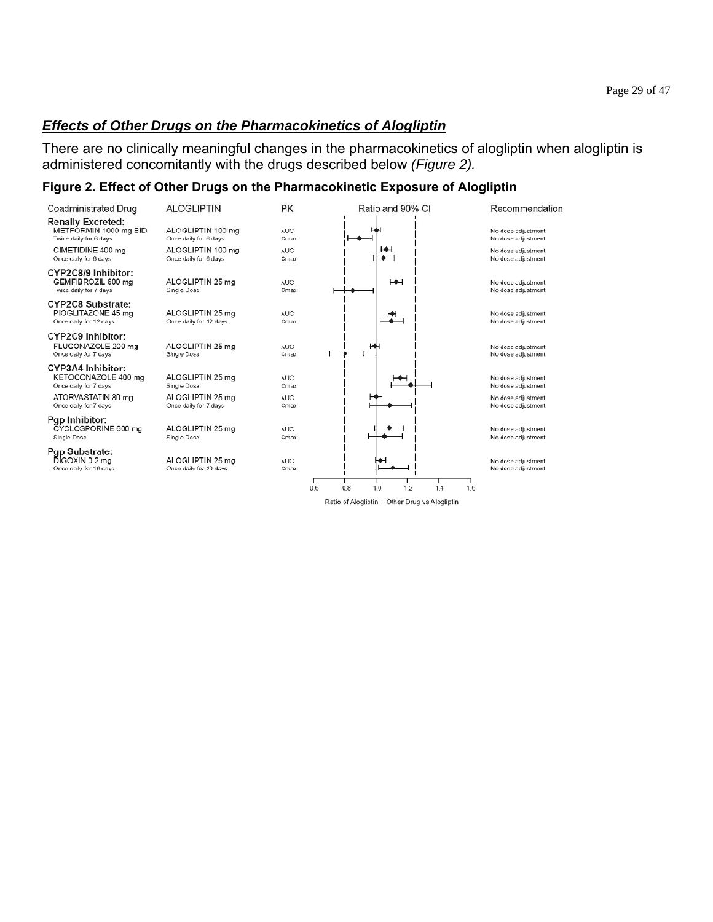***Effects of Other Drugs on the Pharmacokinetics of Alogliptin***

There are no clinically meaningful changes in the pharmacokinetics of alogliptin when alogliptin is administered concomitantly with the drugs described below *(Figure 2).*

**Figure 2. Effect of Other Drugs on the Pharmacokinetic Exposure of Alogliptin**

| Coadministrated Drug | ALOGLIPTIN | PK | Recommendation |
|---|---|---|---|
| **Renally Excreted:** | | | |
| METFORMIN 1000 mg BID<br>Twice daily for 6 days | ALOGLIPTIN 100 mg<br>Once daily for 6 days | AUC<br>Cmax | No dose adjustment<br>No dose adjustment |
| CIMETIDINE 400 mg<br>Once daily for 6 days | ALOGLIPTIN 100 mg<br>Once daily for 6 days | AUC<br>Cmax | No dose adjustment<br>No dose adjustment |
| **CYP2C8/9 Inhibitor:** | | | |
| GEMFIBROZIL 600 mg<br>Twice daily for 7 days | ALOGLIPTIN 25 mg<br>Single Dose | AUC<br>Cmax | No dose adjustment<br>No dose adjustment |
| **CYP2C8 Substrate:** | | | |
| PIOGLITAZONE 45 mg<br>Once daily for 12 days | ALOGLIPTIN 25 mg<br>Once daily for 12 days | AUC<br>Cmax | No dose adjustment<br>No dose adjustment |
| **CYP2C9 Inhibitor:** | | | |
| FLUCONAZOLE 200 mg<br>Once daily for 7 days | ALOGLIPTIN 25 mg<br>Single Dose | AUC<br>Cmax | No dose adjustment<br>No dose adjustment |
| **CYP3A4 Inhibitor:** | | | |
| KETOCONAZOLE 400 mg<br>Once daily for 7 days | ALOGLIPTIN 25 mg<br>Single Dose | AUC<br>Cmax | No dose adjustment<br>No dose adjustment |
| ATORVASTATIN 80 mg<br>Once daily for 7 days | ALOGLIPTIN 25 mg<br>Once daily for 7 days | AUC<br>Cmax | No dose adjustment<br>No dose adjustment |
| **Pgp Inhibitor:** | | | |
| CYCLOSPORINE 600 mg<br>Single Dose | ALOGLIPTIN 25 mg<br>Single Dose | AUC<br>Cmax | No dose adjustment<br>No dose adjustment |
| **Pgp Substrate:** | | | |
| DIGOXIN 0.2 mg<br>Once daily for 10 days | ALOGLIPTIN 25 mg<br>Once daily for 10 days | AUC<br>Cmax | No dose adjustment<br>No dose adjustment |

Ratio and 90% CI (x-axis: 0.6, 0.8, 1.0, 1.2, 1.4, 1.6)

Ratio of Alogliptin + Other Drug vs Alogliptin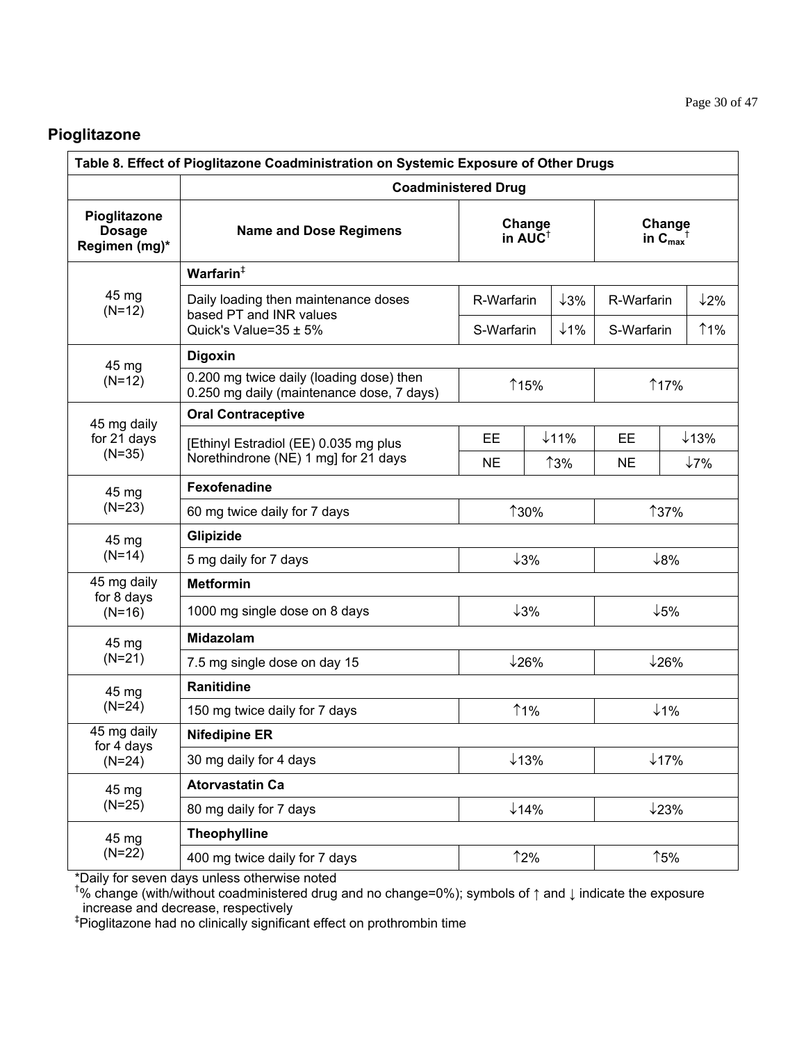## Pioglitazone

| Table 8. Effect of Pioglitazone Coadministration on Systemic Exposure of Other Drugs | | | | | |
|---|---|---|---|---|---|
| | Coadministered Drug | | | | |
| **Pioglitazone Dosage Regimen (mg)*** | **Name and Dose Regimens** | **Change in AUC†** | | **Change in $C_{max}$†** | |
| 45 mg (N=12) | **Warfarin‡** | | | | |
| | Daily loading then maintenance doses based PT and INR values Quick's Value=35 ± 5% | R-Warfarin | ↓3% | R-Warfarin | ↓2% |
| | | S-Warfarin | ↓1% | S-Warfarin | ↑1% |
| 45 mg (N=12) | **Digoxin** | | | | |
| | 0.200 mg twice daily (loading dose) then 0.250 mg daily (maintenance dose, 7 days) | ↑15% | | ↑17% | |
| 45 mg daily for 21 days (N=35) | **Oral Contraceptive** | | | | |
| | [Ethinyl Estradiol (EE) 0.035 mg plus Norethindrone (NE) 1 mg] for 21 days | EE | ↓11% | EE | ↓13% |
| | | NE | ↑3% | NE | ↓7% |
| 45 mg (N=23) | **Fexofenadine** | | | | |
| | 60 mg twice daily for 7 days | ↑30% | | ↑37% | |
| 45 mg (N=14) | **Glipizide** | | | | |
| | 5 mg daily for 7 days | ↓3% | | ↓8% | |
| 45 mg daily for 8 days (N=16) | **Metformin** | | | | |
| | 1000 mg single dose on 8 days | ↓3% | | ↓5% | |
| 45 mg (N=21) | **Midazolam** | | | | |
| | 7.5 mg single dose on day 15 | ↓26% | | ↓26% | |
| 45 mg (N=24) | **Ranitidine** | | | | |
| | 150 mg twice daily for 7 days | ↑1% | | ↓1% | |
| 45 mg daily for 4 days (N=24) | **Nifedipine ER** | | | | |
| | 30 mg daily for 4 days | ↓13% | | ↓17% | |
| 45 mg (N=25) | **Atorvastatin Ca** | | | | |
| | 80 mg daily for 7 days | ↓14% | | ↓23% | |
| 45 mg (N=22) | **Theophylline** | | | | |
| | 400 mg twice daily for 7 days | ↑2% | | ↑5% | |

*Daily for seven days unless otherwise noted

†% change (with/without coadministered drug and no change=0%); symbols of ↑ and ↓ indicate the exposure increase and decrease, respectively

‡Pioglitazone had no clinically significant effect on prothrombin time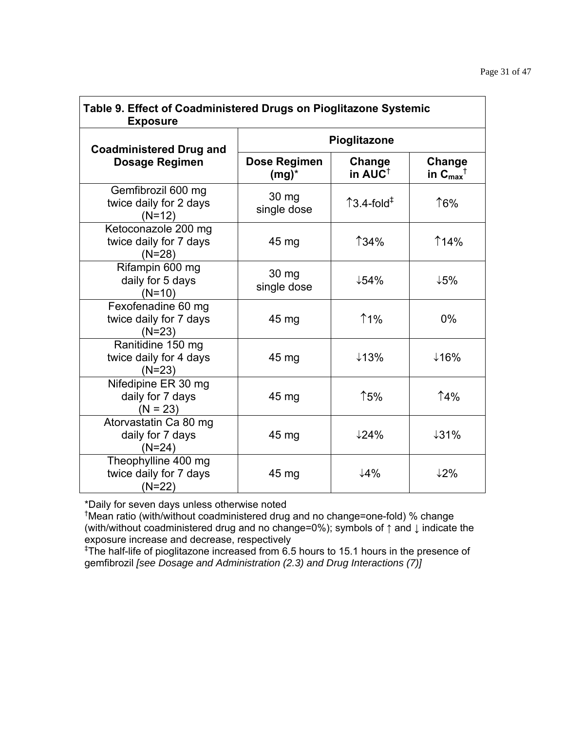**Table 9. Effect of Coadministered Drugs on Pioglitazone Systemic Exposure**

| Coadministered Drug and Dosage Regimen | Pioglitazone | | |
|---|---|---|---|
| | Dose Regimen (mg)* | Change in AUC† | Change in $C_{max}$† |
| Gemfibrozil 600 mg twice daily for 2 days (N=12) | 30 mg single dose | ↑3.4-fold‡ | ↑6% |
| Ketoconazole 200 mg twice daily for 7 days (N=28) | 45 mg | ↑34% | ↑14% |
| Rifampin 600 mg daily for 5 days (N=10) | 30 mg single dose | ↓54% | ↓5% |
| Fexofenadine 60 mg twice daily for 7 days (N=23) | 45 mg | ↑1% | 0% |
| Ranitidine 150 mg twice daily for 4 days (N=23) | 45 mg | ↓13% | ↓16% |
| Nifedipine ER 30 mg daily for 7 days (N = 23) | 45 mg | ↑5% | ↑4% |
| Atorvastatin Ca 80 mg daily for 7 days (N=24) | 45 mg | ↓24% | ↓31% |
| Theophylline 400 mg twice daily for 7 days (N=22) | 45 mg | ↓4% | ↓2% |

*Daily for seven days unless otherwise noted

†Mean ratio (with/without coadministered drug and no change=one-fold) % change (with/without coadministered drug and no change=0%); symbols of ↑ and ↓ indicate the exposure increase and decrease, respectively

‡The half-life of pioglitazone increased from 6.5 hours to 15.1 hours in the presence of gemfibrozil *[see Dosage and Administration (2.3) and Drug Interactions (7)]*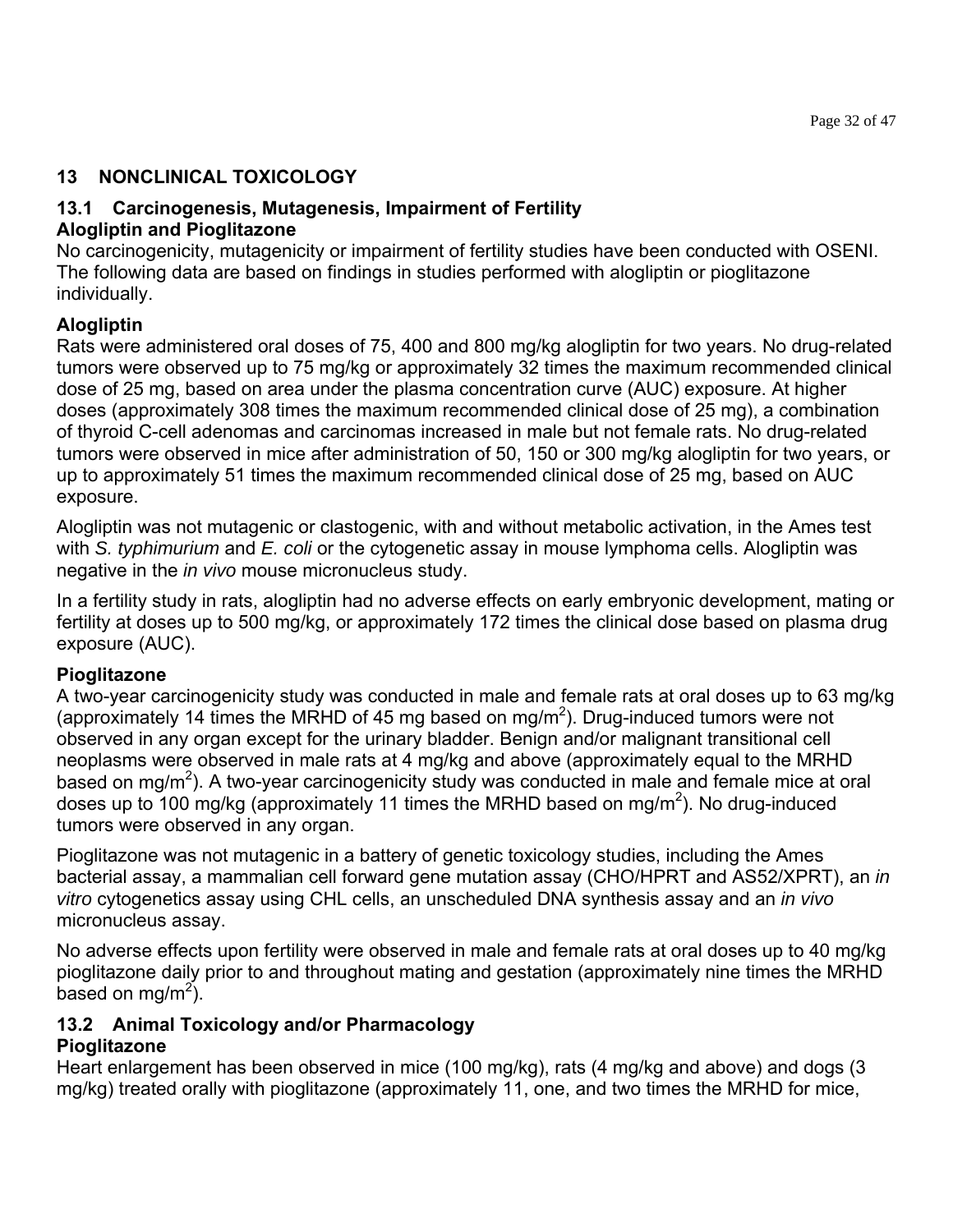## 13 NONCLINICAL TOXICOLOGY

### 13.1 Carcinogenesis, Mutagenesis, Impairment of Fertility

**Alogliptin and Pioglitazone**

No carcinogenicity, mutagenicity or impairment of fertility studies have been conducted with OSENI. The following data are based on findings in studies performed with alogliptin or pioglitazone individually.

**Alogliptin**

Rats were administered oral doses of 75, 400 and 800 mg/kg alogliptin for two years. No drug-related tumors were observed up to 75 mg/kg or approximately 32 times the maximum recommended clinical dose of 25 mg, based on area under the plasma concentration curve (AUC) exposure. At higher doses (approximately 308 times the maximum recommended clinical dose of 25 mg), a combination of thyroid C-cell adenomas and carcinomas increased in male but not female rats. No drug-related tumors were observed in mice after administration of 50, 150 or 300 mg/kg alogliptin for two years, or up to approximately 51 times the maximum recommended clinical dose of 25 mg, based on AUC exposure.

Alogliptin was not mutagenic or clastogenic, with and without metabolic activation, in the Ames test with *S. typhimurium* and *E. coli* or the cytogenetic assay in mouse lymphoma cells. Alogliptin was negative in the *in vivo* mouse micronucleus study.

In a fertility study in rats, alogliptin had no adverse effects on early embryonic development, mating or fertility at doses up to 500 mg/kg, or approximately 172 times the clinical dose based on plasma drug exposure (AUC).

**Pioglitazone**

A two-year carcinogenicity study was conducted in male and female rats at oral doses up to 63 mg/kg (approximately 14 times the MRHD of 45 mg based on mg/$m^2$). Drug-induced tumors were not observed in any organ except for the urinary bladder. Benign and/or malignant transitional cell neoplasms were observed in male rats at 4 mg/kg and above (approximately equal to the MRHD based on mg/$m^2$). A two-year carcinogenicity study was conducted in male and female mice at oral doses up to 100 mg/kg (approximately 11 times the MRHD based on mg/$m^2$). No drug-induced tumors were observed in any organ.

Pioglitazone was not mutagenic in a battery of genetic toxicology studies, including the Ames bacterial assay, a mammalian cell forward gene mutation assay (CHO/HPRT and AS52/XPRT), an *in vitro* cytogenetics assay using CHL cells, an unscheduled DNA synthesis assay and an *in vivo* micronucleus assay.

No adverse effects upon fertility were observed in male and female rats at oral doses up to 40 mg/kg pioglitazone daily prior to and throughout mating and gestation (approximately nine times the MRHD based on mg/$m^2$).

### 13.2 Animal Toxicology and/or Pharmacology

**Pioglitazone**

Heart enlargement has been observed in mice (100 mg/kg), rats (4 mg/kg and above) and dogs (3 mg/kg) treated orally with pioglitazone (approximately 11, one, and two times the MRHD for mice,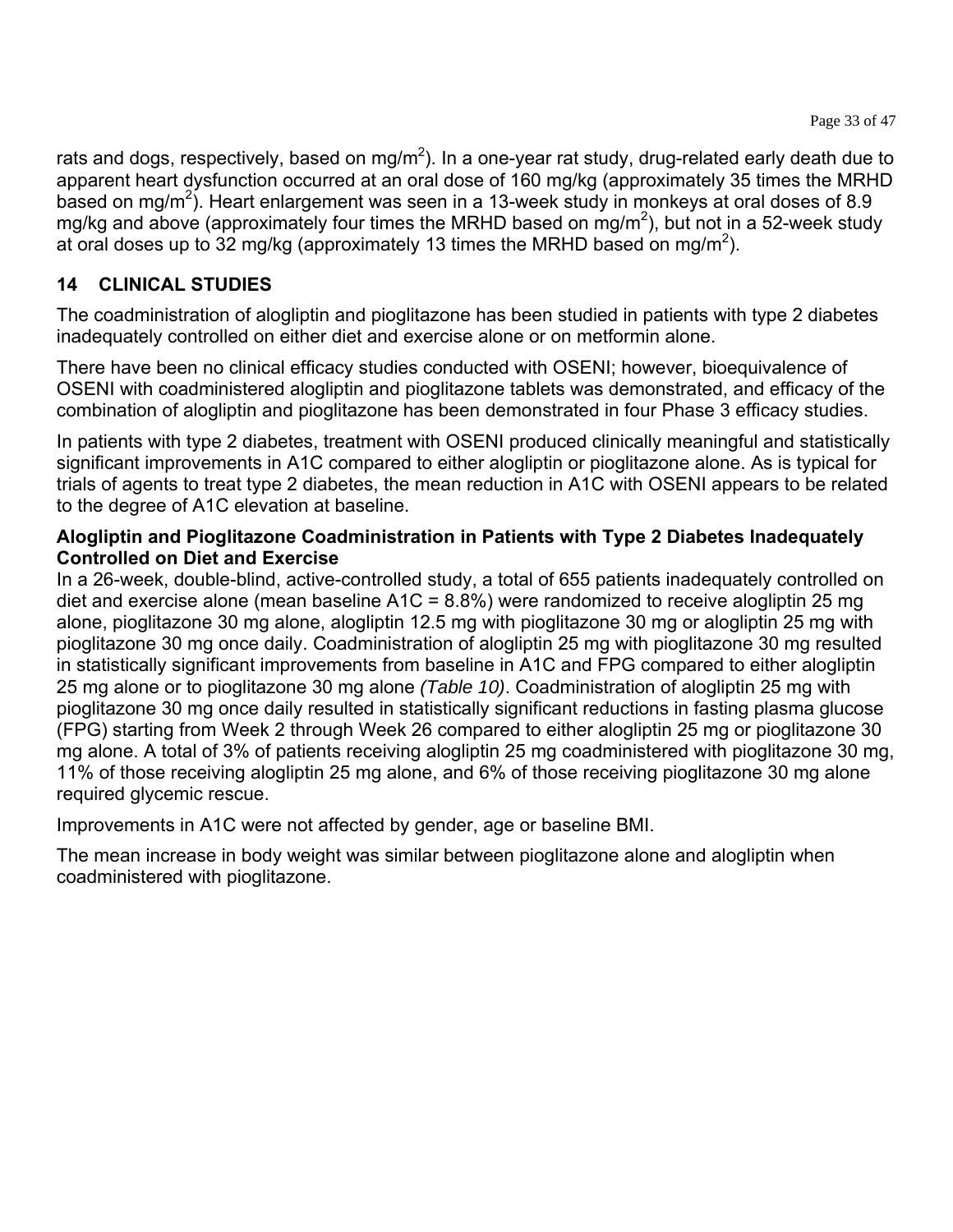rats and dogs, respectively, based on mg/$m^2$). In a one-year rat study, drug-related early death due to apparent heart dysfunction occurred at an oral dose of 160 mg/kg (approximately 35 times the MRHD based on mg/$m^2$). Heart enlargement was seen in a 13-week study in monkeys at oral doses of 8.9 mg/kg and above (approximately four times the MRHD based on mg/$m^2$), but not in a 52-week study at oral doses up to 32 mg/kg (approximately 13 times the MRHD based on mg/$m^2$).

## 14 CLINICAL STUDIES

The coadministration of alogliptin and pioglitazone has been studied in patients with type 2 diabetes inadequately controlled on either diet and exercise alone or on metformin alone.

There have been no clinical efficacy studies conducted with OSENI; however, bioequivalence of OSENI with coadministered alogliptin and pioglitazone tablets was demonstrated, and efficacy of the combination of alogliptin and pioglitazone has been demonstrated in four Phase 3 efficacy studies.

In patients with type 2 diabetes, treatment with OSENI produced clinically meaningful and statistically significant improvements in A1C compared to either alogliptin or pioglitazone alone. As is typical for trials of agents to treat type 2 diabetes, the mean reduction in A1C with OSENI appears to be related to the degree of A1C elevation at baseline.

**Alogliptin and Pioglitazone Coadministration in Patients with Type 2 Diabetes Inadequately Controlled on Diet and Exercise**

In a 26-week, double-blind, active-controlled study, a total of 655 patients inadequately controlled on diet and exercise alone (mean baseline A1C = 8.8%) were randomized to receive alogliptin 25 mg alone, pioglitazone 30 mg alone, alogliptin 12.5 mg with pioglitazone 30 mg or alogliptin 25 mg with pioglitazone 30 mg once daily. Coadministration of alogliptin 25 mg with pioglitazone 30 mg resulted in statistically significant improvements from baseline in A1C and FPG compared to either alogliptin 25 mg alone or to pioglitazone 30 mg alone *(Table 10)*. Coadministration of alogliptin 25 mg with pioglitazone 30 mg once daily resulted in statistically significant reductions in fasting plasma glucose (FPG) starting from Week 2 through Week 26 compared to either alogliptin 25 mg or pioglitazone 30 mg alone. A total of 3% of patients receiving alogliptin 25 mg coadministered with pioglitazone 30 mg, 11% of those receiving alogliptin 25 mg alone, and 6% of those receiving pioglitazone 30 mg alone required glycemic rescue.

Improvements in A1C were not affected by gender, age or baseline BMI.

The mean increase in body weight was similar between pioglitazone alone and alogliptin when coadministered with pioglitazone.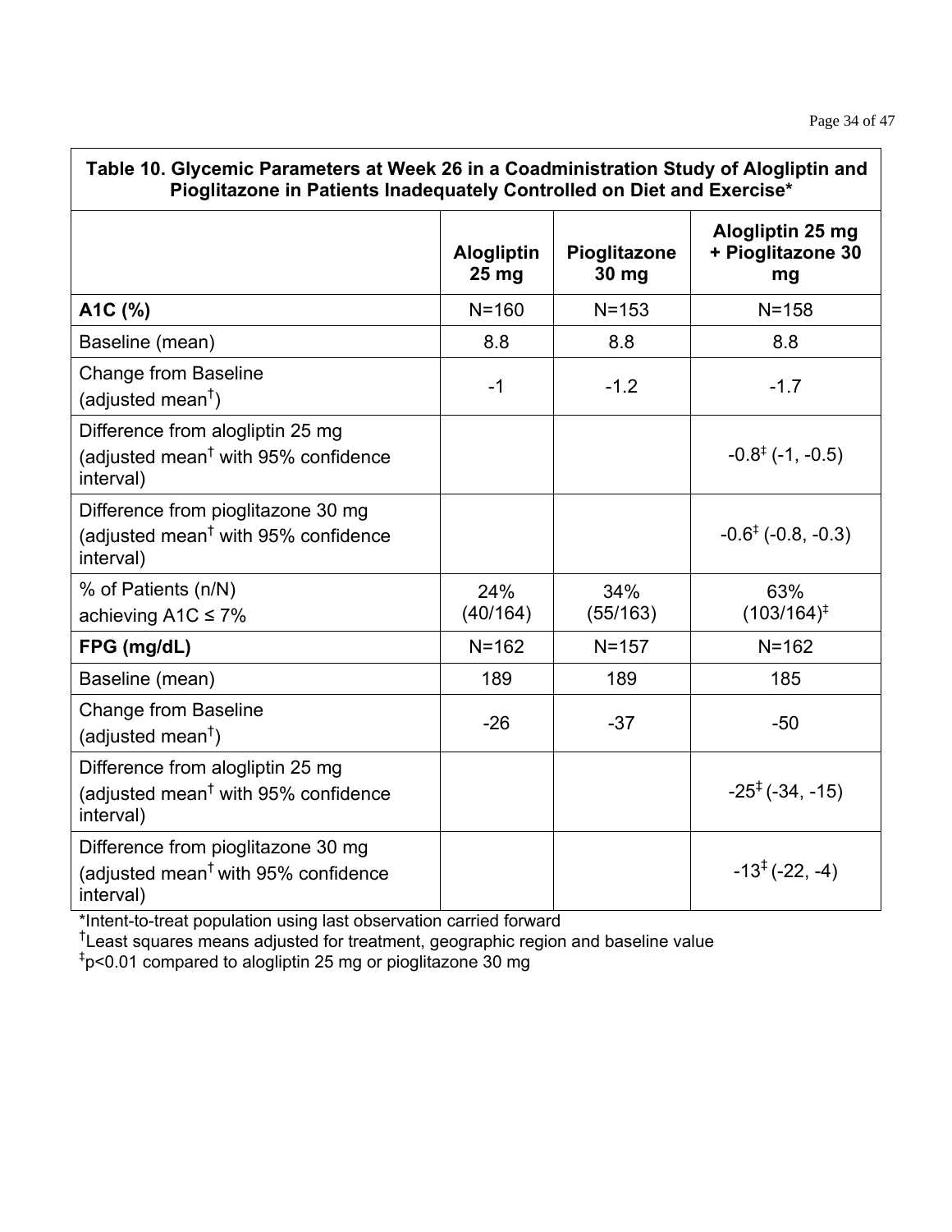**Table 10. Glycemic Parameters at Week 26 in a Coadministration Study of Alogliptin and Pioglitazone in Patients Inadequately Controlled on Diet and Exercise***

| | Alogliptin 25 mg | Pioglitazone 30 mg | Alogliptin 25 mg + Pioglitazone 30 mg |
|---|---|---|---|
| **A1C (%)** | N=160 | N=153 | N=158 |
| Baseline (mean) | 8.8 | 8.8 | 8.8 |
| Change from Baseline (adjusted mean†) | -1 | -1.2 | -1.7 |
| Difference from alogliptin 25 mg (adjusted mean† with 95% confidence interval) | | | -0.8‡ (-1, -0.5) |
| Difference from pioglitazone 30 mg (adjusted mean† with 95% confidence interval) | | | -0.6‡ (-0.8, -0.3) |
| % of Patients (n/N) achieving A1C ≤ 7% | 24% (40/164) | 34% (55/163) | 63% (103/164)‡ |
| **FPG (mg/dL)** | N=162 | N=157 | N=162 |
| Baseline (mean) | 189 | 189 | 185 |
| Change from Baseline (adjusted mean†) | -26 | -37 | -50 |
| Difference from alogliptin 25 mg (adjusted mean† with 95% confidence interval) | | | -25‡ (-34, -15) |
| Difference from pioglitazone 30 mg (adjusted mean† with 95% confidence interval) | | | -13‡ (-22, -4) |

*Intent-to-treat population using last observation carried forward

†Least squares means adjusted for treatment, geographic region and baseline value

‡p<0.01 compared to alogliptin 25 mg or pioglitazone 30 mg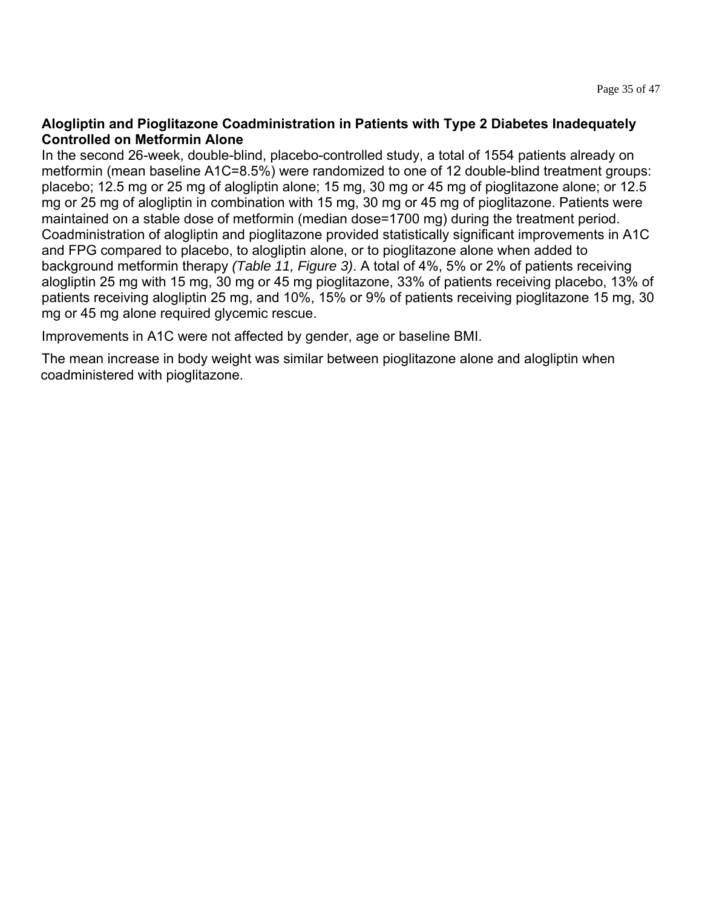**Alogliptin and Pioglitazone Coadministration in Patients with Type 2 Diabetes Inadequately Controlled on Metformin Alone**

In the second 26-week, double-blind, placebo-controlled study, a total of 1554 patients already on metformin (mean baseline A1C=8.5%) were randomized to one of 12 double-blind treatment groups: placebo; 12.5 mg or 25 mg of alogliptin alone; 15 mg, 30 mg or 45 mg of pioglitazone alone; or 12.5 mg or 25 mg of alogliptin in combination with 15 mg, 30 mg or 45 mg of pioglitazone. Patients were maintained on a stable dose of metformin (median dose=1700 mg) during the treatment period. Coadministration of alogliptin and pioglitazone provided statistically significant improvements in A1C and FPG compared to placebo, to alogliptin alone, or to pioglitazone alone when added to background metformin therapy *(Table 11, Figure 3)*. A total of 4%, 5% or 2% of patients receiving alogliptin 25 mg with 15 mg, 30 mg or 45 mg pioglitazone, 33% of patients receiving placebo, 13% of patients receiving alogliptin 25 mg, and 10%, 15% or 9% of patients receiving pioglitazone 15 mg, 30 mg or 45 mg alone required glycemic rescue.

Improvements in A1C were not affected by gender, age or baseline BMI.

The mean increase in body weight was similar between pioglitazone alone and alogliptin when coadministered with pioglitazone.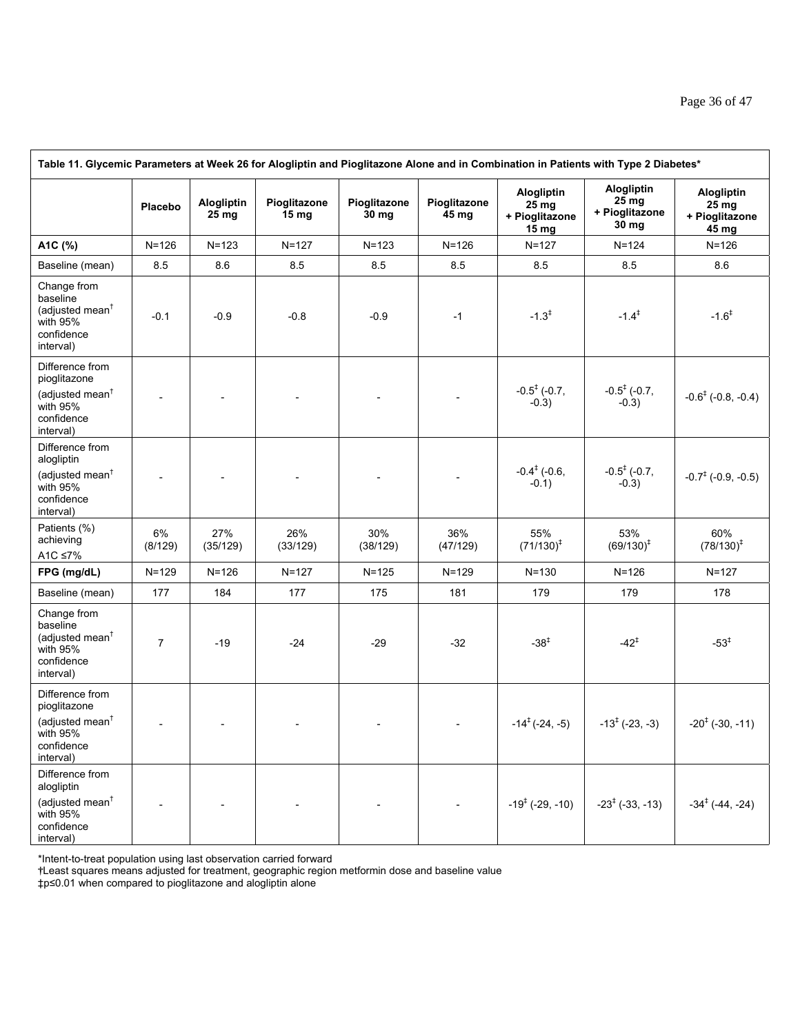**Table 11. Glycemic Parameters at Week 26 for Alogliptin and Pioglitazone Alone and in Combination in Patients with Type 2 Diabetes***

| | Placebo | Alogliptin 25 mg | Pioglitazone 15 mg | Pioglitazone 30 mg | Pioglitazone 45 mg | Alogliptin 25 mg + Pioglitazone 15 mg | Alogliptin 25 mg + Pioglitazone 30 mg | Alogliptin 25 mg + Pioglitazone 45 mg |
|---|---|---|---|---|---|---|---|---|
| **A1C (%)** | N=126 | N=123 | N=127 | N=123 | N=126 | N=127 | N=124 | N=126 |
| Baseline (mean) | 8.5 | 8.6 | 8.5 | 8.5 | 8.5 | 8.5 | 8.5 | 8.6 |
| Change from baseline (adjusted mean† with 95% confidence interval) | -0.1 | -0.9 | -0.8 | -0.9 | -1 | -1.3‡ | -1.4‡ | -1.6‡ |
| Difference from pioglitazone (adjusted mean† with 95% confidence interval) | - | - | - | - | - | -0.5‡ (-0.7, -0.3) | -0.5‡ (-0.7, -0.3) | -0.6‡ (-0.8, -0.4) |
| Difference from alogliptin (adjusted mean† with 95% confidence interval) | - | - | - | - | - | -0.4‡ (-0.6, -0.1) | -0.5‡ (-0.7, -0.3) | -0.7‡ (-0.9, -0.5) |
| Patients (%) achieving A1C ≤7% | 6% (8/129) | 27% (35/129) | 26% (33/129) | 30% (38/129) | 36% (47/129) | 55% (71/130)‡ | 53% (69/130)‡ | 60% (78/130)‡ |
| **FPG (mg/dL)** | N=129 | N=126 | N=127 | N=125 | N=129 | N=130 | N=126 | N=127 |
| Baseline (mean) | 177 | 184 | 177 | 175 | 181 | 179 | 179 | 178 |
| Change from baseline (adjusted mean† with 95% confidence interval) | 7 | -19 | -24 | -29 | -32 | -38‡ | -42‡ | -53‡ |
| Difference from pioglitazone (adjusted mean† with 95% confidence interval) | - | - | - | - | - | -14‡ (-24, -5) | -13‡ (-23, -3) | -20‡ (-30, -11) |
| Difference from alogliptin (adjusted mean† with 95% confidence interval) | - | - | - | - | - | -19‡ (-29, -10) | -23‡ (-33, -13) | -34‡ (-44, -24) |

*Intent-to-treat population using last observation carried forward

†Least squares means adjusted for treatment, geographic region metformin dose and baseline value

‡p≤0.01 when compared to pioglitazone and alogliptin alone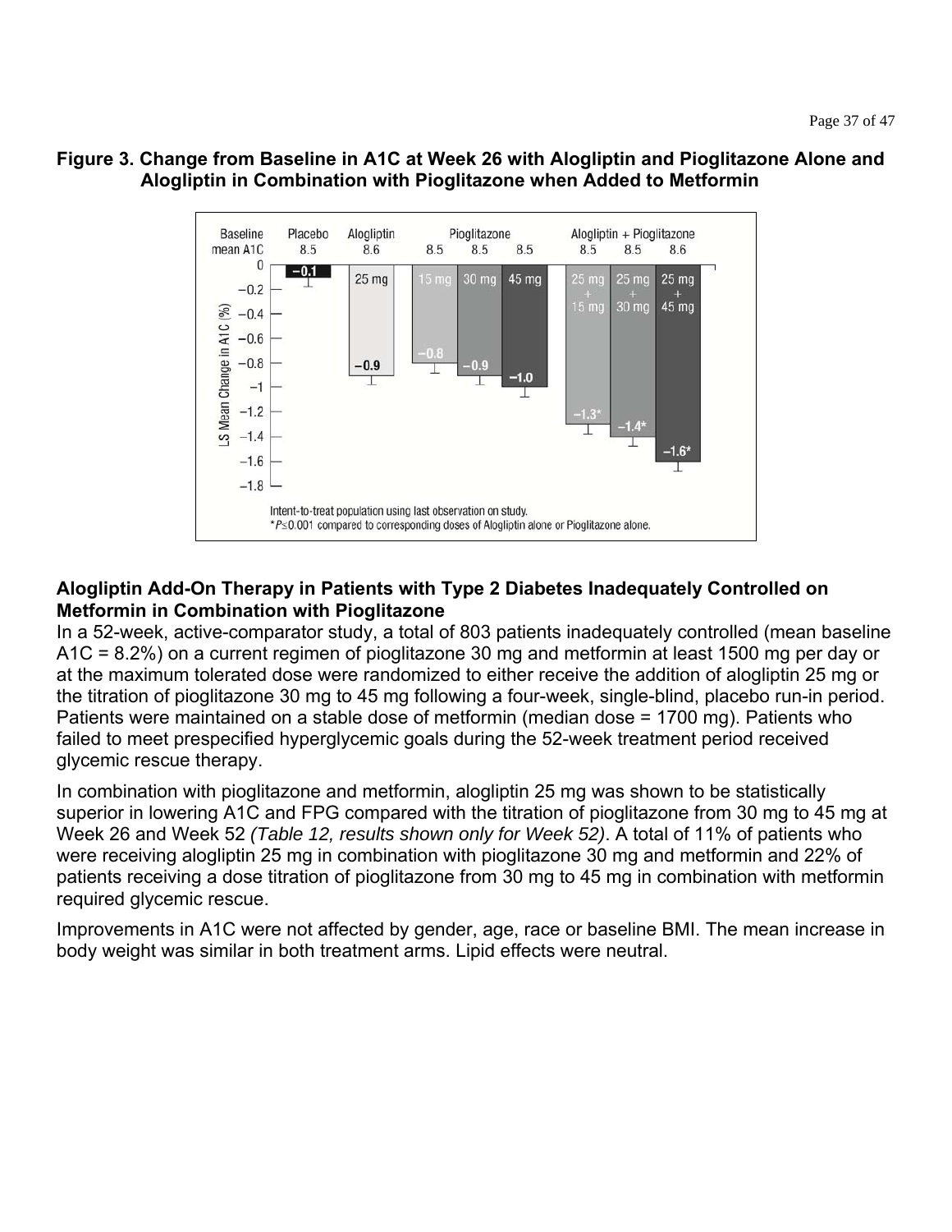**Figure 3. Change from Baseline in A1C at Week 26 with Alogliptin and Pioglitazone Alone and Alogliptin in Combination with Pioglitazone when Added to Metformin**

| | Placebo | Alogliptin | Pioglitazone | | | Alogliptin + Pioglitazone | | |
|---|---|---|---|---|---|---|---|---|
| Baseline mean A1C | 8.5 | 8.6 | 8.5 | 8.5 | 8.5 | 8.5 | 8.5 | 8.6 |
| Dose | | 25 mg | 15 mg | 30 mg | 45 mg | 25 mg + 15 mg | 25 mg + 30 mg | 25 mg + 45 mg |
| LS Mean Change in A1C (%) | −0.1 | −0.9 | −0.8 | −0.9 | −1.0 | −1.3* | −1.4* | −1.6* |

Intent-to-treat population using last observation on study.
*$P \leq 0.001$ compared to corresponding doses of Alogliptin alone or Pioglitazone alone.

**Alogliptin Add-On Therapy in Patients with Type 2 Diabetes Inadequately Controlled on Metformin in Combination with Pioglitazone**

In a 52-week, active-comparator study, a total of 803 patients inadequately controlled (mean baseline A1C = 8.2%) on a current regimen of pioglitazone 30 mg and metformin at least 1500 mg per day or at the maximum tolerated dose were randomized to either receive the addition of alogliptin 25 mg or the titration of pioglitazone 30 mg to 45 mg following a four-week, single-blind, placebo run-in period. Patients were maintained on a stable dose of metformin (median dose = 1700 mg). Patients who failed to meet prespecified hyperglycemic goals during the 52-week treatment period received glycemic rescue therapy.

In combination with pioglitazone and metformin, alogliptin 25 mg was shown to be statistically superior in lowering A1C and FPG compared with the titration of pioglitazone from 30 mg to 45 mg at Week 26 and Week 52 *(Table 12, results shown only for Week 52)*. A total of 11% of patients who were receiving alogliptin 25 mg in combination with pioglitazone 30 mg and metformin and 22% of patients receiving a dose titration of pioglitazone from 30 mg to 45 mg in combination with metformin required glycemic rescue.

Improvements in A1C were not affected by gender, age, race or baseline BMI. The mean increase in body weight was similar in both treatment arms. Lipid effects were neutral.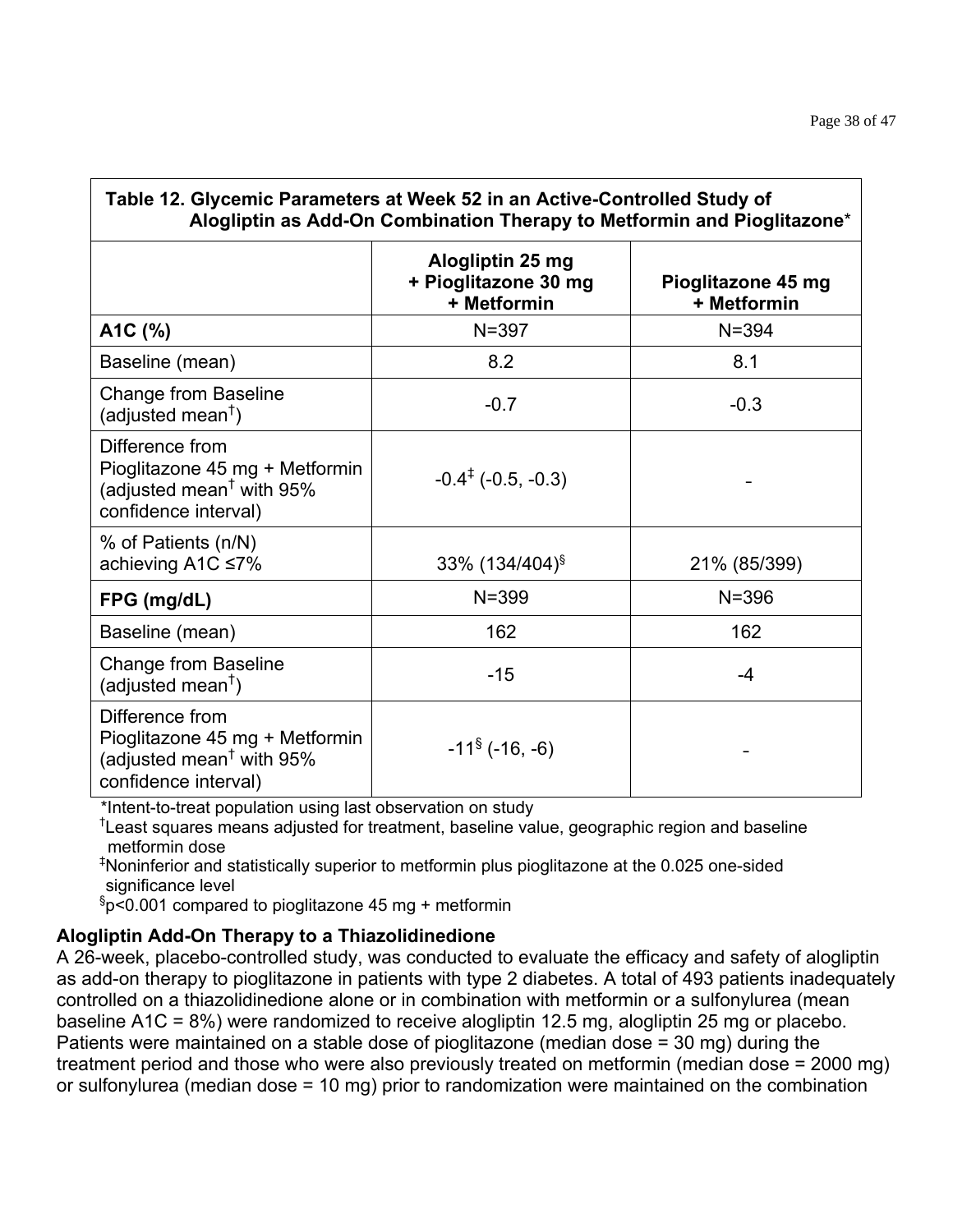| Table 12. Glycemic Parameters at Week 52 in an Active-Controlled Study of Alogliptin as Add-On Combination Therapy to Metformin and Pioglitazone* | | |
|---|---|---|
| | **Alogliptin 25 mg + Pioglitazone 30 mg + Metformin** | **Pioglitazone 45 mg + Metformin** |
| **A1C (%)** | N=397 | N=394 |
| Baseline (mean) | 8.2 | 8.1 |
| Change from Baseline (adjusted mean†) | -0.7 | -0.3 |
| Difference from Pioglitazone 45 mg + Metformin (adjusted mean† with 95% confidence interval) | -0.4‡ (-0.5, -0.3) | - |
| % of Patients (n/N) achieving A1C ≤7% | 33% (134/404)§ | 21% (85/399) |
| **FPG (mg/dL)** | N=399 | N=396 |
| Baseline (mean) | 162 | 162 |
| Change from Baseline (adjusted mean†) | -15 | -4 |
| Difference from Pioglitazone 45 mg + Metformin (adjusted mean† with 95% confidence interval) | -11§ (-16, -6) | - |

*Intent-to-treat population using last observation on study

†Least squares means adjusted for treatment, baseline value, geographic region and baseline metformin dose

‡Noninferior and statistically superior to metformin plus pioglitazone at the 0.025 one-sided significance level

§p<0.001 compared to pioglitazone 45 mg + metformin

**Alogliptin Add-On Therapy to a Thiazolidinedione**

A 26-week, placebo-controlled study, was conducted to evaluate the efficacy and safety of alogliptin as add-on therapy to pioglitazone in patients with type 2 diabetes. A total of 493 patients inadequately controlled on a thiazolidinedione alone or in combination with metformin or a sulfonylurea (mean baseline A1C = 8%) were randomized to receive alogliptin 12.5 mg, alogliptin 25 mg or placebo. Patients were maintained on a stable dose of pioglitazone (median dose = 30 mg) during the treatment period and those who were also previously treated on metformin (median dose = 2000 mg) or sulfonylurea (median dose = 10 mg) prior to randomization were maintained on the combination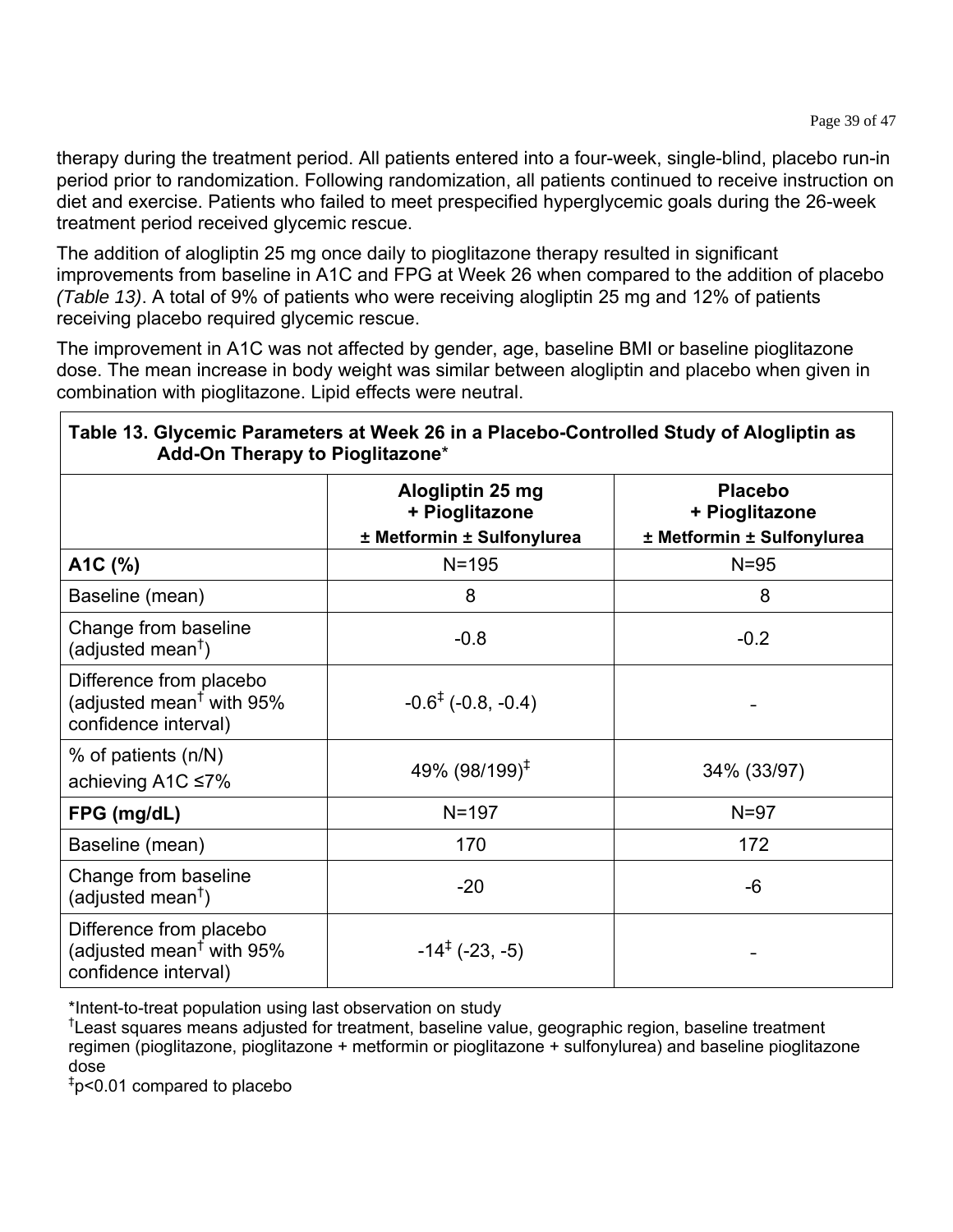therapy during the treatment period. All patients entered into a four-week, single-blind, placebo run-in period prior to randomization. Following randomization, all patients continued to receive instruction on diet and exercise. Patients who failed to meet prespecified hyperglycemic goals during the 26-week treatment period received glycemic rescue.

The addition of alogliptin 25 mg once daily to pioglitazone therapy resulted in significant improvements from baseline in A1C and FPG at Week 26 when compared to the addition of placebo *(Table 13)*. A total of 9% of patients who were receiving alogliptin 25 mg and 12% of patients receiving placebo required glycemic rescue.

The improvement in A1C was not affected by gender, age, baseline BMI or baseline pioglitazone dose. The mean increase in body weight was similar between alogliptin and placebo when given in combination with pioglitazone. Lipid effects were neutral.

**Table 13. Glycemic Parameters at Week 26 in a Placebo-Controlled Study of Alogliptin as Add-On Therapy to Pioglitazone***

| | **Alogliptin 25 mg + Pioglitazone ± Metformin ± Sulfonylurea** | **Placebo + Pioglitazone ± Metformin ± Sulfonylurea** |
|---|---|---|
| **A1C (%)** | N=195 | N=95 |
| Baseline (mean) | 8 | 8 |
| Change from baseline (adjusted mean†) | -0.8 | -0.2 |
| Difference from placebo (adjusted mean† with 95% confidence interval) | -0.6‡ (-0.8, -0.4) | - |
| % of patients (n/N) achieving A1C ≤7% | 49% (98/199)‡ | 34% (33/97) |
| **FPG (mg/dL)** | N=197 | N=97 |
| Baseline (mean) | 170 | 172 |
| Change from baseline (adjusted mean†) | -20 | -6 |
| Difference from placebo (adjusted mean† with 95% confidence interval) | -14‡ (-23, -5) | - |

*Intent-to-treat population using last observation on study

†Least squares means adjusted for treatment, baseline value, geographic region, baseline treatment regimen (pioglitazone, pioglitazone + metformin or pioglitazone + sulfonylurea) and baseline pioglitazone dose

‡$p<0.01$ compared to placebo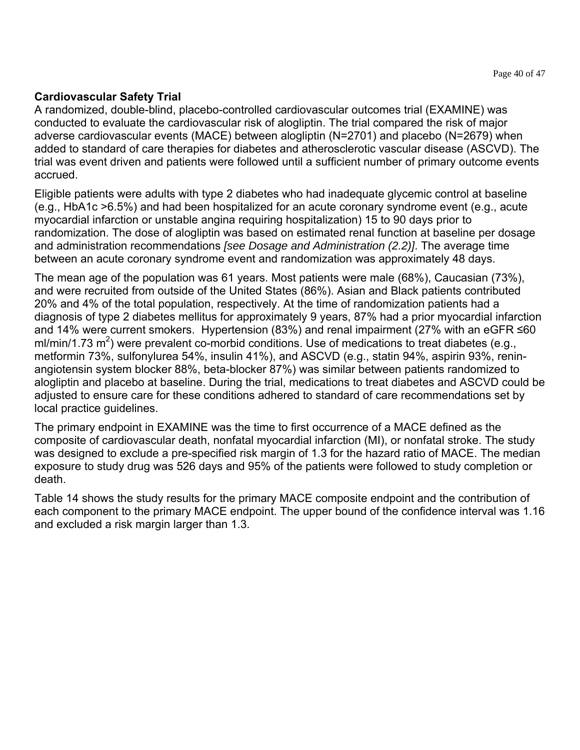**Cardiovascular Safety Trial**

A randomized, double-blind, placebo-controlled cardiovascular outcomes trial (EXAMINE) was conducted to evaluate the cardiovascular risk of alogliptin. The trial compared the risk of major adverse cardiovascular events (MACE) between alogliptin (N=2701) and placebo (N=2679) when added to standard of care therapies for diabetes and atherosclerotic vascular disease (ASCVD). The trial was event driven and patients were followed until a sufficient number of primary outcome events accrued.

Eligible patients were adults with type 2 diabetes who had inadequate glycemic control at baseline (e.g., HbA1c >6.5%) and had been hospitalized for an acute coronary syndrome event (e.g., acute myocardial infarction or unstable angina requiring hospitalization) 15 to 90 days prior to randomization. The dose of alogliptin was based on estimated renal function at baseline per dosage and administration recommendations *[see Dosage and Administration (2.2)]*. The average time between an acute coronary syndrome event and randomization was approximately 48 days.

The mean age of the population was 61 years. Most patients were male (68%), Caucasian (73%), and were recruited from outside of the United States (86%). Asian and Black patients contributed 20% and 4% of the total population, respectively. At the time of randomization patients had a diagnosis of type 2 diabetes mellitus for approximately 9 years, 87% had a prior myocardial infarction and 14% were current smokers. Hypertension (83%) and renal impairment (27% with an eGFR ≤60 ml/min/1.73 $m^2$) were prevalent co-morbid conditions. Use of medications to treat diabetes (e.g., metformin 73%, sulfonylurea 54%, insulin 41%), and ASCVD (e.g., statin 94%, aspirin 93%, renin-angiotensin system blocker 88%, beta-blocker 87%) was similar between patients randomized to alogliptin and placebo at baseline. During the trial, medications to treat diabetes and ASCVD could be adjusted to ensure care for these conditions adhered to standard of care recommendations set by local practice guidelines.

The primary endpoint in EXAMINE was the time to first occurrence of a MACE defined as the composite of cardiovascular death, nonfatal myocardial infarction (MI), or nonfatal stroke. The study was designed to exclude a pre-specified risk margin of 1.3 for the hazard ratio of MACE. The median exposure to study drug was 526 days and 95% of the patients were followed to study completion or death.

Table 14 shows the study results for the primary MACE composite endpoint and the contribution of each component to the primary MACE endpoint. The upper bound of the confidence interval was 1.16 and excluded a risk margin larger than 1.3.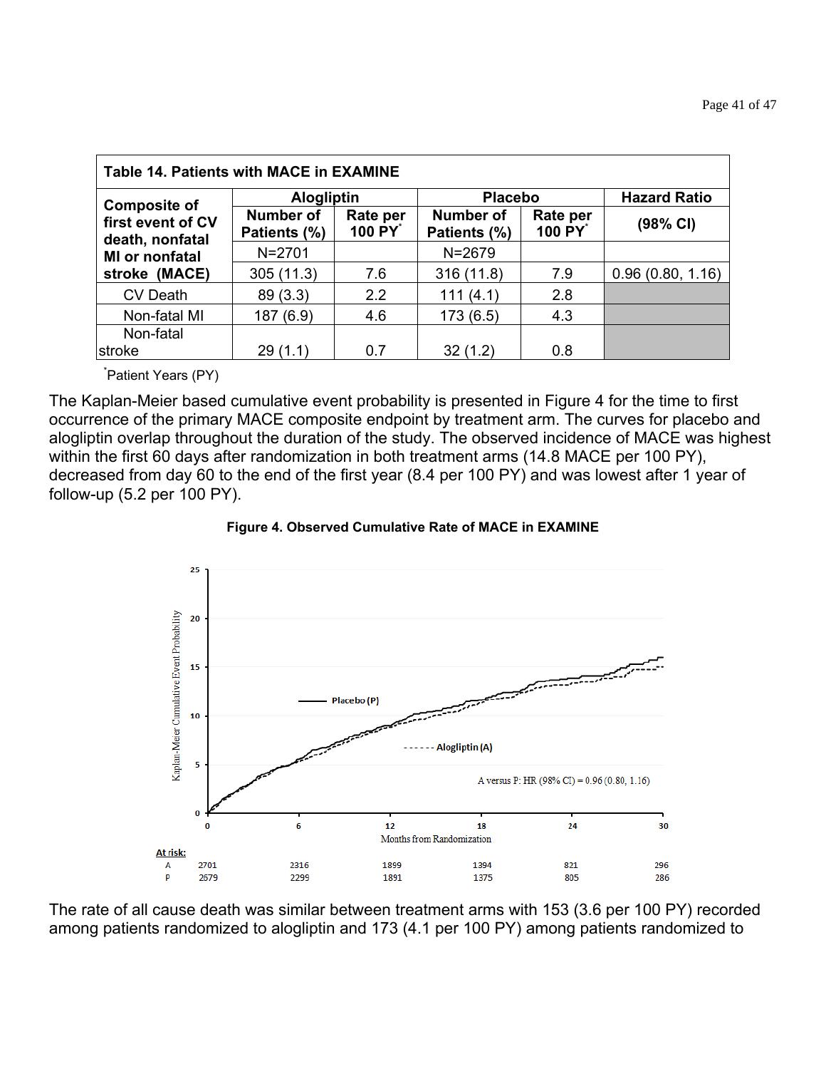| Table 14. Patients with MACE in EXAMINE | | | | | |
|---|---|---|---|---|---|
| Composite of first event of CV death, nonfatal MI or nonfatal stroke (MACE) | Alogliptin | | Placebo | | Hazard Ratio |
| | Number of Patients (%) | Rate per 100 PY* | Number of Patients (%) | Rate per 100 PY* | (98% CI) |
| | N=2701 | | N=2679 | | |
| | 305 (11.3) | 7.6 | 316 (11.8) | 7.9 | 0.96 (0.80, 1.16) |
| CV Death | 89 (3.3) | 2.2 | 111 (4.1) | 2.8 | |
| Non-fatal MI | 187 (6.9) | 4.6 | 173 (6.5) | 4.3 | |
| Non-fatal stroke | 29 (1.1) | 0.7 | 32 (1.2) | 0.8 | |

*Patient Years (PY)

The Kaplan-Meier based cumulative event probability is presented in Figure 4 for the time to first occurrence of the primary MACE composite endpoint by treatment arm. The curves for placebo and alogliptin overlap throughout the duration of the study. The observed incidence of MACE was highest within the first 60 days after randomization in both treatment arms (14.8 MACE per 100 PY), decreased from day 60 to the end of the first year (8.4 per 100 PY) and was lowest after 1 year of follow-up (5.2 per 100 PY).

**Figure 4. Observed Cumulative Rate of MACE in EXAMINE**

The rate of all cause death was similar between treatment arms with 153 (3.6 per 100 PY) recorded among patients randomized to alogliptin and 173 (4.1 per 100 PY) among patients randomized to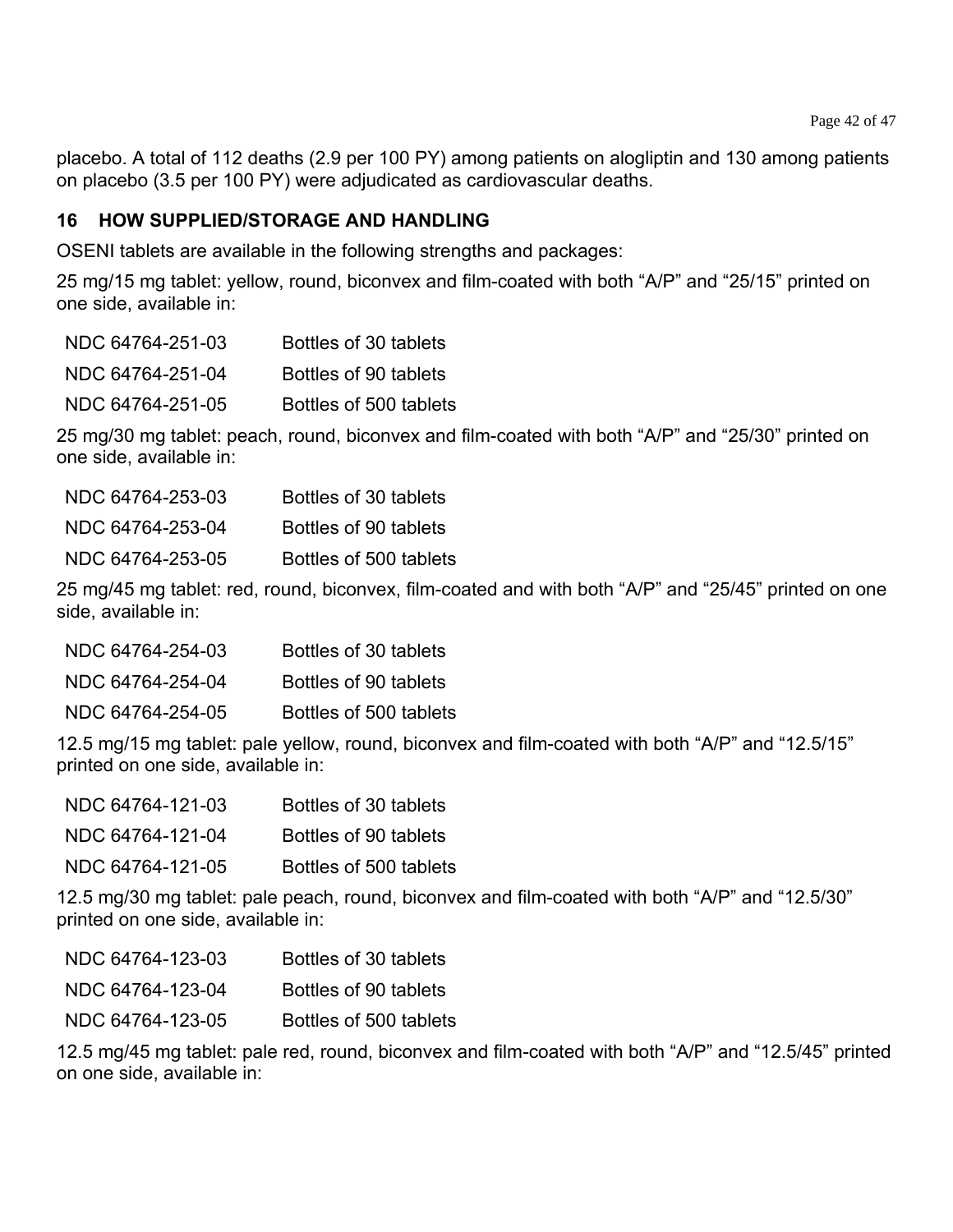placebo. A total of 112 deaths (2.9 per 100 PY) among patients on alogliptin and 130 among patients on placebo (3.5 per 100 PY) were adjudicated as cardiovascular deaths.

## 16 HOW SUPPLIED/STORAGE AND HANDLING

OSENI tablets are available in the following strengths and packages:

25 mg/15 mg tablet: yellow, round, biconvex and film-coated with both “A/P” and “25/15” printed on one side, available in:

| | |
|---|---|
| NDC 64764-251-03 | Bottles of 30 tablets |
| NDC 64764-251-04 | Bottles of 90 tablets |
| NDC 64764-251-05 | Bottles of 500 tablets |

25 mg/30 mg tablet: peach, round, biconvex and film-coated with both “A/P” and “25/30” printed on one side, available in:

| | |
|---|---|
| NDC 64764-253-03 | Bottles of 30 tablets |
| NDC 64764-253-04 | Bottles of 90 tablets |
| NDC 64764-253-05 | Bottles of 500 tablets |

25 mg/45 mg tablet: red, round, biconvex, film-coated and with both “A/P” and “25/45” printed on one side, available in:

| | |
|---|---|
| NDC 64764-254-03 | Bottles of 30 tablets |
| NDC 64764-254-04 | Bottles of 90 tablets |
| NDC 64764-254-05 | Bottles of 500 tablets |

12.5 mg/15 mg tablet: pale yellow, round, biconvex and film-coated with both “A/P” and “12.5/15” printed on one side, available in:

| | |
|---|---|
| NDC 64764-121-03 | Bottles of 30 tablets |
| NDC 64764-121-04 | Bottles of 90 tablets |
| NDC 64764-121-05 | Bottles of 500 tablets |

12.5 mg/30 mg tablet: pale peach, round, biconvex and film-coated with both “A/P” and “12.5/30” printed on one side, available in:

| | |
|---|---|
| NDC 64764-123-03 | Bottles of 30 tablets |
| NDC 64764-123-04 | Bottles of 90 tablets |
| NDC 64764-123-05 | Bottles of 500 tablets |

12.5 mg/45 mg tablet: pale red, round, biconvex and film-coated with both “A/P” and “12.5/45” printed on one side, available in: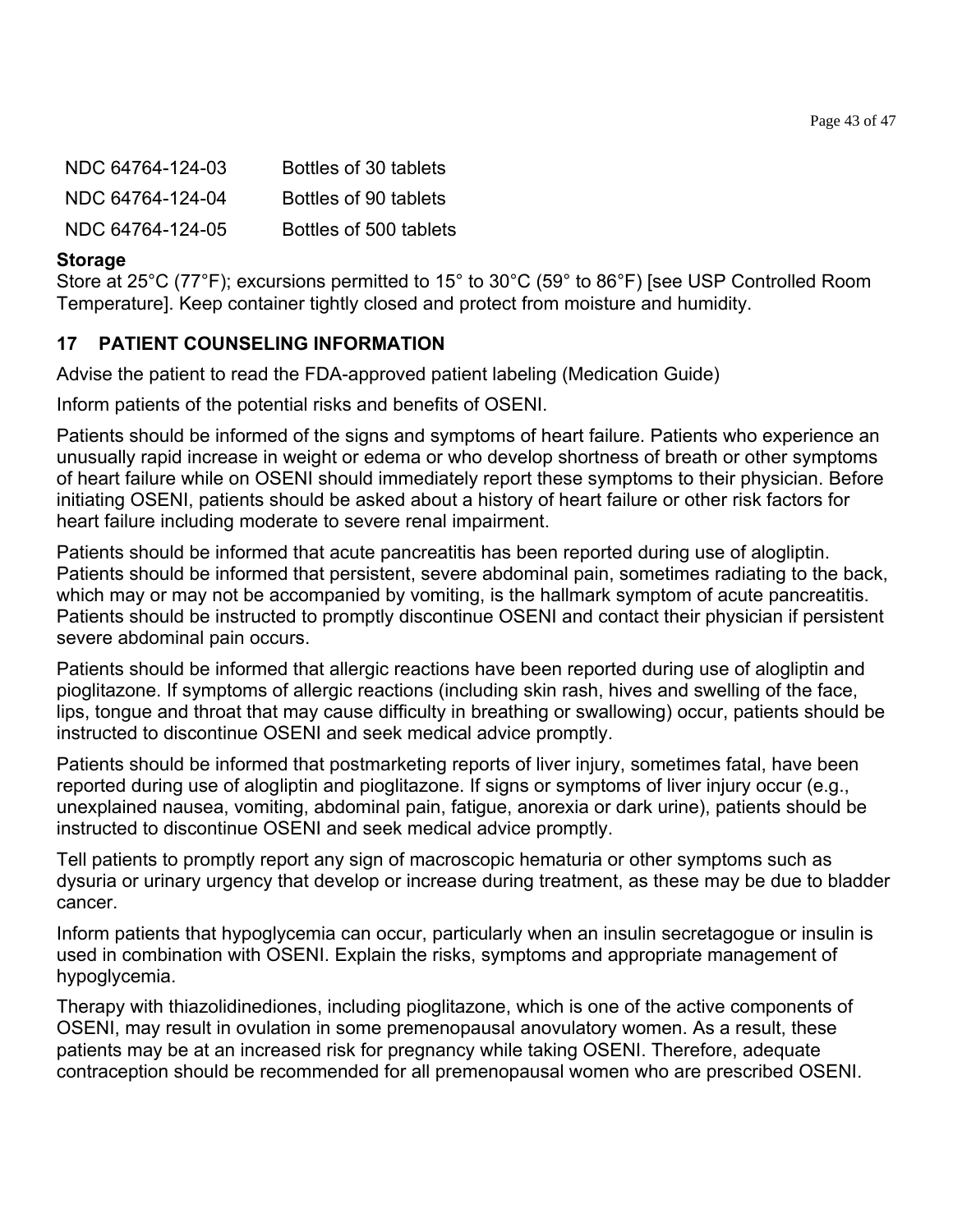| | |
|---|---|
| NDC 64764-124-03 | Bottles of 30 tablets |
| NDC 64764-124-04 | Bottles of 90 tablets |
| NDC 64764-124-05 | Bottles of 500 tablets |

**Storage**

Store at 25°C (77°F); excursions permitted to 15° to 30°C (59° to 86°F) [see USP Controlled Room Temperature]. Keep container tightly closed and protect from moisture and humidity.

## 17 PATIENT COUNSELING INFORMATION

Advise the patient to read the FDA-approved patient labeling (Medication Guide)

Inform patients of the potential risks and benefits of OSENI.

Patients should be informed of the signs and symptoms of heart failure. Patients who experience an unusually rapid increase in weight or edema or who develop shortness of breath or other symptoms of heart failure while on OSENI should immediately report these symptoms to their physician. Before initiating OSENI, patients should be asked about a history of heart failure or other risk factors for heart failure including moderate to severe renal impairment.

Patients should be informed that acute pancreatitis has been reported during use of alogliptin. Patients should be informed that persistent, severe abdominal pain, sometimes radiating to the back, which may or may not be accompanied by vomiting, is the hallmark symptom of acute pancreatitis. Patients should be instructed to promptly discontinue OSENI and contact their physician if persistent severe abdominal pain occurs.

Patients should be informed that allergic reactions have been reported during use of alogliptin and pioglitazone. If symptoms of allergic reactions (including skin rash, hives and swelling of the face, lips, tongue and throat that may cause difficulty in breathing or swallowing) occur, patients should be instructed to discontinue OSENI and seek medical advice promptly.

Patients should be informed that postmarketing reports of liver injury, sometimes fatal, have been reported during use of alogliptin and pioglitazone. If signs or symptoms of liver injury occur (e.g., unexplained nausea, vomiting, abdominal pain, fatigue, anorexia or dark urine), patients should be instructed to discontinue OSENI and seek medical advice promptly.

Tell patients to promptly report any sign of macroscopic hematuria or other symptoms such as dysuria or urinary urgency that develop or increase during treatment, as these may be due to bladder cancer.

Inform patients that hypoglycemia can occur, particularly when an insulin secretagogue or insulin is used in combination with OSENI. Explain the risks, symptoms and appropriate management of hypoglycemia.

Therapy with thiazolidinediones, including pioglitazone, which is one of the active components of OSENI, may result in ovulation in some premenopausal anovulatory women. As a result, these patients may be at an increased risk for pregnancy while taking OSENI. Therefore, adequate contraception should be recommended for all premenopausal women who are prescribed OSENI.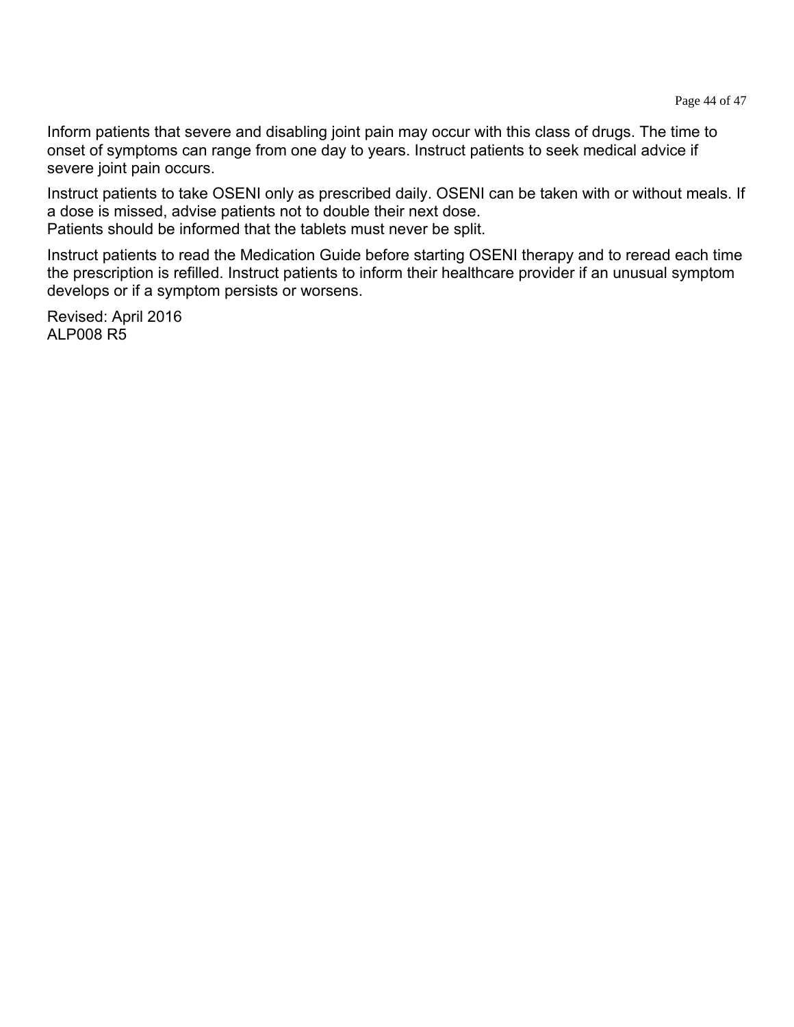Inform patients that severe and disabling joint pain may occur with this class of drugs. The time to onset of symptoms can range from one day to years. Instruct patients to seek medical advice if severe joint pain occurs.

Instruct patients to take OSENI only as prescribed daily. OSENI can be taken with or without meals. If a dose is missed, advise patients not to double their next dose.
Patients should be informed that the tablets must never be split.

Instruct patients to read the Medication Guide before starting OSENI therapy and to reread each time the prescription is refilled. Instruct patients to inform their healthcare provider if an unusual symptom develops or if a symptom persists or worsens.

Revised: April 2016
ALP008 R5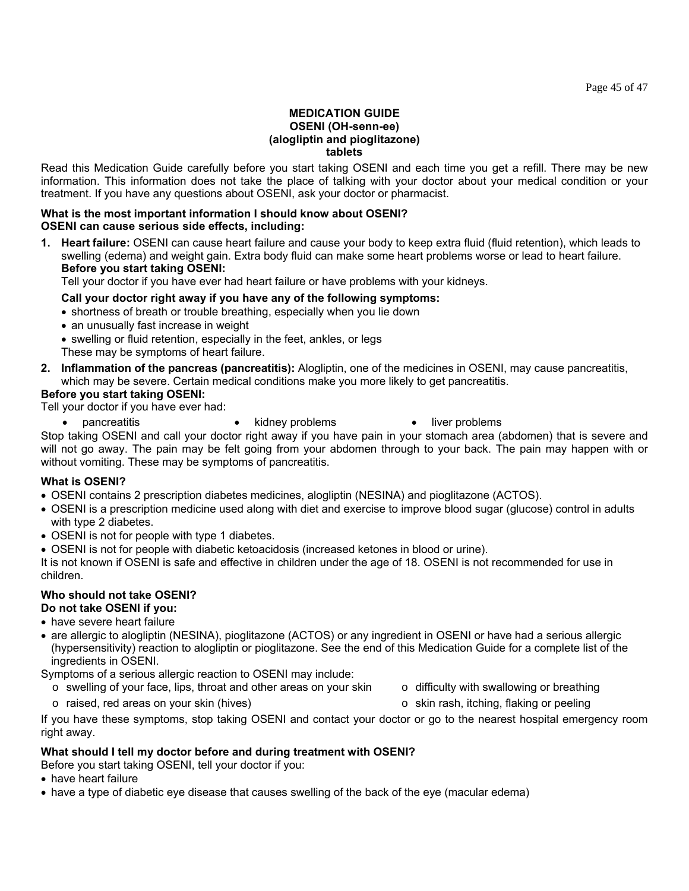# MEDICATION GUIDE
## OSENI (OH-senn-ee)
## (alogliptin and pioglitazone)
## tablets

Read this Medication Guide carefully before you start taking OSENI and each time you get a refill. There may be new information. This information does not take the place of talking with your doctor about your medical condition or your treatment. If you have any questions about OSENI, ask your doctor or pharmacist.

**What is the most important information I should know about OSENI?**
**OSENI can cause serious side effects, including:**

1. **Heart failure:** OSENI can cause heart failure and cause your body to keep extra fluid (fluid retention), which leads to swelling (edema) and weight gain. Extra body fluid can make some heart problems worse or lead to heart failure.
   **Before you start taking OSENI:**
   Tell your doctor if you have ever had heart failure or have problems with your kidneys.

   **Call your doctor right away if you have any of the following symptoms:**
   - shortness of breath or trouble breathing, especially when you lie down
   - an unusually fast increase in weight
   - swelling or fluid retention, especially in the feet, ankles, or legs

   These may be symptoms of heart failure.
2. **Inflammation of the pancreas (pancreatitis):** Alogliptin, one of the medicines in OSENI, may cause pancreatitis, which may be severe. Certain medical conditions make you more likely to get pancreatitis.

**Before you start taking OSENI:**
Tell your doctor if you have ever had:

- pancreatitis
- kidney problems
- liver problems

Stop taking OSENI and call your doctor right away if you have pain in your stomach area (abdomen) that is severe and will not go away. The pain may be felt going from your abdomen through to your back. The pain may happen with or without vomiting. These may be symptoms of pancreatitis.

**What is OSENI?**

- OSENI contains 2 prescription diabetes medicines, alogliptin (NESINA) and pioglitazone (ACTOS).
- OSENI is a prescription medicine used along with diet and exercise to improve blood sugar (glucose) control in adults with type 2 diabetes.
- OSENI is not for people with type 1 diabetes.
- OSENI is not for people with diabetic ketoacidosis (increased ketones in blood or urine).

It is not known if OSENI is safe and effective in children under the age of 18. OSENI is not recommended for use in children.

**Who should not take OSENI?**
**Do not take OSENI if you:**

- have severe heart failure
- are allergic to alogliptin (NESINA), pioglitazone (ACTOS) or any ingredient in OSENI or have had a serious allergic (hypersensitivity) reaction to alogliptin or pioglitazone. See the end of this Medication Guide for a complete list of the ingredients in OSENI.

Symptoms of a serious allergic reaction to OSENI may include:

- swelling of your face, lips, throat and other areas on your skin
- difficulty with swallowing or breathing
- raised, red areas on your skin (hives)
- skin rash, itching, flaking or peeling

If you have these symptoms, stop taking OSENI and contact your doctor or go to the nearest hospital emergency room right away.

**What should I tell my doctor before and during treatment with OSENI?**
Before you start taking OSENI, tell your doctor if you:

- have heart failure
- have a type of diabetic eye disease that causes swelling of the back of the eye (macular edema)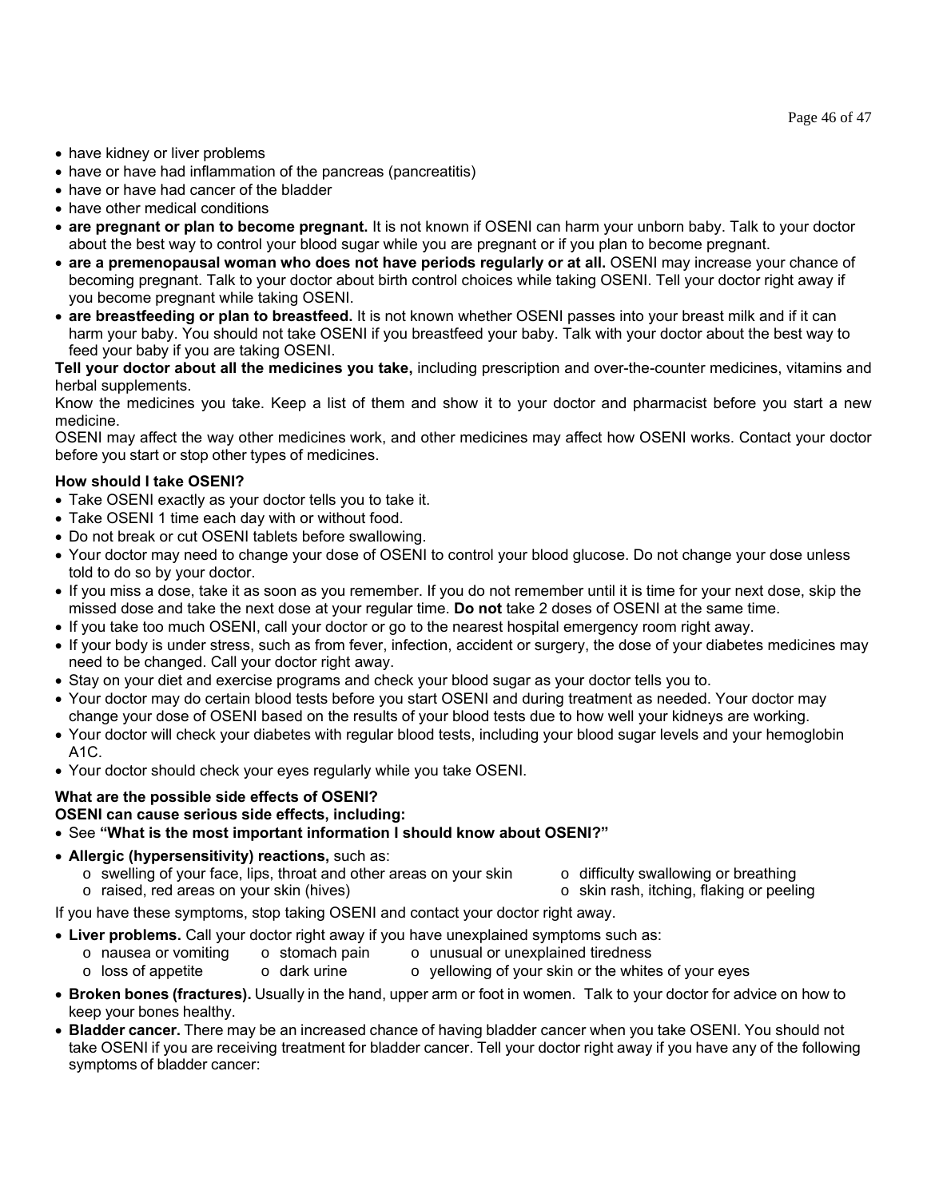- have kidney or liver problems
- have or have had inflammation of the pancreas (pancreatitis)
- have or have had cancer of the bladder
- have other medical conditions
- **are pregnant or plan to become pregnant.** It is not known if OSENI can harm your unborn baby. Talk to your doctor about the best way to control your blood sugar while you are pregnant or if you plan to become pregnant.
- **are a premenopausal woman who does not have periods regularly or at all.** OSENI may increase your chance of becoming pregnant. Talk to your doctor about birth control choices while taking OSENI. Tell your doctor right away if you become pregnant while taking OSENI.
- **are breastfeeding or plan to breastfeed.** It is not known whether OSENI passes into your breast milk and if it can harm your baby. You should not take OSENI if you breastfeed your baby. Talk with your doctor about the best way to feed your baby if you are taking OSENI.

**Tell your doctor about all the medicines you take,** including prescription and over-the-counter medicines, vitamins and herbal supplements.

Know the medicines you take. Keep a list of them and show it to your doctor and pharmacist before you start a new medicine.

OSENI may affect the way other medicines work, and other medicines may affect how OSENI works. Contact your doctor before you start or stop other types of medicines.

**How should I take OSENI?**

- Take OSENI exactly as your doctor tells you to take it.
- Take OSENI 1 time each day with or without food.
- Do not break or cut OSENI tablets before swallowing.
- Your doctor may need to change your dose of OSENI to control your blood glucose. Do not change your dose unless told to do so by your doctor.
- If you miss a dose, take it as soon as you remember. If you do not remember until it is time for your next dose, skip the missed dose and take the next dose at your regular time. **Do not** take 2 doses of OSENI at the same time.
- If you take too much OSENI, call your doctor or go to the nearest hospital emergency room right away.
- If your body is under stress, such as from fever, infection, accident or surgery, the dose of your diabetes medicines may need to be changed. Call your doctor right away.
- Stay on your diet and exercise programs and check your blood sugar as your doctor tells you to.
- Your doctor may do certain blood tests before you start OSENI and during treatment as needed. Your doctor may change your dose of OSENI based on the results of your blood tests due to how well your kidneys are working.
- Your doctor will check your diabetes with regular blood tests, including your blood sugar levels and your hemoglobin A1C.
- Your doctor should check your eyes regularly while you take OSENI.

**What are the possible side effects of OSENI?**

**OSENI can cause serious side effects, including:**

- See **"What is the most important information I should know about OSENI?"**
- **Allergic (hypersensitivity) reactions,** such as:
  - swelling of your face, lips, throat and other areas on your skin
  - raised, red areas on your skin (hives)
  - difficulty swallowing or breathing
  - skin rash, itching, flaking or peeling

If you have these symptoms, stop taking OSENI and contact your doctor right away.

- **Liver problems.** Call your doctor right away if you have unexplained symptoms such as:
  - nausea or vomiting
  - loss of appetite
  - stomach pain
  - dark urine
  - unusual or unexplained tiredness
  - yellowing of your skin or the whites of your eyes
- **Broken bones (fractures).** Usually in the hand, upper arm or foot in women. Talk to your doctor for advice on how to keep your bones healthy.
- **Bladder cancer.** There may be an increased chance of having bladder cancer when you take OSENI. You should not take OSENI if you are receiving treatment for bladder cancer. Tell your doctor right away if you have any of the following symptoms of bladder cancer: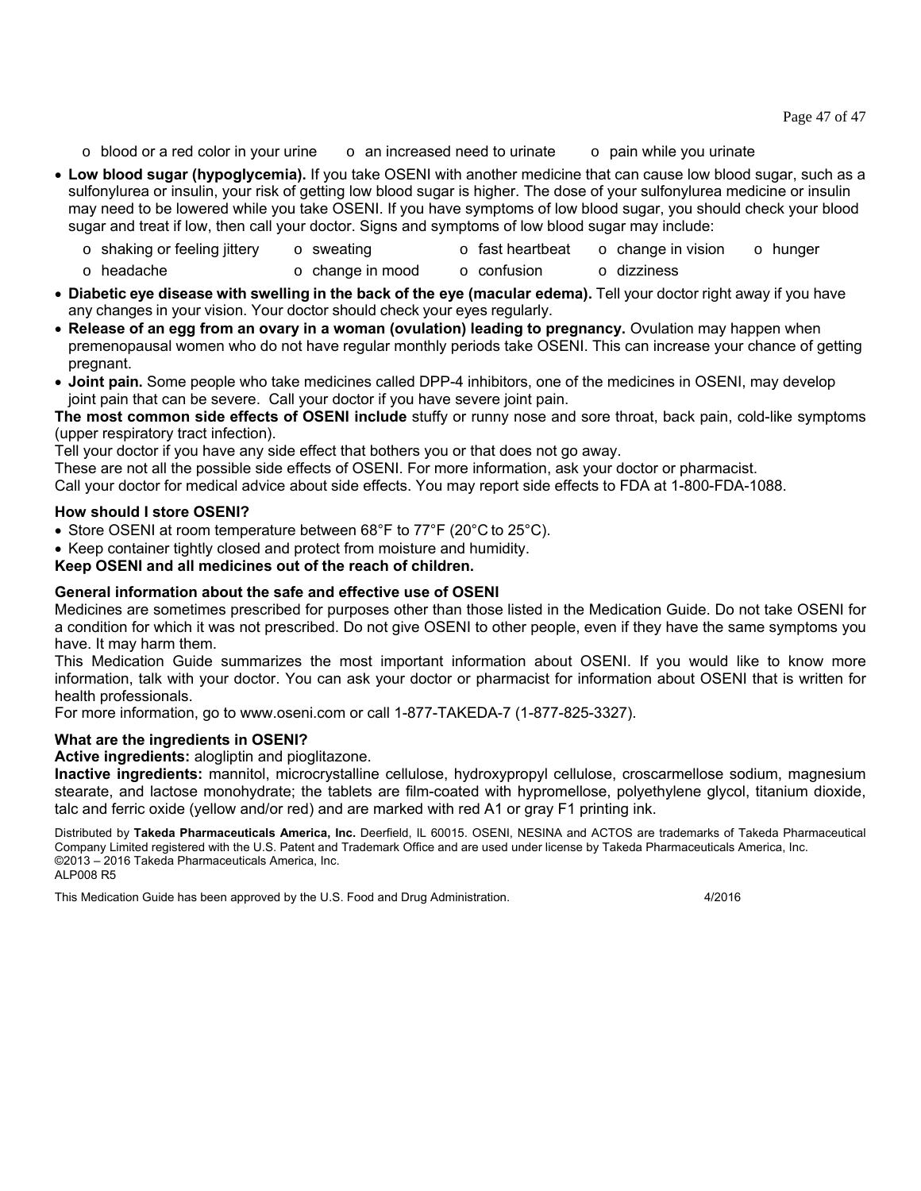- blood or a red color in your urine
- an increased need to urinate
- pain while you urinate

- **Low blood sugar (hypoglycemia).** If you take OSENI with another medicine that can cause low blood sugar, such as a sulfonylurea or insulin, your risk of getting low blood sugar is higher. The dose of your sulfonylurea medicine or insulin may need to be lowered while you take OSENI. If you have symptoms of low blood sugar, you should check your blood sugar and treat if low, then call your doctor. Signs and symptoms of low blood sugar may include:
  - shaking or feeling jittery
  - sweating
  - fast heartbeat
  - change in vision
  - hunger
  - headache
  - change in mood
  - confusion
  - dizziness
- **Diabetic eye disease with swelling in the back of the eye (macular edema).** Tell your doctor right away if you have any changes in your vision. Your doctor should check your eyes regularly.
- **Release of an egg from an ovary in a woman (ovulation) leading to pregnancy.** Ovulation may happen when premenopausal women who do not have regular monthly periods take OSENI. This can increase your chance of getting pregnant.
- **Joint pain.** Some people who take medicines called DPP-4 inhibitors, one of the medicines in OSENI, may develop joint pain that can be severe. Call your doctor if you have severe joint pain.

**The most common side effects of OSENI include** stuffy or runny nose and sore throat, back pain, cold-like symptoms (upper respiratory tract infection).

Tell your doctor if you have any side effect that bothers you or that does not go away.

These are not all the possible side effects of OSENI. For more information, ask your doctor or pharmacist.

Call your doctor for medical advice about side effects. You may report side effects to FDA at 1-800-FDA-1088.

**How should I store OSENI?**

- Store OSENI at room temperature between 68°F to 77°F (20°C to 25°C).
- Keep container tightly closed and protect from moisture and humidity.

**Keep OSENI and all medicines out of the reach of children.**

**General information about the safe and effective use of OSENI**

Medicines are sometimes prescribed for purposes other than those listed in the Medication Guide. Do not take OSENI for a condition for which it was not prescribed. Do not give OSENI to other people, even if they have the same symptoms you have. It may harm them.

This Medication Guide summarizes the most important information about OSENI. If you would like to know more information, talk with your doctor. You can ask your doctor or pharmacist for information about OSENI that is written for health professionals.

For more information, go to www.oseni.com or call 1-877-TAKEDA-7 (1-877-825-3327).

**What are the ingredients in OSENI?**

**Active ingredients:** alogliptin and pioglitazone.

**Inactive ingredients:** mannitol, microcrystalline cellulose, hydroxypropyl cellulose, croscarmellose sodium, magnesium stearate, and lactose monohydrate; the tablets are film-coated with hypromellose, polyethylene glycol, titanium dioxide, talc and ferric oxide (yellow and/or red) and are marked with red A1 or gray F1 printing ink.

Distributed by **Takeda Pharmaceuticals America, Inc.** Deerfield, IL 60015. OSENI, NESINA and ACTOS are trademarks of Takeda Pharmaceutical Company Limited registered with the U.S. Patent and Trademark Office and are used under license by Takeda Pharmaceuticals America, Inc.
©2013 – 2016 Takeda Pharmaceuticals America, Inc.
ALP008 R5

This Medication Guide has been approved by the U.S. Food and Drug Administration. 4/2016